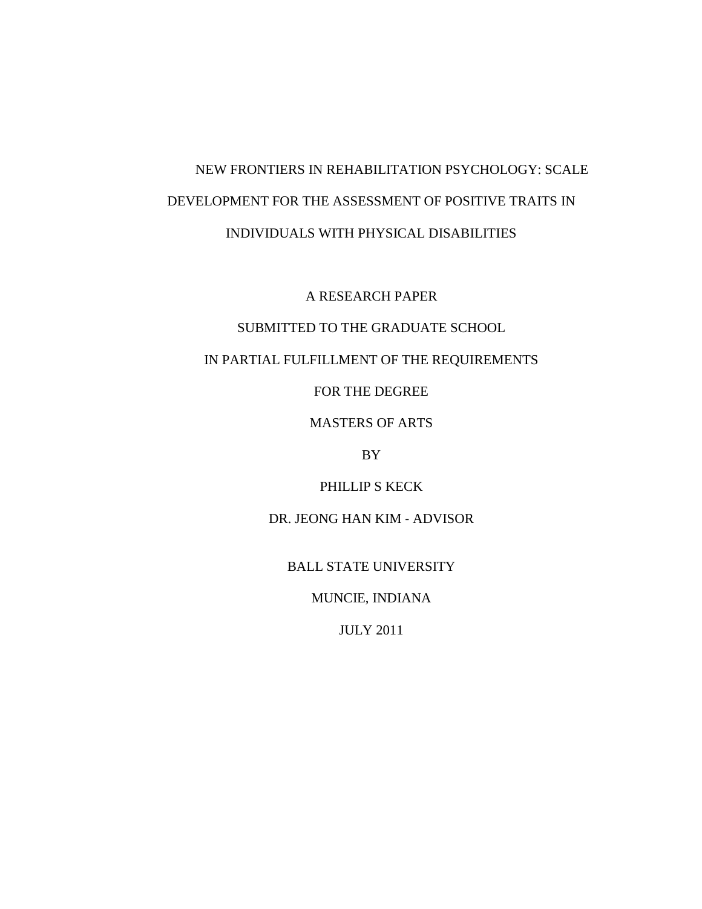# NEW FRONTIERS IN REHABILITATION PSYCHOLOGY: SCALE DEVELOPMENT FOR THE ASSESSMENT OF POSITIVE TRAITS IN INDIVIDUALS WITH PHYSICAL DISABILITIES

A RESEARCH PAPER

SUBMITTED TO THE GRADUATE SCHOOL

IN PARTIAL FULFILLMENT OF THE REQUIREMENTS

FOR THE DEGREE

MASTERS OF ARTS

BY

PHILLIP S KECK

DR. JEONG HAN KIM - ADVISOR

BALL STATE UNIVERSITY

MUNCIE, INDIANA

JULY 2011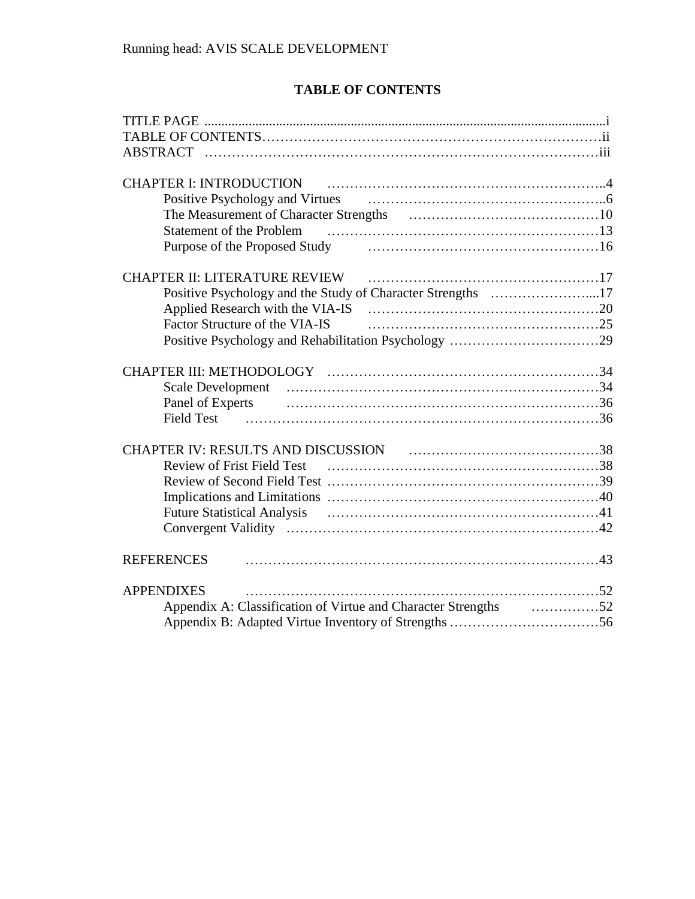# TABLE OF CONTENTS

TITLE PAGE ........................................................................................................................i
TABLE OF CONTENTS……………………………………………………………………ii
ABSTRACT …………………………………………………………………………iii

CHAPTER I: INTRODUCTION …………………………………………………..4
- Positive Psychology and Virtues ……………………………………………..6
- The Measurement of Character Strengths ……………………………………10
- Statement of the Problem ……………………………………………………13
- Purpose of the Proposed Study ……………………………………………16

CHAPTER II: LITERATURE REVIEW ……………………………………………17
- Positive Psychology and the Study of Character Strengths …………………....17
- Applied Research with the VIA-IS ……………………………………………20
- Factor Structure of the VIA-IS ……………………………………………25
- Positive Psychology and Rehabilitation Psychology ……………………………29

CHAPTER III: METHODOLOGY ……………………………………………………34
- Scale Development ……………………………………………………………34
- Panel of Experts ……………………………………………………………36
- Field Test ……………………………………………………………………36

CHAPTER IV: RESULTS AND DISCUSSION ……………………………………38
- Review of Frist Field Test ……………………………………………………38
- Review of Second Field Test …………………………………………………39
- Implications and Limitations …………………………………………………40
- Future Statistical Analysis ……………………………………………………41
- Convergent Validity ……………………………………………………………42

REFERENCES ……………………………………………………………………43

APPENDIXES ……………………………………………………………………52
- Appendix A: Classification of Virtue and Character Strengths ……………52
- Appendix B: Adapted Virtue Inventory of Strengths …………………………56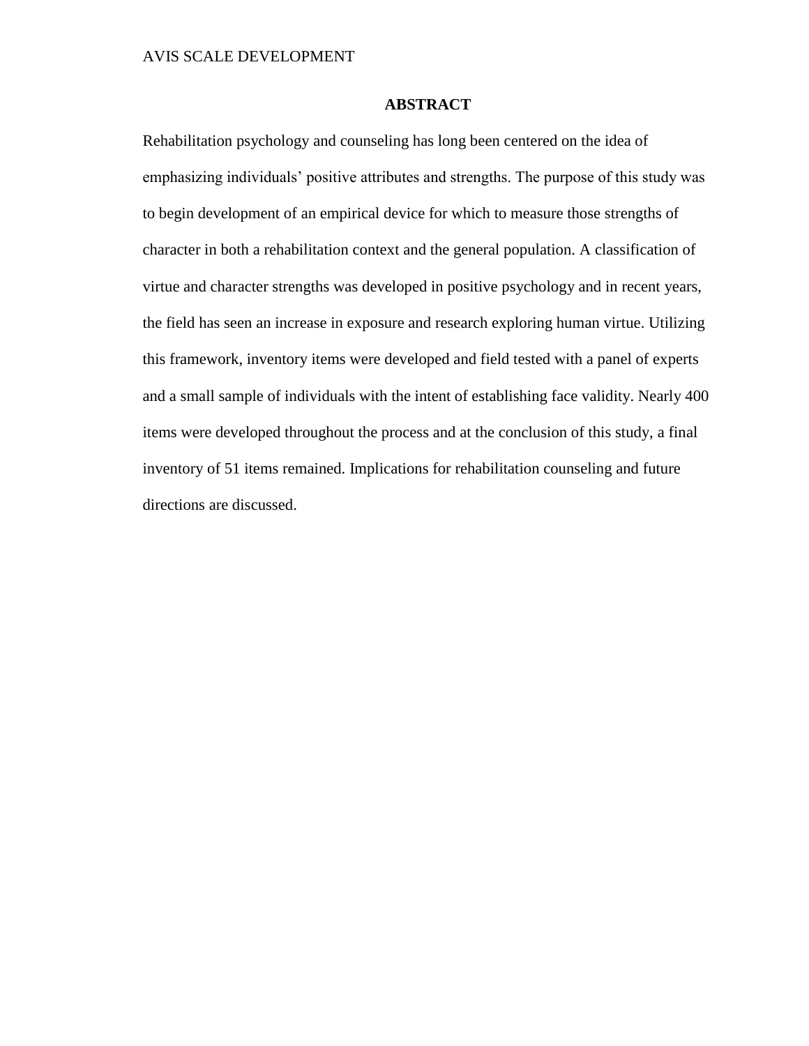## ABSTRACT

Rehabilitation psychology and counseling has long been centered on the idea of emphasizing individuals' positive attributes and strengths. The purpose of this study was to begin development of an empirical device for which to measure those strengths of character in both a rehabilitation context and the general population. A classification of virtue and character strengths was developed in positive psychology and in recent years, the field has seen an increase in exposure and research exploring human virtue. Utilizing this framework, inventory items were developed and field tested with a panel of experts and a small sample of individuals with the intent of establishing face validity. Nearly 400 items were developed throughout the process and at the conclusion of this study, a final inventory of 51 items remained. Implications for rehabilitation counseling and future directions are discussed.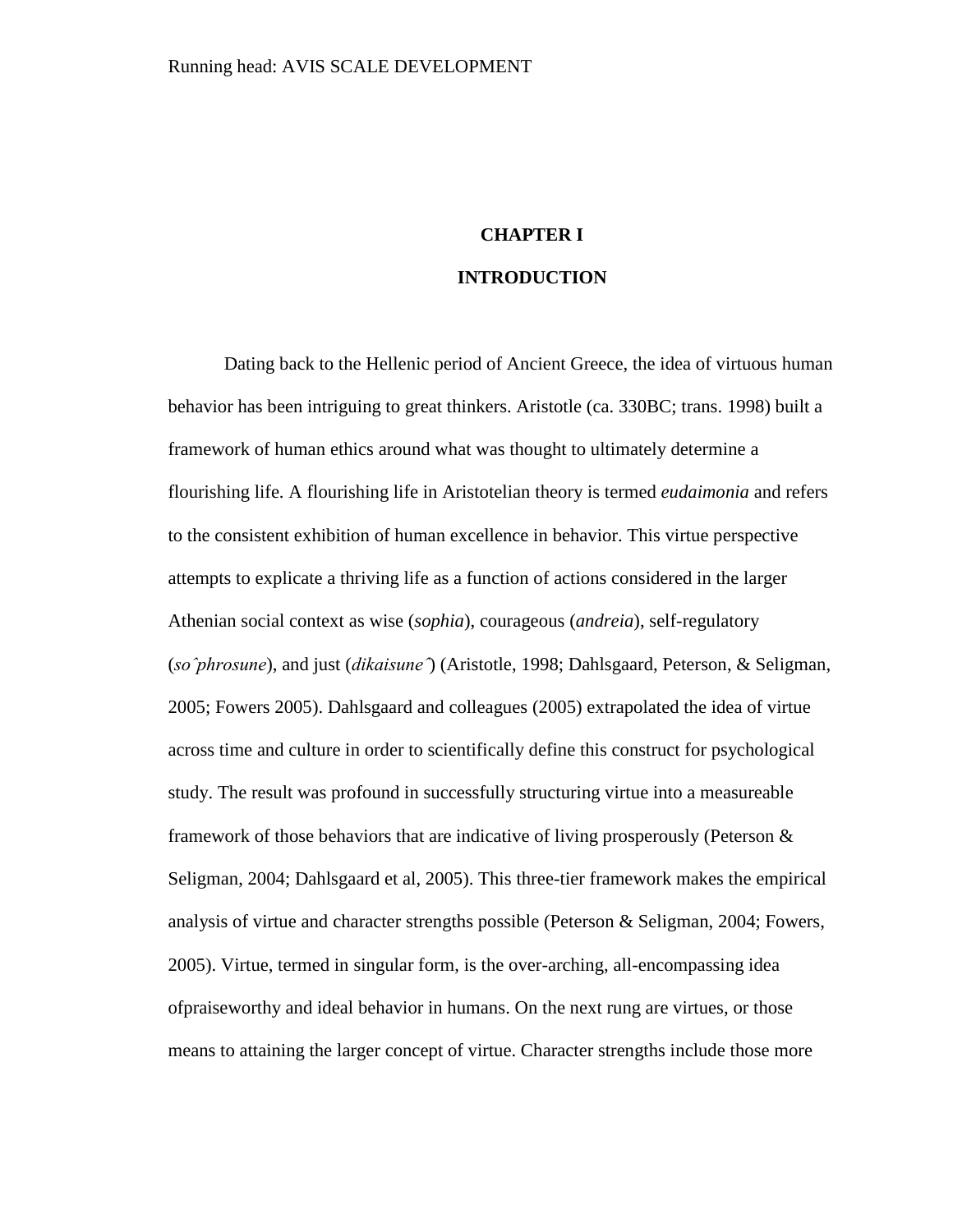# CHAPTER I

# INTRODUCTION

Dating back to the Hellenic period of Ancient Greece, the idea of virtuous human behavior has been intriguing to great thinkers. Aristotle (ca. 330BC; trans. 1998) built a framework of human ethics around what was thought to ultimately determine a flourishing life. A flourishing life in Aristotelian theory is termed *eudaimonia* and refers to the consistent exhibition of human excellence in behavior. This virtue perspective attempts to explicate a thriving life as a function of actions considered in the larger Athenian social context as wise (*sophia*), courageous (*andreia*), self-regulatory (*soˆphrosune*), and just (*dikaisuneˆ*) (Aristotle, 1998; Dahlsgaard, Peterson, & Seligman, 2005; Fowers 2005). Dahlsgaard and colleagues (2005) extrapolated the idea of virtue across time and culture in order to scientifically define this construct for psychological study. The result was profound in successfully structuring virtue into a measureable framework of those behaviors that are indicative of living prosperously (Peterson & Seligman, 2004; Dahlsgaard et al, 2005). This three-tier framework makes the empirical analysis of virtue and character strengths possible (Peterson & Seligman, 2004; Fowers, 2005). Virtue, termed in singular form, is the over-arching, all-encompassing idea ofpraiseworthy and ideal behavior in humans. On the next rung are virtues, or those means to attaining the larger concept of virtue. Character strengths include those more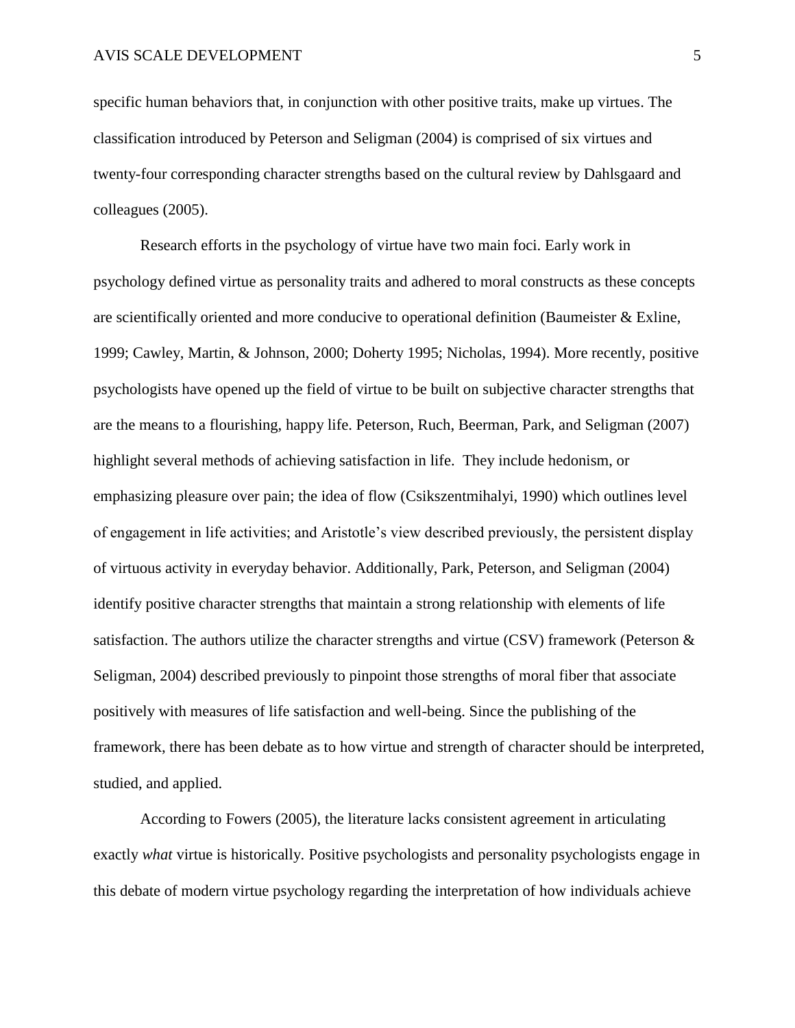specific human behaviors that, in conjunction with other positive traits, make up virtues. The classification introduced by Peterson and Seligman (2004) is comprised of six virtues and twenty-four corresponding character strengths based on the cultural review by Dahlsgaard and colleagues (2005).

Research efforts in the psychology of virtue have two main foci. Early work in psychology defined virtue as personality traits and adhered to moral constructs as these concepts are scientifically oriented and more conducive to operational definition (Baumeister & Exline, 1999; Cawley, Martin, & Johnson, 2000; Doherty 1995; Nicholas, 1994). More recently, positive psychologists have opened up the field of virtue to be built on subjective character strengths that are the means to a flourishing, happy life. Peterson, Ruch, Beerman, Park, and Seligman (2007) highlight several methods of achieving satisfaction in life. They include hedonism, or emphasizing pleasure over pain; the idea of flow (Csikszentmihalyi, 1990) which outlines level of engagement in life activities; and Aristotle's view described previously, the persistent display of virtuous activity in everyday behavior. Additionally, Park, Peterson, and Seligman (2004) identify positive character strengths that maintain a strong relationship with elements of life satisfaction. The authors utilize the character strengths and virtue (CSV) framework (Peterson & Seligman, 2004) described previously to pinpoint those strengths of moral fiber that associate positively with measures of life satisfaction and well-being. Since the publishing of the framework, there has been debate as to how virtue and strength of character should be interpreted, studied, and applied.

According to Fowers (2005), the literature lacks consistent agreement in articulating exactly *what* virtue is historically. Positive psychologists and personality psychologists engage in this debate of modern virtue psychology regarding the interpretation of how individuals achieve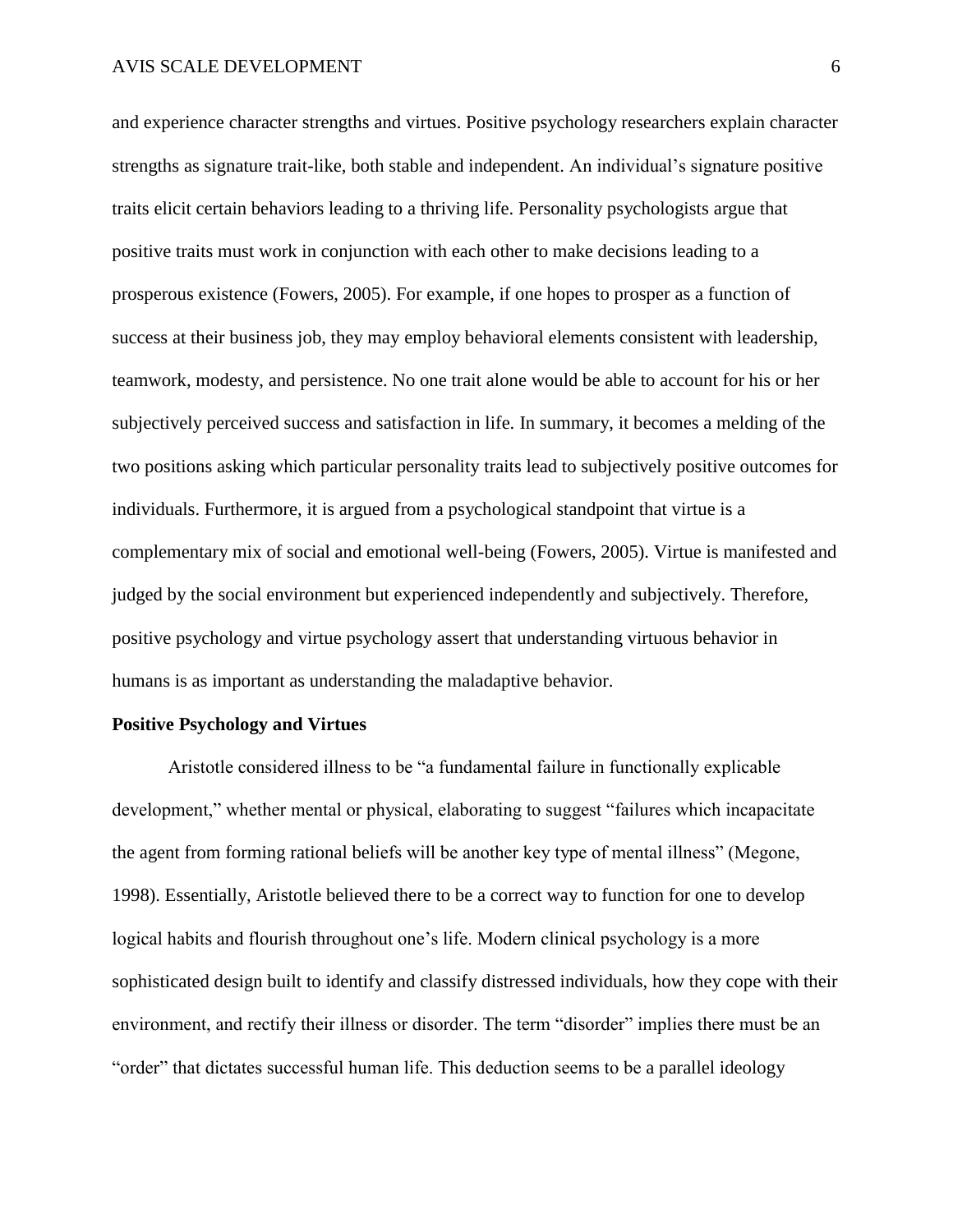and experience character strengths and virtues. Positive psychology researchers explain character strengths as signature trait-like, both stable and independent. An individual's signature positive traits elicit certain behaviors leading to a thriving life. Personality psychologists argue that positive traits must work in conjunction with each other to make decisions leading to a prosperous existence (Fowers, 2005). For example, if one hopes to prosper as a function of success at their business job, they may employ behavioral elements consistent with leadership, teamwork, modesty, and persistence. No one trait alone would be able to account for his or her subjectively perceived success and satisfaction in life. In summary, it becomes a melding of the two positions asking which particular personality traits lead to subjectively positive outcomes for individuals. Furthermore, it is argued from a psychological standpoint that virtue is a complementary mix of social and emotional well-being (Fowers, 2005). Virtue is manifested and judged by the social environment but experienced independently and subjectively. Therefore, positive psychology and virtue psychology assert that understanding virtuous behavior in humans is as important as understanding the maladaptive behavior.

**Positive Psychology and Virtues**

Aristotle considered illness to be "a fundamental failure in functionally explicable development," whether mental or physical, elaborating to suggest "failures which incapacitate the agent from forming rational beliefs will be another key type of mental illness" (Megone, 1998). Essentially, Aristotle believed there to be a correct way to function for one to develop logical habits and flourish throughout one's life. Modern clinical psychology is a more sophisticated design built to identify and classify distressed individuals, how they cope with their environment, and rectify their illness or disorder. The term "disorder" implies there must be an "order" that dictates successful human life. This deduction seems to be a parallel ideology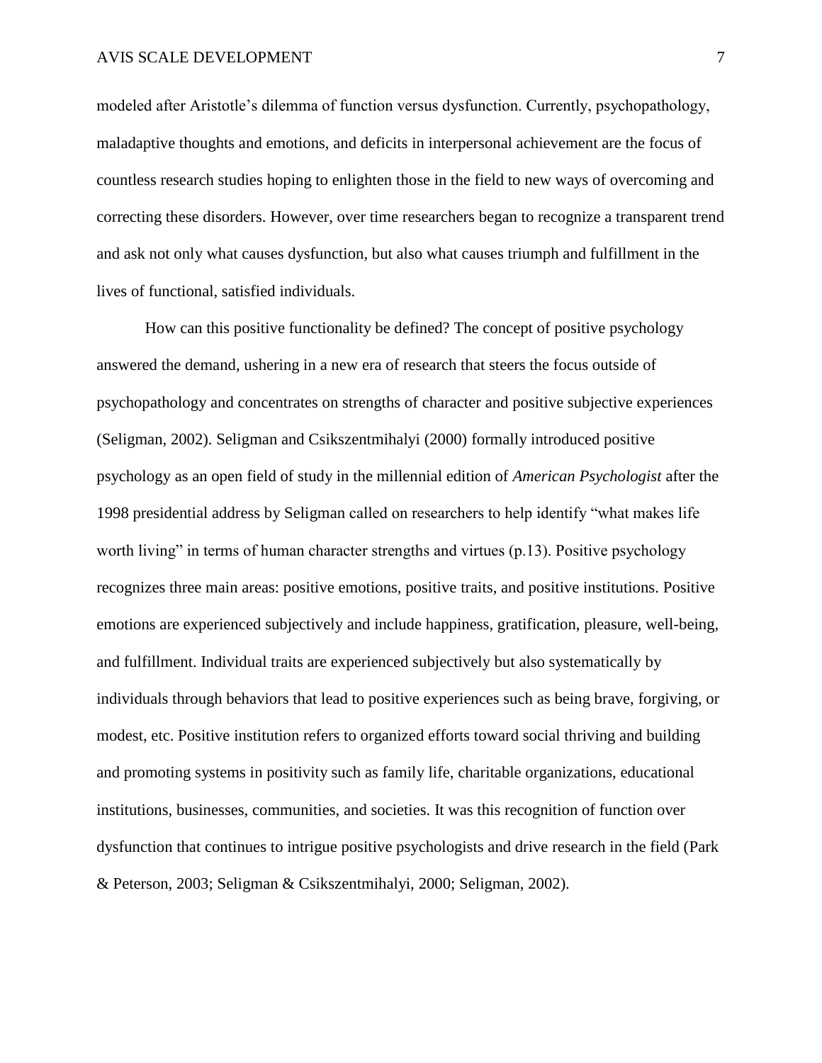modeled after Aristotle's dilemma of function versus dysfunction. Currently, psychopathology, maladaptive thoughts and emotions, and deficits in interpersonal achievement are the focus of countless research studies hoping to enlighten those in the field to new ways of overcoming and correcting these disorders. However, over time researchers began to recognize a transparent trend and ask not only what causes dysfunction, but also what causes triumph and fulfillment in the lives of functional, satisfied individuals.

How can this positive functionality be defined? The concept of positive psychology answered the demand, ushering in a new era of research that steers the focus outside of psychopathology and concentrates on strengths of character and positive subjective experiences (Seligman, 2002). Seligman and Csikszentmihalyi (2000) formally introduced positive psychology as an open field of study in the millennial edition of *American Psychologist* after the 1998 presidential address by Seligman called on researchers to help identify "what makes life worth living" in terms of human character strengths and virtues (p.13). Positive psychology recognizes three main areas: positive emotions, positive traits, and positive institutions. Positive emotions are experienced subjectively and include happiness, gratification, pleasure, well-being, and fulfillment. Individual traits are experienced subjectively but also systematically by individuals through behaviors that lead to positive experiences such as being brave, forgiving, or modest, etc. Positive institution refers to organized efforts toward social thriving and building and promoting systems in positivity such as family life, charitable organizations, educational institutions, businesses, communities, and societies. It was this recognition of function over dysfunction that continues to intrigue positive psychologists and drive research in the field (Park & Peterson, 2003; Seligman & Csikszentmihalyi, 2000; Seligman, 2002).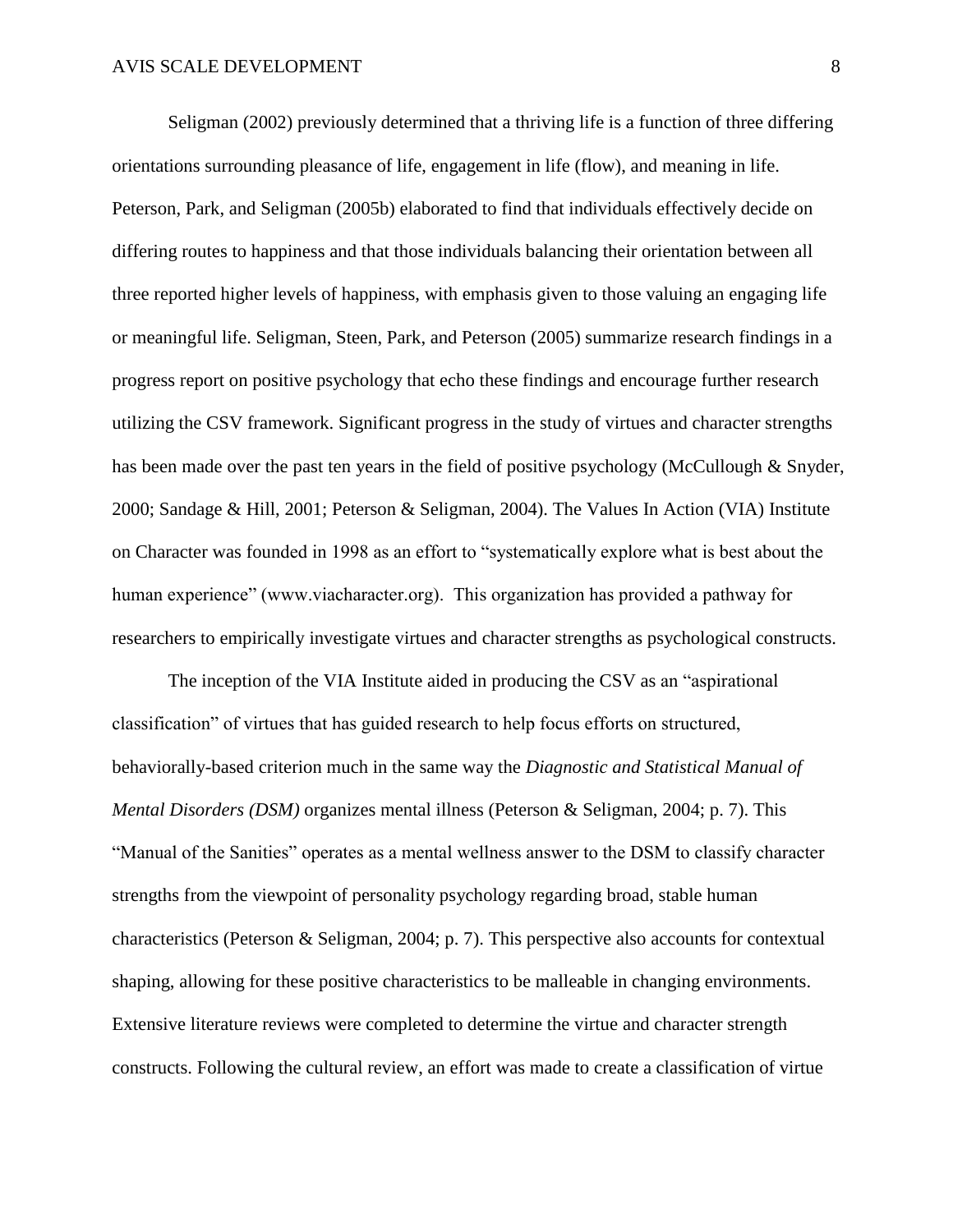Seligman (2002) previously determined that a thriving life is a function of three differing orientations surrounding pleasance of life, engagement in life (flow), and meaning in life. Peterson, Park, and Seligman (2005b) elaborated to find that individuals effectively decide on differing routes to happiness and that those individuals balancing their orientation between all three reported higher levels of happiness, with emphasis given to those valuing an engaging life or meaningful life. Seligman, Steen, Park, and Peterson (2005) summarize research findings in a progress report on positive psychology that echo these findings and encourage further research utilizing the CSV framework. Significant progress in the study of virtues and character strengths has been made over the past ten years in the field of positive psychology (McCullough & Snyder, 2000; Sandage & Hill, 2001; Peterson & Seligman, 2004). The Values In Action (VIA) Institute on Character was founded in 1998 as an effort to "systematically explore what is best about the human experience" (www.viacharacter.org). This organization has provided a pathway for researchers to empirically investigate virtues and character strengths as psychological constructs.

The inception of the VIA Institute aided in producing the CSV as an "aspirational classification" of virtues that has guided research to help focus efforts on structured, behaviorally-based criterion much in the same way the *Diagnostic and Statistical Manual of Mental Disorders (DSM)* organizes mental illness (Peterson & Seligman, 2004; p. 7). This "Manual of the Sanities" operates as a mental wellness answer to the DSM to classify character strengths from the viewpoint of personality psychology regarding broad, stable human characteristics (Peterson & Seligman, 2004; p. 7). This perspective also accounts for contextual shaping, allowing for these positive characteristics to be malleable in changing environments. Extensive literature reviews were completed to determine the virtue and character strength constructs. Following the cultural review, an effort was made to create a classification of virtue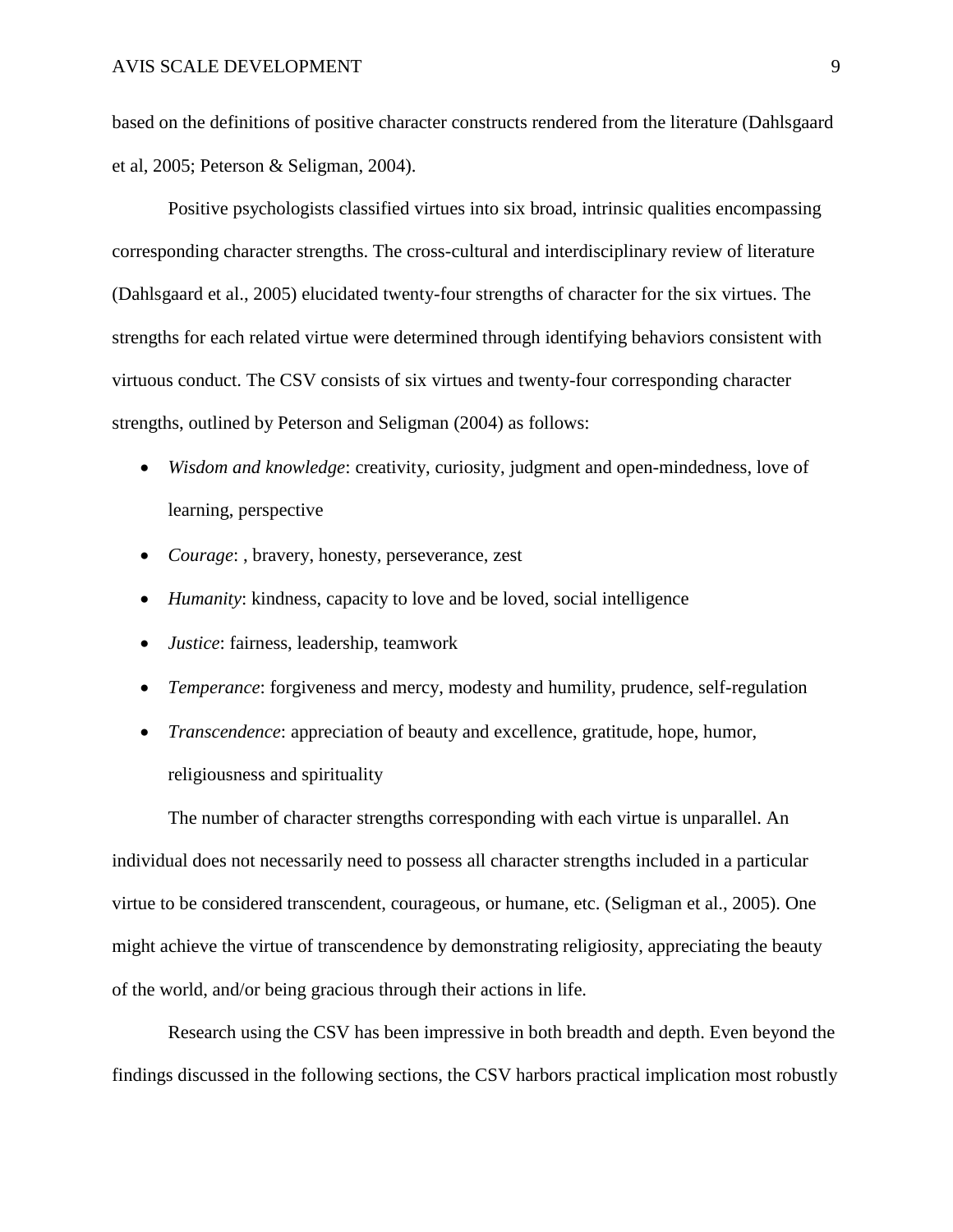based on the definitions of positive character constructs rendered from the literature (Dahlsgaard et al, 2005; Peterson & Seligman, 2004).

Positive psychologists classified virtues into six broad, intrinsic qualities encompassing corresponding character strengths. The cross-cultural and interdisciplinary review of literature (Dahlsgaard et al., 2005) elucidated twenty-four strengths of character for the six virtues. The strengths for each related virtue were determined through identifying behaviors consistent with virtuous conduct. The CSV consists of six virtues and twenty-four corresponding character strengths, outlined by Peterson and Seligman (2004) as follows:

- *Wisdom and knowledge*: creativity, curiosity, judgment and open-mindedness, love of learning, perspective
- *Courage*: , bravery, honesty, perseverance, zest
- *Humanity*: kindness, capacity to love and be loved, social intelligence
- *Justice*: fairness, leadership, teamwork
- *Temperance*: forgiveness and mercy, modesty and humility, prudence, self-regulation
- *Transcendence*: appreciation of beauty and excellence, gratitude, hope, humor, religiousness and spirituality

The number of character strengths corresponding with each virtue is unparallel. An individual does not necessarily need to possess all character strengths included in a particular virtue to be considered transcendent, courageous, or humane, etc. (Seligman et al., 2005). One might achieve the virtue of transcendence by demonstrating religiosity, appreciating the beauty of the world, and/or being gracious through their actions in life.

Research using the CSV has been impressive in both breadth and depth. Even beyond the findings discussed in the following sections, the CSV harbors practical implication most robustly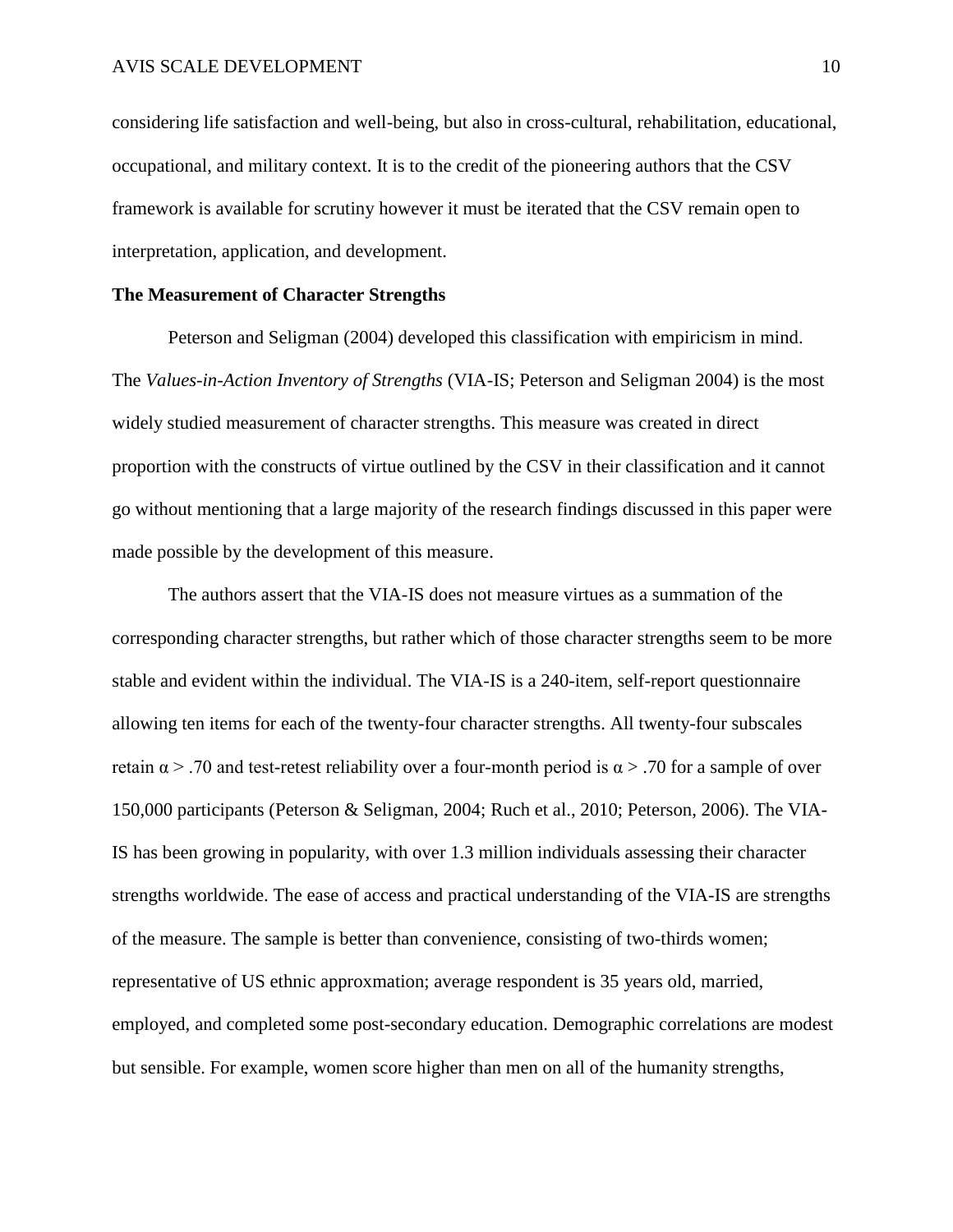considering life satisfaction and well-being, but also in cross-cultural, rehabilitation, educational, occupational, and military context. It is to the credit of the pioneering authors that the CSV framework is available for scrutiny however it must be iterated that the CSV remain open to interpretation, application, and development.

**The Measurement of Character Strengths**

Peterson and Seligman (2004) developed this classification with empiricism in mind. The *Values-in-Action Inventory of Strengths* (VIA-IS; Peterson and Seligman 2004) is the most widely studied measurement of character strengths. This measure was created in direct proportion with the constructs of virtue outlined by the CSV in their classification and it cannot go without mentioning that a large majority of the research findings discussed in this paper were made possible by the development of this measure.

The authors assert that the VIA-IS does not measure virtues as a summation of the corresponding character strengths, but rather which of those character strengths seem to be more stable and evident within the individual. The VIA-IS is a 240-item, self-report questionnaire allowing ten items for each of the twenty-four character strengths. All twenty-four subscales retain $\alpha > .70$ and test-retest reliability over a four-month period is $\alpha > .70$ for a sample of over 150,000 participants (Peterson & Seligman, 2004; Ruch et al., 2010; Peterson, 2006). The VIA-IS has been growing in popularity, with over 1.3 million individuals assessing their character strengths worldwide. The ease of access and practical understanding of the VIA-IS are strengths of the measure. The sample is better than convenience, consisting of two-thirds women; representative of US ethnic approxmation; average respondent is 35 years old, married, employed, and completed some post-secondary education. Demographic correlations are modest but sensible. For example, women score higher than men on all of the humanity strengths,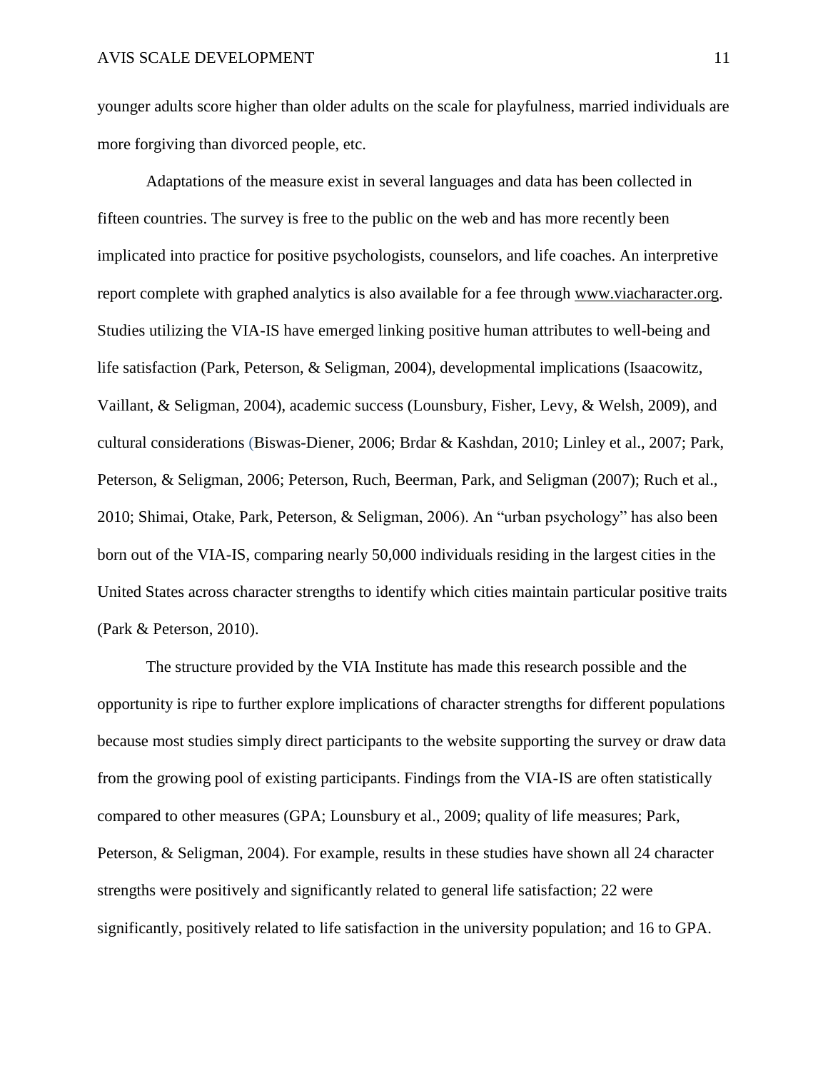younger adults score higher than older adults on the scale for playfulness, married individuals are more forgiving than divorced people, etc.

Adaptations of the measure exist in several languages and data has been collected in fifteen countries. The survey is free to the public on the web and has more recently been implicated into practice for positive psychologists, counselors, and life coaches. An interpretive report complete with graphed analytics is also available for a fee through www.viacharacter.org. Studies utilizing the VIA-IS have emerged linking positive human attributes to well-being and life satisfaction (Park, Peterson, & Seligman, 2004), developmental implications (Isaacowitz, Vaillant, & Seligman, 2004), academic success (Lounsbury, Fisher, Levy, & Welsh, 2009), and cultural considerations (Biswas-Diener, 2006; Brdar & Kashdan, 2010; Linley et al., 2007; Park, Peterson, & Seligman, 2006; Peterson, Ruch, Beerman, Park, and Seligman (2007); Ruch et al., 2010; Shimai, Otake, Park, Peterson, & Seligman, 2006). An "urban psychology" has also been born out of the VIA-IS, comparing nearly 50,000 individuals residing in the largest cities in the United States across character strengths to identify which cities maintain particular positive traits (Park & Peterson, 2010).

The structure provided by the VIA Institute has made this research possible and the opportunity is ripe to further explore implications of character strengths for different populations because most studies simply direct participants to the website supporting the survey or draw data from the growing pool of existing participants. Findings from the VIA-IS are often statistically compared to other measures (GPA; Lounsbury et al., 2009; quality of life measures; Park, Peterson, & Seligman, 2004). For example, results in these studies have shown all 24 character strengths were positively and significantly related to general life satisfaction; 22 were significantly, positively related to life satisfaction in the university population; and 16 to GPA.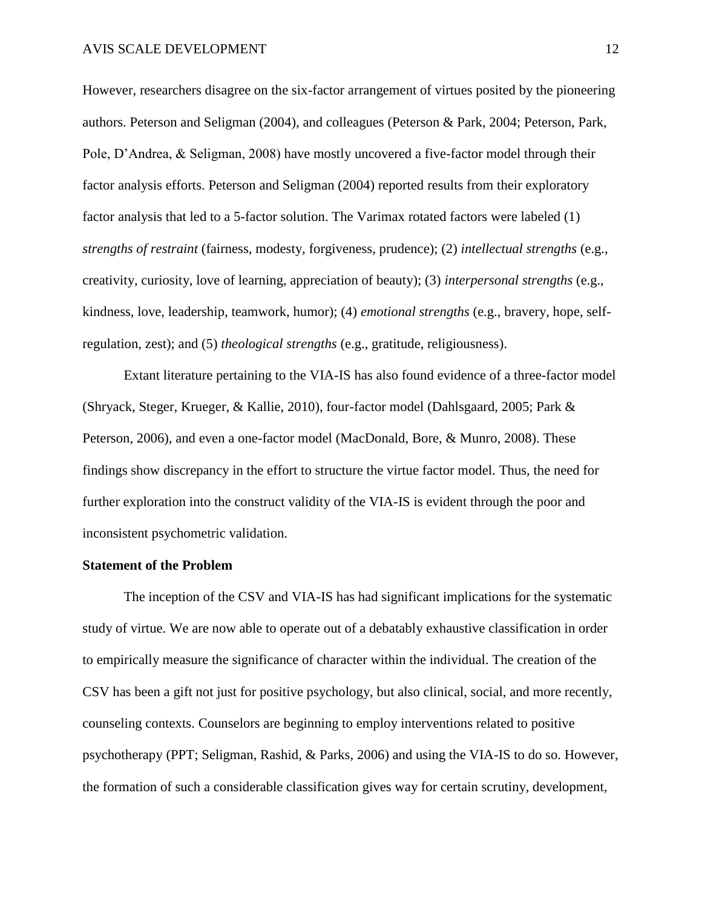However, researchers disagree on the six-factor arrangement of virtues posited by the pioneering authors. Peterson and Seligman (2004), and colleagues (Peterson & Park, 2004; Peterson, Park, Pole, D'Andrea, & Seligman, 2008) have mostly uncovered a five-factor model through their factor analysis efforts. Peterson and Seligman (2004) reported results from their exploratory factor analysis that led to a 5-factor solution. The Varimax rotated factors were labeled (1) *strengths of restraint* (fairness, modesty, forgiveness, prudence); (2) *intellectual strengths* (e.g., creativity, curiosity, love of learning, appreciation of beauty); (3) *interpersonal strengths* (e.g., kindness, love, leadership, teamwork, humor); (4) *emotional strengths* (e.g., bravery, hope, self-regulation, zest); and (5) *theological strengths* (e.g., gratitude, religiousness).

Extant literature pertaining to the VIA-IS has also found evidence of a three-factor model (Shryack, Steger, Krueger, & Kallie, 2010), four-factor model (Dahlsgaard, 2005; Park & Peterson, 2006), and even a one-factor model (MacDonald, Bore, & Munro, 2008). These findings show discrepancy in the effort to structure the virtue factor model. Thus, the need for further exploration into the construct validity of the VIA-IS is evident through the poor and inconsistent psychometric validation.

**Statement of the Problem**

The inception of the CSV and VIA-IS has had significant implications for the systematic study of virtue. We are now able to operate out of a debatably exhaustive classification in order to empirically measure the significance of character within the individual. The creation of the CSV has been a gift not just for positive psychology, but also clinical, social, and more recently, counseling contexts. Counselors are beginning to employ interventions related to positive psychotherapy (PPT; Seligman, Rashid, & Parks, 2006) and using the VIA-IS to do so. However, the formation of such a considerable classification gives way for certain scrutiny, development,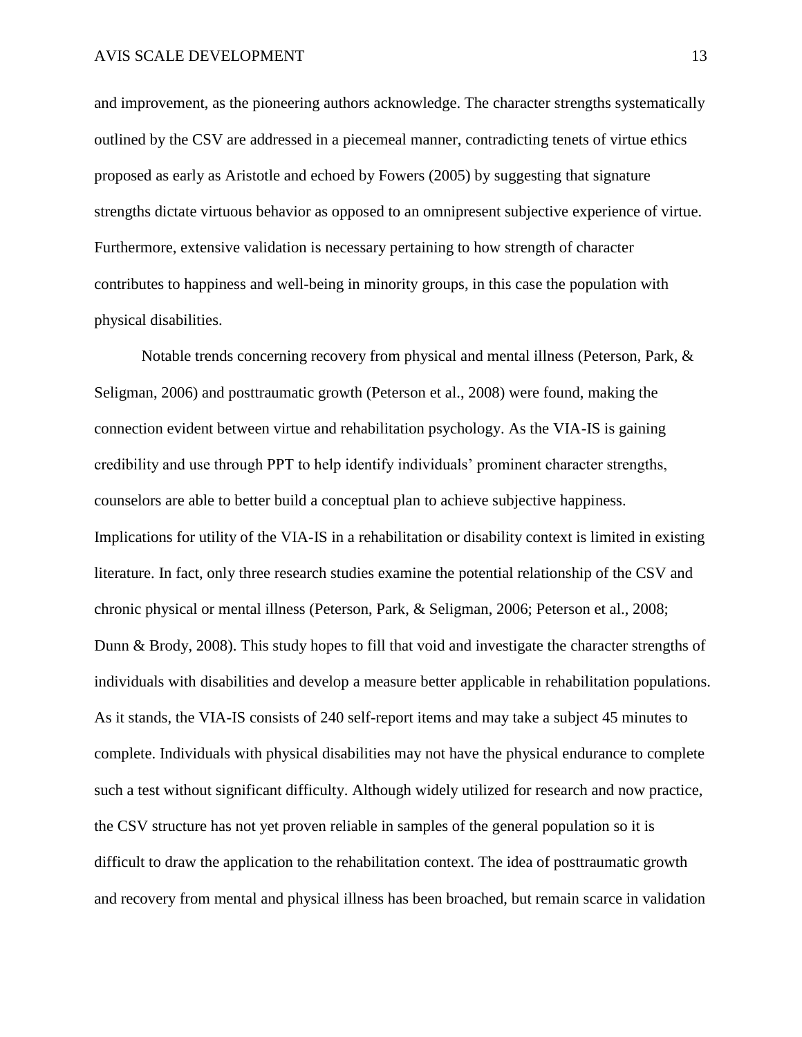and improvement, as the pioneering authors acknowledge. The character strengths systematically outlined by the CSV are addressed in a piecemeal manner, contradicting tenets of virtue ethics proposed as early as Aristotle and echoed by Fowers (2005) by suggesting that signature strengths dictate virtuous behavior as opposed to an omnipresent subjective experience of virtue. Furthermore, extensive validation is necessary pertaining to how strength of character contributes to happiness and well-being in minority groups, in this case the population with physical disabilities.

Notable trends concerning recovery from physical and mental illness (Peterson, Park, & Seligman, 2006) and posttraumatic growth (Peterson et al., 2008) were found, making the connection evident between virtue and rehabilitation psychology. As the VIA-IS is gaining credibility and use through PPT to help identify individuals' prominent character strengths, counselors are able to better build a conceptual plan to achieve subjective happiness. Implications for utility of the VIA-IS in a rehabilitation or disability context is limited in existing literature. In fact, only three research studies examine the potential relationship of the CSV and chronic physical or mental illness (Peterson, Park, & Seligman, 2006; Peterson et al., 2008; Dunn & Brody, 2008). This study hopes to fill that void and investigate the character strengths of individuals with disabilities and develop a measure better applicable in rehabilitation populations. As it stands, the VIA-IS consists of 240 self-report items and may take a subject 45 minutes to complete. Individuals with physical disabilities may not have the physical endurance to complete such a test without significant difficulty. Although widely utilized for research and now practice, the CSV structure has not yet proven reliable in samples of the general population so it is difficult to draw the application to the rehabilitation context. The idea of posttraumatic growth and recovery from mental and physical illness has been broached, but remain scarce in validation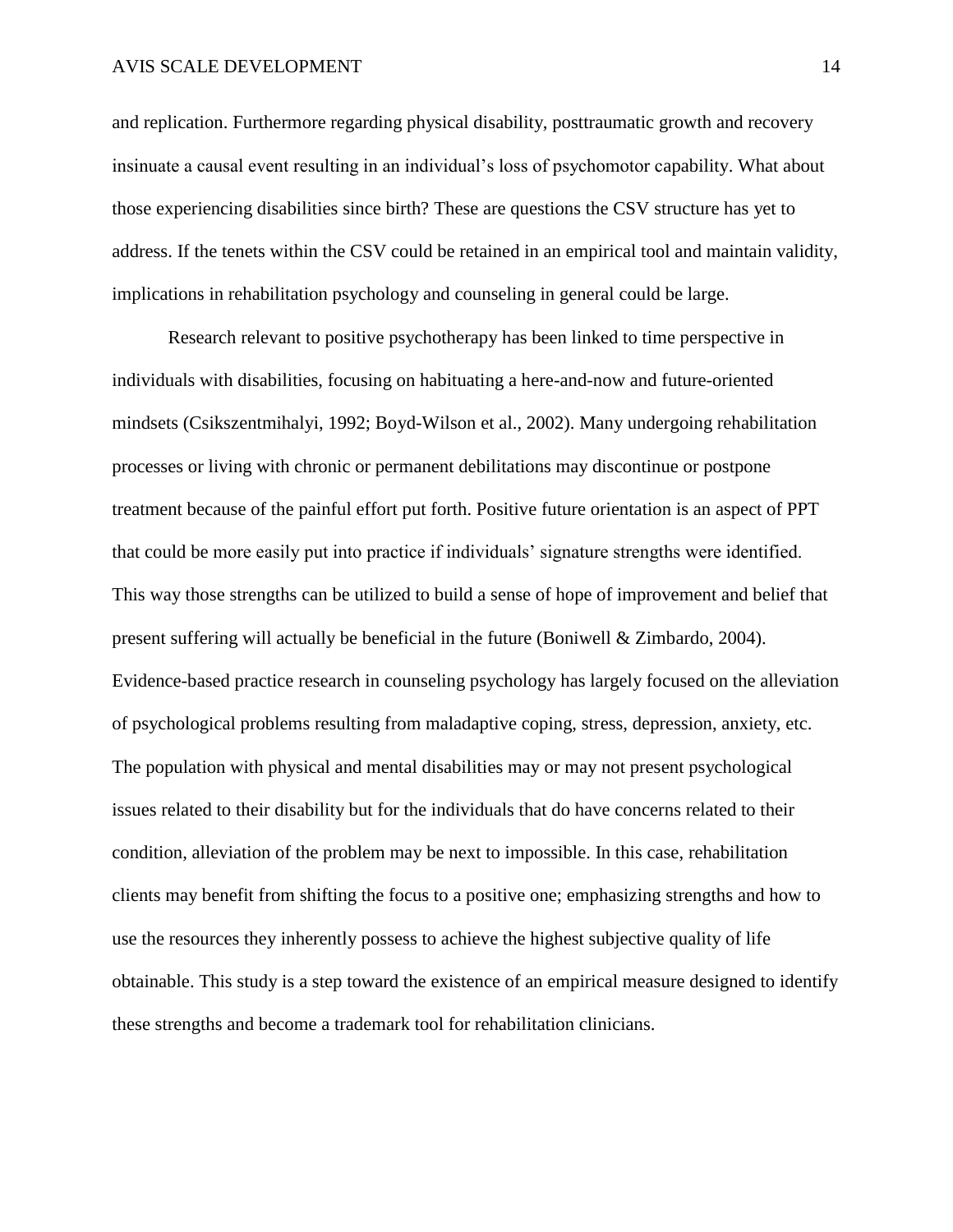and replication. Furthermore regarding physical disability, posttraumatic growth and recovery insinuate a causal event resulting in an individual's loss of psychomotor capability. What about those experiencing disabilities since birth? These are questions the CSV structure has yet to address. If the tenets within the CSV could be retained in an empirical tool and maintain validity, implications in rehabilitation psychology and counseling in general could be large.

Research relevant to positive psychotherapy has been linked to time perspective in individuals with disabilities, focusing on habituating a here-and-now and future-oriented mindsets (Csikszentmihalyi, 1992; Boyd-Wilson et al., 2002). Many undergoing rehabilitation processes or living with chronic or permanent debilitations may discontinue or postpone treatment because of the painful effort put forth. Positive future orientation is an aspect of PPT that could be more easily put into practice if individuals' signature strengths were identified. This way those strengths can be utilized to build a sense of hope of improvement and belief that present suffering will actually be beneficial in the future (Boniwell & Zimbardo, 2004). Evidence-based practice research in counseling psychology has largely focused on the alleviation of psychological problems resulting from maladaptive coping, stress, depression, anxiety, etc. The population with physical and mental disabilities may or may not present psychological issues related to their disability but for the individuals that do have concerns related to their condition, alleviation of the problem may be next to impossible. In this case, rehabilitation clients may benefit from shifting the focus to a positive one; emphasizing strengths and how to use the resources they inherently possess to achieve the highest subjective quality of life obtainable. This study is a step toward the existence of an empirical measure designed to identify these strengths and become a trademark tool for rehabilitation clinicians.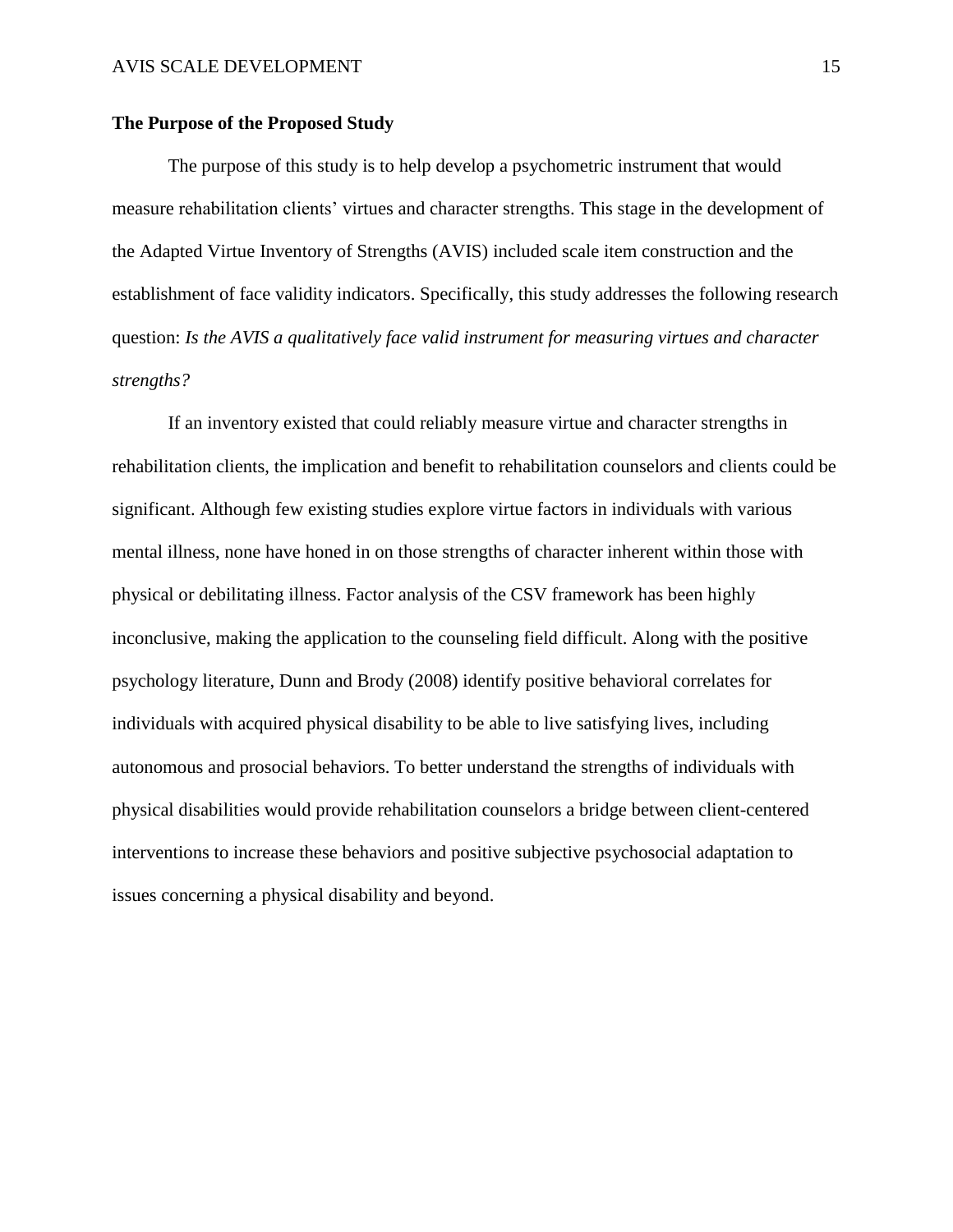## The Purpose of the Proposed Study

The purpose of this study is to help develop a psychometric instrument that would measure rehabilitation clients' virtues and character strengths. This stage in the development of the Adapted Virtue Inventory of Strengths (AVIS) included scale item construction and the establishment of face validity indicators. Specifically, this study addresses the following research question: *Is the AVIS a qualitatively face valid instrument for measuring virtues and character strengths?*

If an inventory existed that could reliably measure virtue and character strengths in rehabilitation clients, the implication and benefit to rehabilitation counselors and clients could be significant. Although few existing studies explore virtue factors in individuals with various mental illness, none have honed in on those strengths of character inherent within those with physical or debilitating illness. Factor analysis of the CSV framework has been highly inconclusive, making the application to the counseling field difficult. Along with the positive psychology literature, Dunn and Brody (2008) identify positive behavioral correlates for individuals with acquired physical disability to be able to live satisfying lives, including autonomous and prosocial behaviors. To better understand the strengths of individuals with physical disabilities would provide rehabilitation counselors a bridge between client-centered interventions to increase these behaviors and positive subjective psychosocial adaptation to issues concerning a physical disability and beyond.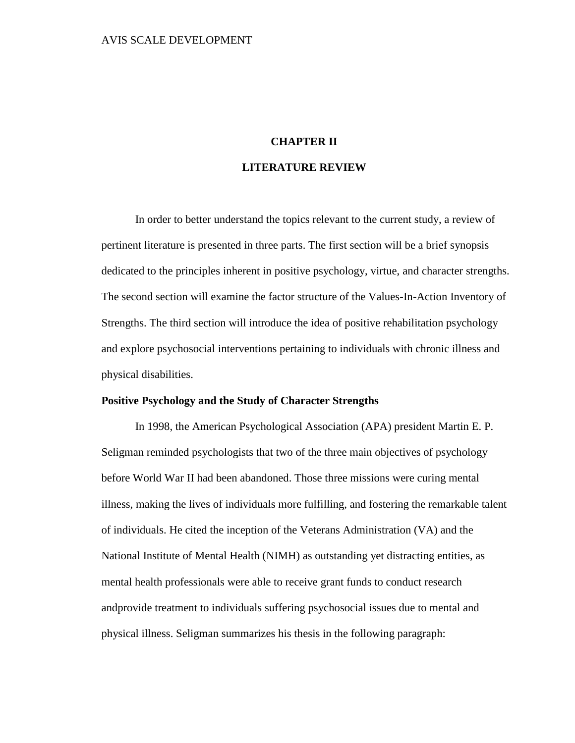# CHAPTER II

# LITERATURE REVIEW

In order to better understand the topics relevant to the current study, a review of pertinent literature is presented in three parts. The first section will be a brief synopsis dedicated to the principles inherent in positive psychology, virtue, and character strengths. The second section will examine the factor structure of the Values-In-Action Inventory of Strengths. The third section will introduce the idea of positive rehabilitation psychology and explore psychosocial interventions pertaining to individuals with chronic illness and physical disabilities.

**Positive Psychology and the Study of Character Strengths**

In 1998, the American Psychological Association (APA) president Martin E. P. Seligman reminded psychologists that two of the three main objectives of psychology before World War II had been abandoned. Those three missions were curing mental illness, making the lives of individuals more fulfilling, and fostering the remarkable talent of individuals. He cited the inception of the Veterans Administration (VA) and the National Institute of Mental Health (NIMH) as outstanding yet distracting entities, as mental health professionals were able to receive grant funds to conduct research andprovide treatment to individuals suffering psychosocial issues due to mental and physical illness. Seligman summarizes his thesis in the following paragraph: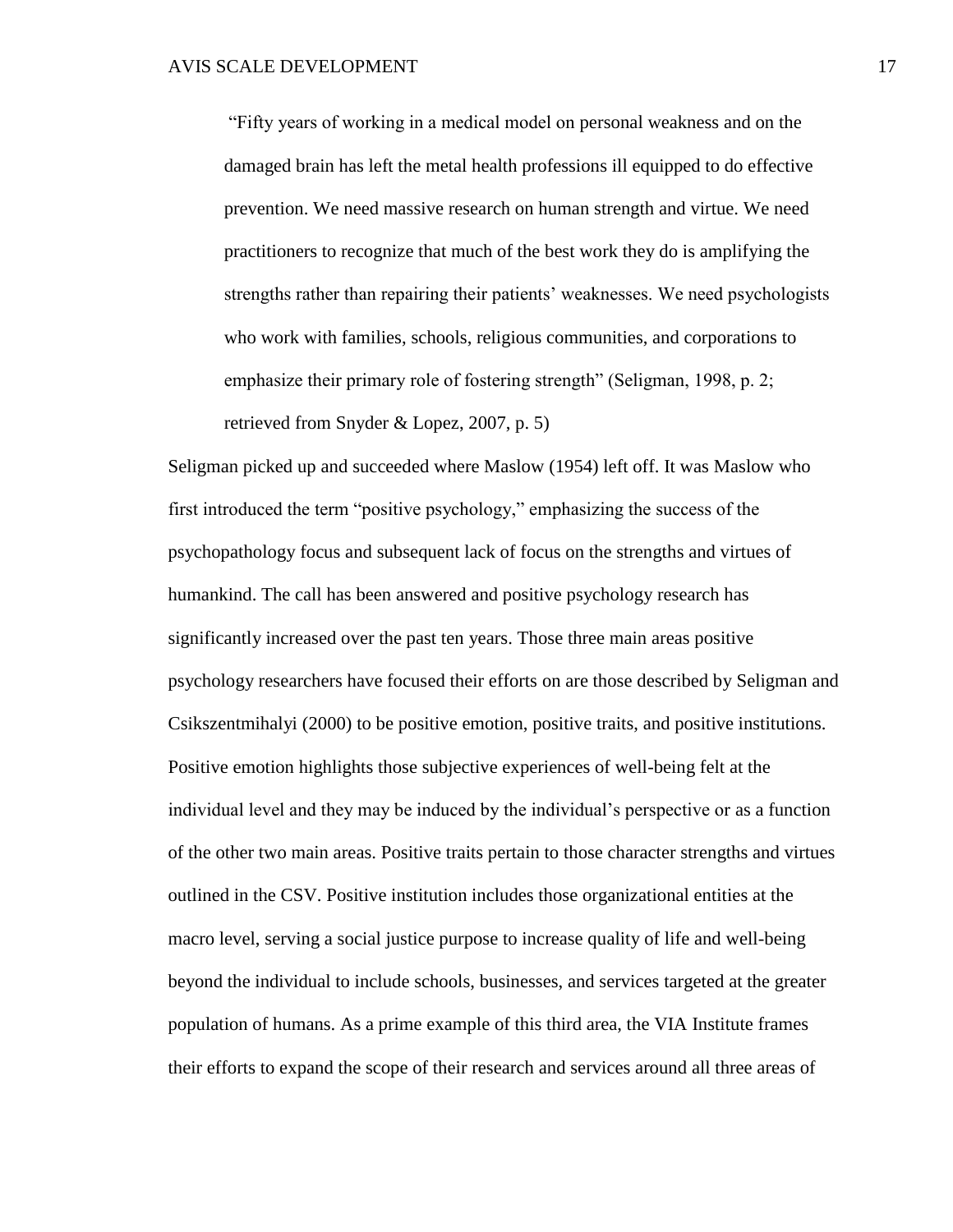> "Fifty years of working in a medical model on personal weakness and on the damaged brain has left the metal health professions ill equipped to do effective prevention. We need massive research on human strength and virtue. We need practitioners to recognize that much of the best work they do is amplifying the strengths rather than repairing their patients' weaknesses. We need psychologists who work with families, schools, religious communities, and corporations to emphasize their primary role of fostering strength" (Seligman, 1998, p. 2; retrieved from Snyder & Lopez, 2007, p. 5)

Seligman picked up and succeeded where Maslow (1954) left off. It was Maslow who first introduced the term "positive psychology," emphasizing the success of the psychopathology focus and subsequent lack of focus on the strengths and virtues of humankind. The call has been answered and positive psychology research has significantly increased over the past ten years. Those three main areas positive psychology researchers have focused their efforts on are those described by Seligman and Csikszentmihalyi (2000) to be positive emotion, positive traits, and positive institutions. Positive emotion highlights those subjective experiences of well-being felt at the individual level and they may be induced by the individual's perspective or as a function of the other two main areas. Positive traits pertain to those character strengths and virtues outlined in the CSV. Positive institution includes those organizational entities at the macro level, serving a social justice purpose to increase quality of life and well-being beyond the individual to include schools, businesses, and services targeted at the greater population of humans. As a prime example of this third area, the VIA Institute frames their efforts to expand the scope of their research and services around all three areas of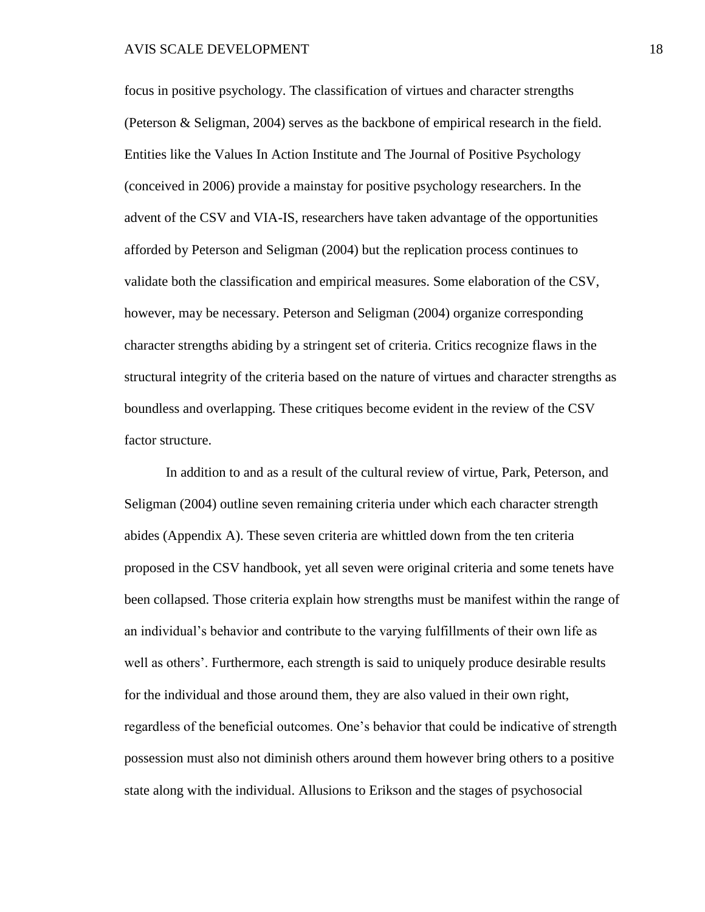focus in positive psychology. The classification of virtues and character strengths (Peterson & Seligman, 2004) serves as the backbone of empirical research in the field. Entities like the Values In Action Institute and The Journal of Positive Psychology (conceived in 2006) provide a mainstay for positive psychology researchers. In the advent of the CSV and VIA-IS, researchers have taken advantage of the opportunities afforded by Peterson and Seligman (2004) but the replication process continues to validate both the classification and empirical measures. Some elaboration of the CSV, however, may be necessary. Peterson and Seligman (2004) organize corresponding character strengths abiding by a stringent set of criteria. Critics recognize flaws in the structural integrity of the criteria based on the nature of virtues and character strengths as boundless and overlapping. These critiques become evident in the review of the CSV factor structure.

In addition to and as a result of the cultural review of virtue, Park, Peterson, and Seligman (2004) outline seven remaining criteria under which each character strength abides (Appendix A). These seven criteria are whittled down from the ten criteria proposed in the CSV handbook, yet all seven were original criteria and some tenets have been collapsed. Those criteria explain how strengths must be manifest within the range of an individual's behavior and contribute to the varying fulfillments of their own life as well as others'. Furthermore, each strength is said to uniquely produce desirable results for the individual and those around them, they are also valued in their own right, regardless of the beneficial outcomes. One's behavior that could be indicative of strength possession must also not diminish others around them however bring others to a positive state along with the individual. Allusions to Erikson and the stages of psychosocial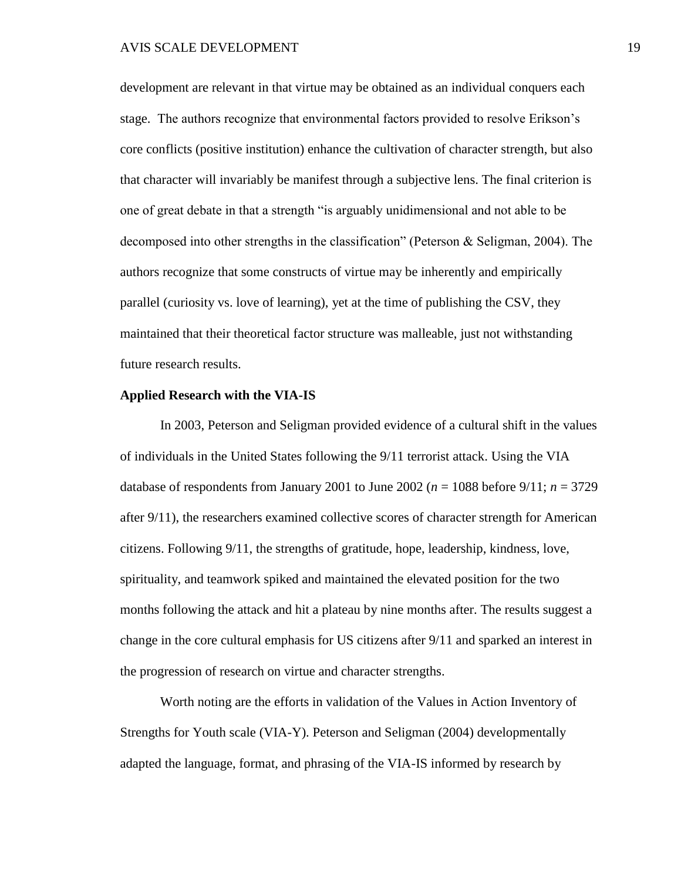development are relevant in that virtue may be obtained as an individual conquers each stage. The authors recognize that environmental factors provided to resolve Erikson's core conflicts (positive institution) enhance the cultivation of character strength, but also that character will invariably be manifest through a subjective lens. The final criterion is one of great debate in that a strength "is arguably unidimensional and not able to be decomposed into other strengths in the classification" (Peterson & Seligman, 2004). The authors recognize that some constructs of virtue may be inherently and empirically parallel (curiosity vs. love of learning), yet at the time of publishing the CSV, they maintained that their theoretical factor structure was malleable, just not withstanding future research results.

**Applied Research with the VIA-IS**

In 2003, Peterson and Seligman provided evidence of a cultural shift in the values of individuals in the United States following the 9/11 terrorist attack. Using the VIA database of respondents from January 2001 to June 2002 ($n$ = 1088 before 9/11; $n$ = 3729 after 9/11), the researchers examined collective scores of character strength for American citizens. Following 9/11, the strengths of gratitude, hope, leadership, kindness, love, spirituality, and teamwork spiked and maintained the elevated position for the two months following the attack and hit a plateau by nine months after. The results suggest a change in the core cultural emphasis for US citizens after 9/11 and sparked an interest in the progression of research on virtue and character strengths.

Worth noting are the efforts in validation of the Values in Action Inventory of Strengths for Youth scale (VIA-Y). Peterson and Seligman (2004) developmentally adapted the language, format, and phrasing of the VIA-IS informed by research by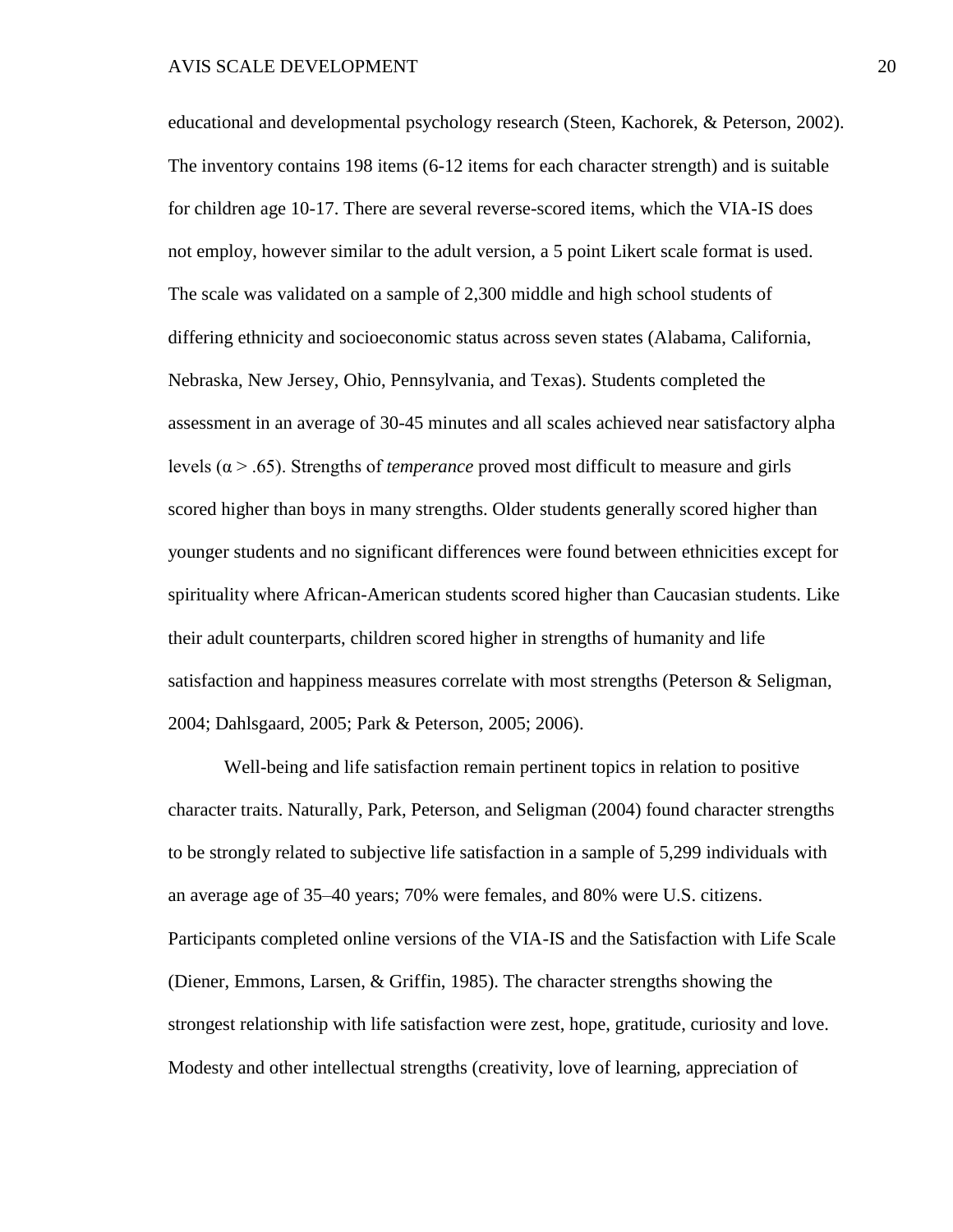educational and developmental psychology research (Steen, Kachorek, & Peterson, 2002). The inventory contains 198 items (6-12 items for each character strength) and is suitable for children age 10-17. There are several reverse-scored items, which the VIA-IS does not employ, however similar to the adult version, a 5 point Likert scale format is used. The scale was validated on a sample of 2,300 middle and high school students of differing ethnicity and socioeconomic status across seven states (Alabama, California, Nebraska, New Jersey, Ohio, Pennsylvania, and Texas). Students completed the assessment in an average of 30-45 minutes and all scales achieved near satisfactory alpha levels ($\alpha > .65$). Strengths of *temperance* proved most difficult to measure and girls scored higher than boys in many strengths. Older students generally scored higher than younger students and no significant differences were found between ethnicities except for spirituality where African-American students scored higher than Caucasian students. Like their adult counterparts, children scored higher in strengths of humanity and life satisfaction and happiness measures correlate with most strengths (Peterson & Seligman, 2004; Dahlsgaard, 2005; Park & Peterson, 2005; 2006).

Well-being and life satisfaction remain pertinent topics in relation to positive character traits. Naturally, Park, Peterson, and Seligman (2004) found character strengths to be strongly related to subjective life satisfaction in a sample of 5,299 individuals with an average age of 35–40 years; 70% were females, and 80% were U.S. citizens. Participants completed online versions of the VIA-IS and the Satisfaction with Life Scale (Diener, Emmons, Larsen, & Griffin, 1985). The character strengths showing the strongest relationship with life satisfaction were zest, hope, gratitude, curiosity and love. Modesty and other intellectual strengths (creativity, love of learning, appreciation of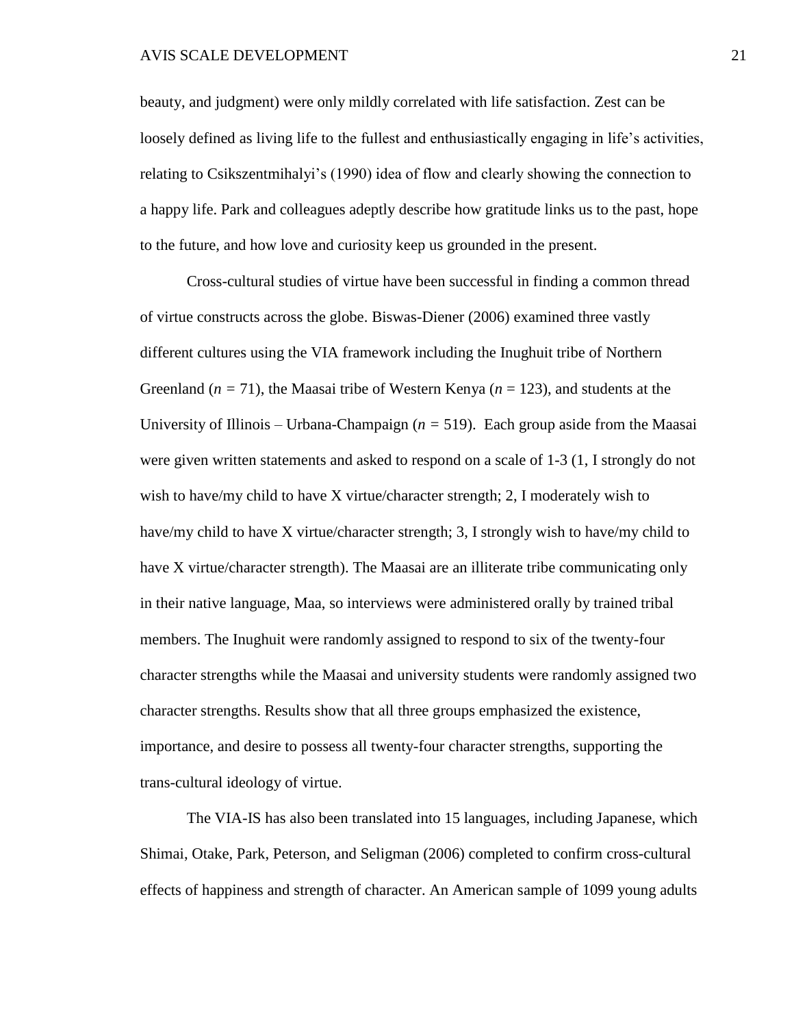beauty, and judgment) were only mildly correlated with life satisfaction. Zest can be loosely defined as living life to the fullest and enthusiastically engaging in life's activities, relating to Csikszentmihalyi's (1990) idea of flow and clearly showing the connection to a happy life. Park and colleagues adeptly describe how gratitude links us to the past, hope to the future, and how love and curiosity keep us grounded in the present.

Cross-cultural studies of virtue have been successful in finding a common thread of virtue constructs across the globe. Biswas-Diener (2006) examined three vastly different cultures using the VIA framework including the Inughuit tribe of Northern Greenland ($n = 71$), the Maasai tribe of Western Kenya ($n = 123$), and students at the University of Illinois – Urbana-Champaign ($n = 519$). Each group aside from the Maasai were given written statements and asked to respond on a scale of 1-3 (1, I strongly do not wish to have/my child to have X virtue/character strength; 2, I moderately wish to have/my child to have X virtue/character strength; 3, I strongly wish to have/my child to have X virtue/character strength). The Maasai are an illiterate tribe communicating only in their native language, Maa, so interviews were administered orally by trained tribal members. The Inughuit were randomly assigned to respond to six of the twenty-four character strengths while the Maasai and university students were randomly assigned two character strengths. Results show that all three groups emphasized the existence, importance, and desire to possess all twenty-four character strengths, supporting the trans-cultural ideology of virtue.

The VIA-IS has also been translated into 15 languages, including Japanese, which Shimai, Otake, Park, Peterson, and Seligman (2006) completed to confirm cross-cultural effects of happiness and strength of character. An American sample of 1099 young adults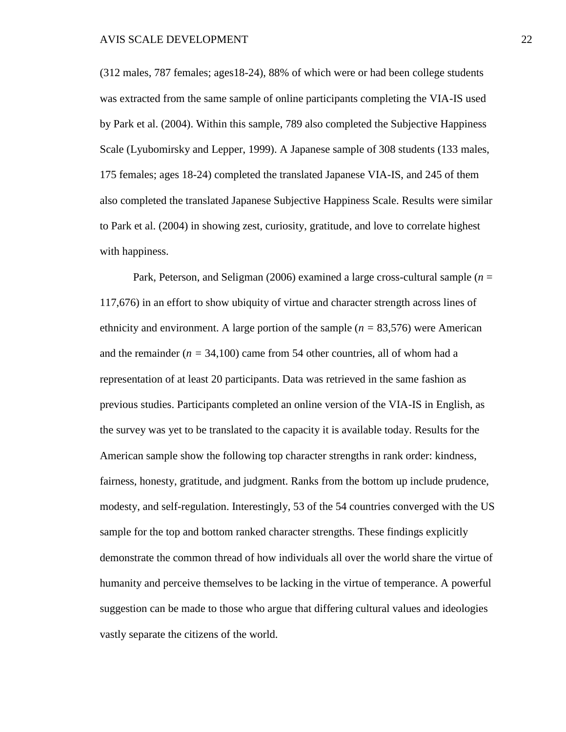(312 males, 787 females; ages18-24), 88% of which were or had been college students was extracted from the same sample of online participants completing the VIA-IS used by Park et al. (2004). Within this sample, 789 also completed the Subjective Happiness Scale (Lyubomirsky and Lepper, 1999). A Japanese sample of 308 students (133 males, 175 females; ages 18-24) completed the translated Japanese VIA-IS, and 245 of them also completed the translated Japanese Subjective Happiness Scale. Results were similar to Park et al. (2004) in showing zest, curiosity, gratitude, and love to correlate highest with happiness.

Park, Peterson, and Seligman (2006) examined a large cross-cultural sample ($n$ = 117,676) in an effort to show ubiquity of virtue and character strength across lines of ethnicity and environment. A large portion of the sample ($n$ = 83,576) were American and the remainder ($n$ = 34,100) came from 54 other countries, all of whom had a representation of at least 20 participants. Data was retrieved in the same fashion as previous studies. Participants completed an online version of the VIA-IS in English, as the survey was yet to be translated to the capacity it is available today. Results for the American sample show the following top character strengths in rank order: kindness, fairness, honesty, gratitude, and judgment. Ranks from the bottom up include prudence, modesty, and self-regulation. Interestingly, 53 of the 54 countries converged with the US sample for the top and bottom ranked character strengths. These findings explicitly demonstrate the common thread of how individuals all over the world share the virtue of humanity and perceive themselves to be lacking in the virtue of temperance. A powerful suggestion can be made to those who argue that differing cultural values and ideologies vastly separate the citizens of the world.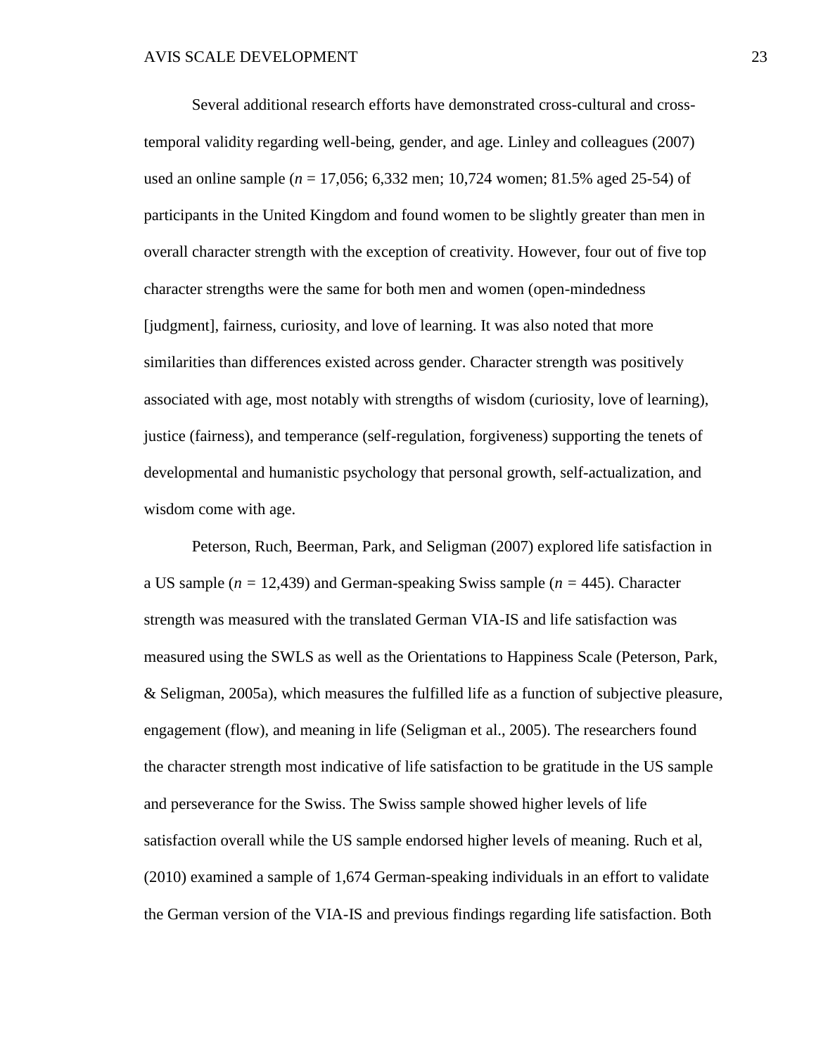Several additional research efforts have demonstrated cross-cultural and cross-temporal validity regarding well-being, gender, and age. Linley and colleagues (2007) used an online sample (*n* = 17,056; 6,332 men; 10,724 women; 81.5% aged 25-54) of participants in the United Kingdom and found women to be slightly greater than men in overall character strength with the exception of creativity. However, four out of five top character strengths were the same for both men and women (open-mindedness [judgment], fairness, curiosity, and love of learning. It was also noted that more similarities than differences existed across gender. Character strength was positively associated with age, most notably with strengths of wisdom (curiosity, love of learning), justice (fairness), and temperance (self-regulation, forgiveness) supporting the tenets of developmental and humanistic psychology that personal growth, self-actualization, and wisdom come with age.

Peterson, Ruch, Beerman, Park, and Seligman (2007) explored life satisfaction in a US sample (*n* = 12,439) and German-speaking Swiss sample (*n* = 445). Character strength was measured with the translated German VIA-IS and life satisfaction was measured using the SWLS as well as the Orientations to Happiness Scale (Peterson, Park, & Seligman, 2005a), which measures the fulfilled life as a function of subjective pleasure, engagement (flow), and meaning in life (Seligman et al., 2005). The researchers found the character strength most indicative of life satisfaction to be gratitude in the US sample and perseverance for the Swiss. The Swiss sample showed higher levels of life satisfaction overall while the US sample endorsed higher levels of meaning. Ruch et al, (2010) examined a sample of 1,674 German-speaking individuals in an effort to validate the German version of the VIA-IS and previous findings regarding life satisfaction. Both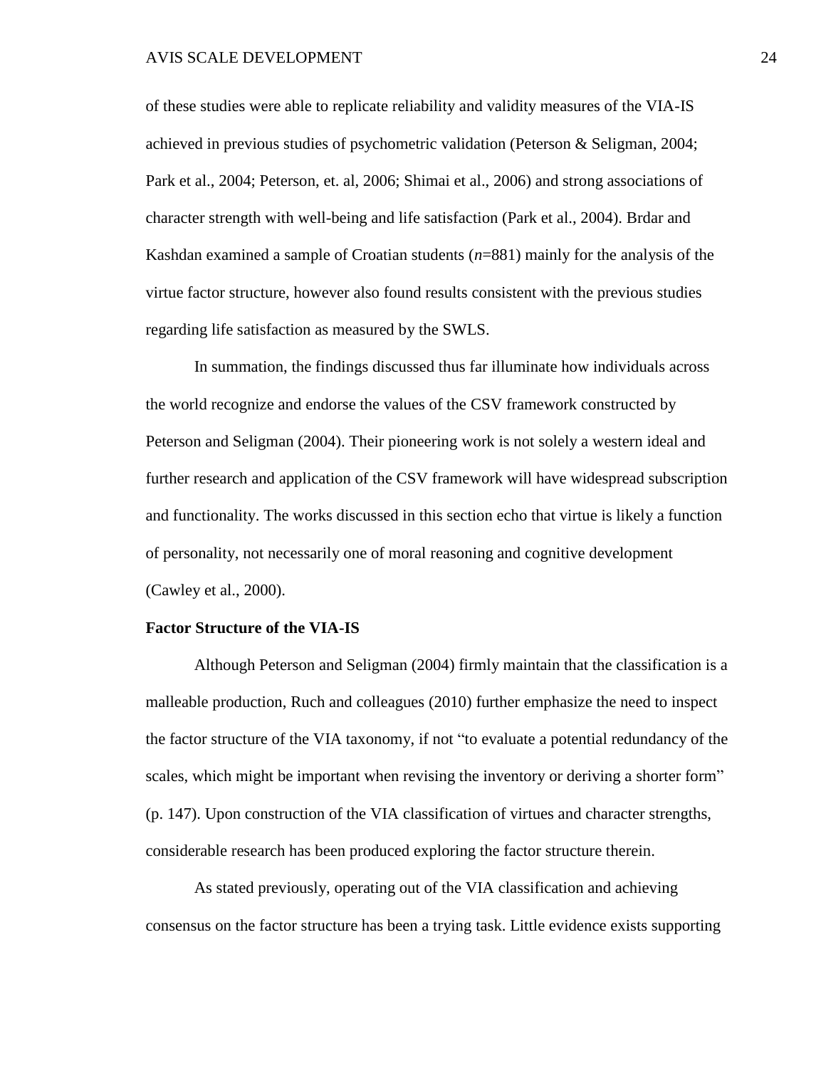of these studies were able to replicate reliability and validity measures of the VIA-IS achieved in previous studies of psychometric validation (Peterson & Seligman, 2004; Park et al., 2004; Peterson, et. al, 2006; Shimai et al., 2006) and strong associations of character strength with well-being and life satisfaction (Park et al., 2004). Brdar and Kashdan examined a sample of Croatian students (*n*=881) mainly for the analysis of the virtue factor structure, however also found results consistent with the previous studies regarding life satisfaction as measured by the SWLS.

In summation, the findings discussed thus far illuminate how individuals across the world recognize and endorse the values of the CSV framework constructed by Peterson and Seligman (2004). Their pioneering work is not solely a western ideal and further research and application of the CSV framework will have widespread subscription and functionality. The works discussed in this section echo that virtue is likely a function of personality, not necessarily one of moral reasoning and cognitive development (Cawley et al., 2000).

### Factor Structure of the VIA-IS

Although Peterson and Seligman (2004) firmly maintain that the classification is a malleable production, Ruch and colleagues (2010) further emphasize the need to inspect the factor structure of the VIA taxonomy, if not "to evaluate a potential redundancy of the scales, which might be important when revising the inventory or deriving a shorter form" (p. 147). Upon construction of the VIA classification of virtues and character strengths, considerable research has been produced exploring the factor structure therein.

As stated previously, operating out of the VIA classification and achieving consensus on the factor structure has been a trying task. Little evidence exists supporting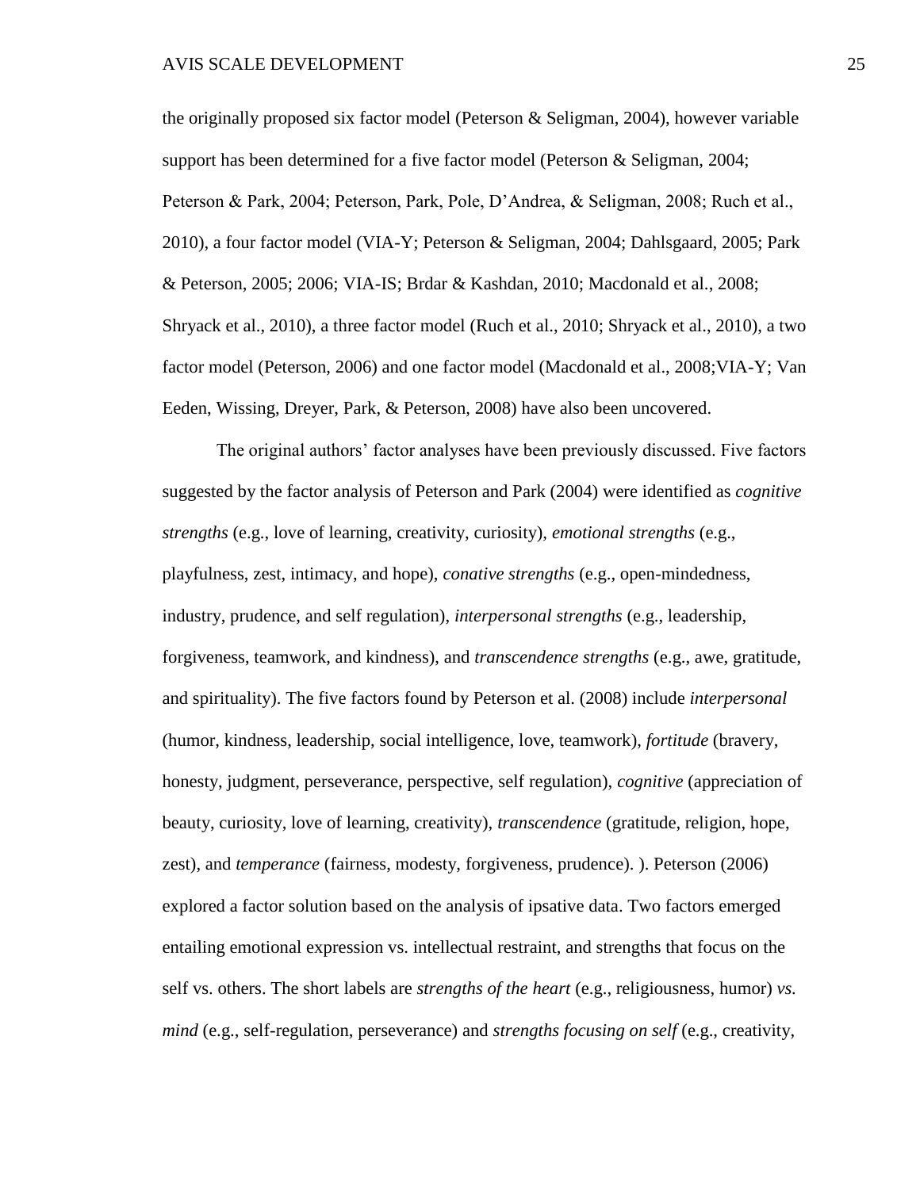the originally proposed six factor model (Peterson & Seligman, 2004), however variable support has been determined for a five factor model (Peterson & Seligman, 2004; Peterson & Park, 2004; Peterson, Park, Pole, D'Andrea, & Seligman, 2008; Ruch et al., 2010), a four factor model (VIA-Y; Peterson & Seligman, 2004; Dahlsgaard, 2005; Park & Peterson, 2005; 2006; VIA-IS; Brdar & Kashdan, 2010; Macdonald et al., 2008; Shryack et al., 2010), a three factor model (Ruch et al., 2010; Shryack et al., 2010), a two factor model (Peterson, 2006) and one factor model (Macdonald et al., 2008;VIA-Y; Van Eeden, Wissing, Dreyer, Park, & Peterson, 2008) have also been uncovered.

The original authors' factor analyses have been previously discussed. Five factors suggested by the factor analysis of Peterson and Park (2004) were identified as *cognitive strengths* (e.g., love of learning, creativity, curiosity), *emotional strengths* (e.g., playfulness, zest, intimacy, and hope), *conative strengths* (e.g., open-mindedness, industry, prudence, and self regulation), *interpersonal strengths* (e.g., leadership, forgiveness, teamwork, and kindness), and *transcendence strengths* (e.g., awe, gratitude, and spirituality). The five factors found by Peterson et al. (2008) include *interpersonal* (humor, kindness, leadership, social intelligence, love, teamwork), *fortitude* (bravery, honesty, judgment, perseverance, perspective, self regulation), *cognitive* (appreciation of beauty, curiosity, love of learning, creativity), *transcendence* (gratitude, religion, hope, zest), and *temperance* (fairness, modesty, forgiveness, prudence). ). Peterson (2006) explored a factor solution based on the analysis of ipsative data. Two factors emerged entailing emotional expression vs. intellectual restraint, and strengths that focus on the self vs. others. The short labels are *strengths of the heart* (e.g., religiousness, humor) *vs. mind* (e.g., self-regulation, perseverance) and *strengths focusing on self* (e.g., creativity,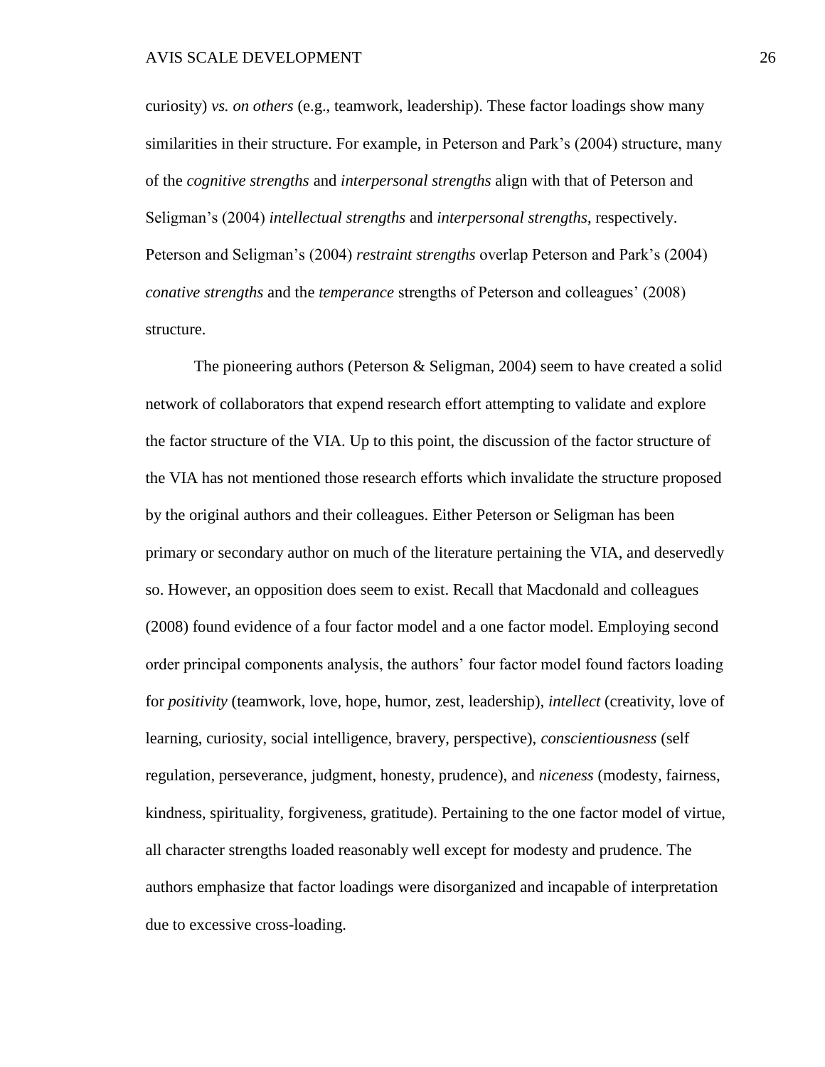curiosity) *vs. on others* (e.g., teamwork, leadership). These factor loadings show many similarities in their structure. For example, in Peterson and Park's (2004) structure, many of the *cognitive strengths* and *interpersonal strengths* align with that of Peterson and Seligman's (2004) *intellectual strengths* and *interpersonal strengths*, respectively. Peterson and Seligman's (2004) *restraint strengths* overlap Peterson and Park's (2004) *conative strengths* and the *temperance* strengths of Peterson and colleagues' (2008) structure.

The pioneering authors (Peterson & Seligman, 2004) seem to have created a solid network of collaborators that expend research effort attempting to validate and explore the factor structure of the VIA. Up to this point, the discussion of the factor structure of the VIA has not mentioned those research efforts which invalidate the structure proposed by the original authors and their colleagues. Either Peterson or Seligman has been primary or secondary author on much of the literature pertaining the VIA, and deservedly so. However, an opposition does seem to exist. Recall that Macdonald and colleagues (2008) found evidence of a four factor model and a one factor model. Employing second order principal components analysis, the authors' four factor model found factors loading for *positivity* (teamwork, love, hope, humor, zest, leadership), *intellect* (creativity, love of learning, curiosity, social intelligence, bravery, perspective), *conscientiousness* (self regulation, perseverance, judgment, honesty, prudence), and *niceness* (modesty, fairness, kindness, spirituality, forgiveness, gratitude). Pertaining to the one factor model of virtue, all character strengths loaded reasonably well except for modesty and prudence. The authors emphasize that factor loadings were disorganized and incapable of interpretation due to excessive cross-loading.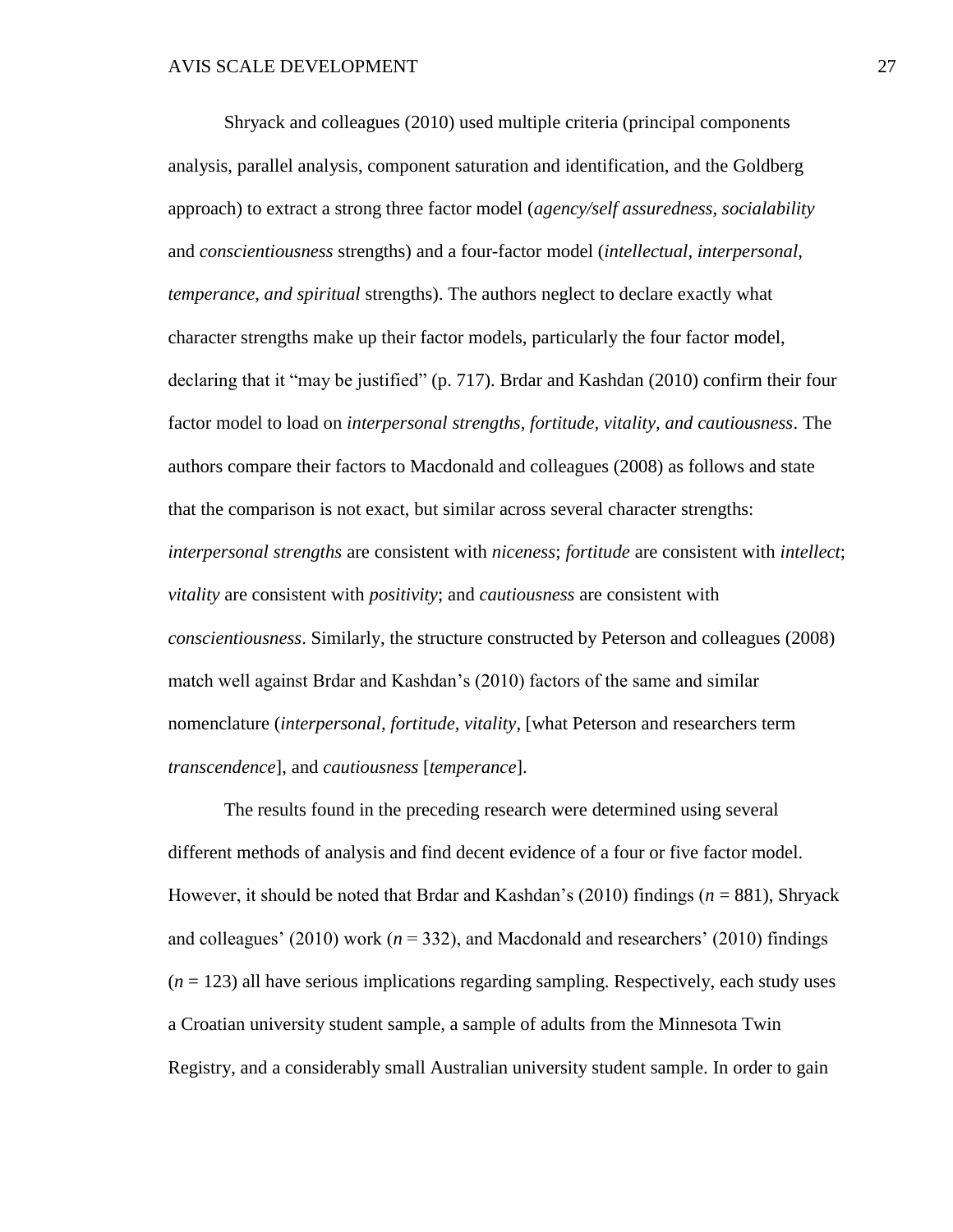Shryack and colleagues (2010) used multiple criteria (principal components analysis, parallel analysis, component saturation and identification, and the Goldberg approach) to extract a strong three factor model (*agency/self assuredness*, *socialability* and *conscientiousness* strengths) and a four-factor model (*intellectual, interpersonal, temperance, and spiritual* strengths). The authors neglect to declare exactly what character strengths make up their factor models, particularly the four factor model, declaring that it "may be justified" (p. 717). Brdar and Kashdan (2010) confirm their four factor model to load on *interpersonal strengths, fortitude, vitality, and cautiousness*. The authors compare their factors to Macdonald and colleagues (2008) as follows and state that the comparison is not exact, but similar across several character strengths: *interpersonal strengths* are consistent with *niceness*; *fortitude* are consistent with *intellect*; *vitality* are consistent with *positivity*; and *cautiousness* are consistent with *conscientiousness*. Similarly, the structure constructed by Peterson and colleagues (2008) match well against Brdar and Kashdan's (2010) factors of the same and similar nomenclature (*interpersonal, fortitude, vitality*, [what Peterson and researchers term *transcendence*], and *cautiousness* [*temperance*].

The results found in the preceding research were determined using several different methods of analysis and find decent evidence of a four or five factor model. However, it should be noted that Brdar and Kashdan's (2010) findings ($n$ = 881), Shryack and colleagues' (2010) work ($n$ = 332), and Macdonald and researchers' (2010) findings ($n$ = 123) all have serious implications regarding sampling. Respectively, each study uses a Croatian university student sample, a sample of adults from the Minnesota Twin Registry, and a considerably small Australian university student sample. In order to gain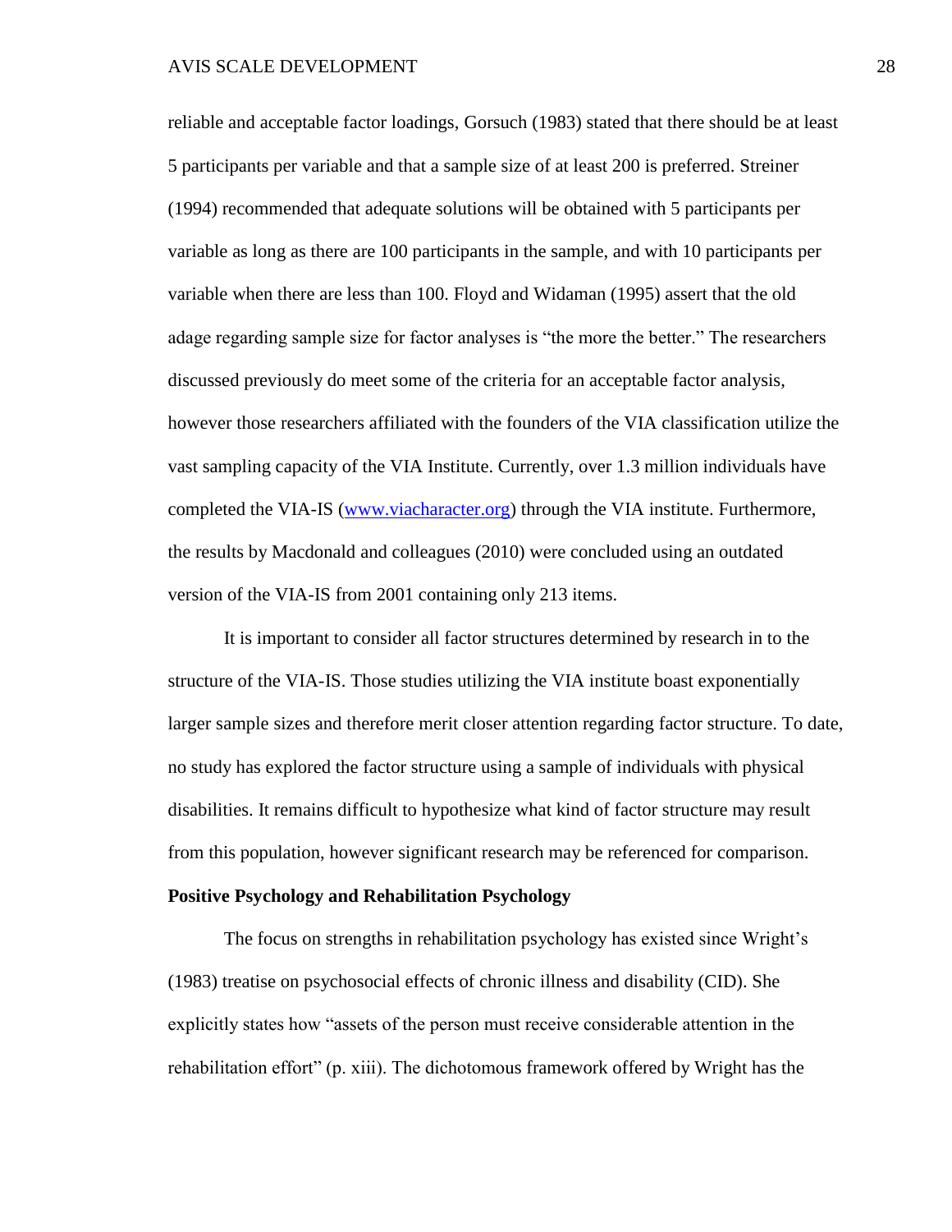reliable and acceptable factor loadings, Gorsuch (1983) stated that there should be at least 5 participants per variable and that a sample size of at least 200 is preferred. Streiner (1994) recommended that adequate solutions will be obtained with 5 participants per variable as long as there are 100 participants in the sample, and with 10 participants per variable when there are less than 100. Floyd and Widaman (1995) assert that the old adage regarding sample size for factor analyses is "the more the better." The researchers discussed previously do meet some of the criteria for an acceptable factor analysis, however those researchers affiliated with the founders of the VIA classification utilize the vast sampling capacity of the VIA Institute. Currently, over 1.3 million individuals have completed the VIA-IS ([www.viacharacter.org](http://www.viacharacter.org)) through the VIA institute. Furthermore, the results by Macdonald and colleagues (2010) were concluded using an outdated version of the VIA-IS from 2001 containing only 213 items.

It is important to consider all factor structures determined by research in to the structure of the VIA-IS. Those studies utilizing the VIA institute boast exponentially larger sample sizes and therefore merit closer attention regarding factor structure. To date, no study has explored the factor structure using a sample of individuals with physical disabilities. It remains difficult to hypothesize what kind of factor structure may result from this population, however significant research may be referenced for comparison.

**Positive Psychology and Rehabilitation Psychology**

The focus on strengths in rehabilitation psychology has existed since Wright's (1983) treatise on psychosocial effects of chronic illness and disability (CID). She explicitly states how "assets of the person must receive considerable attention in the rehabilitation effort" (p. xiii). The dichotomous framework offered by Wright has the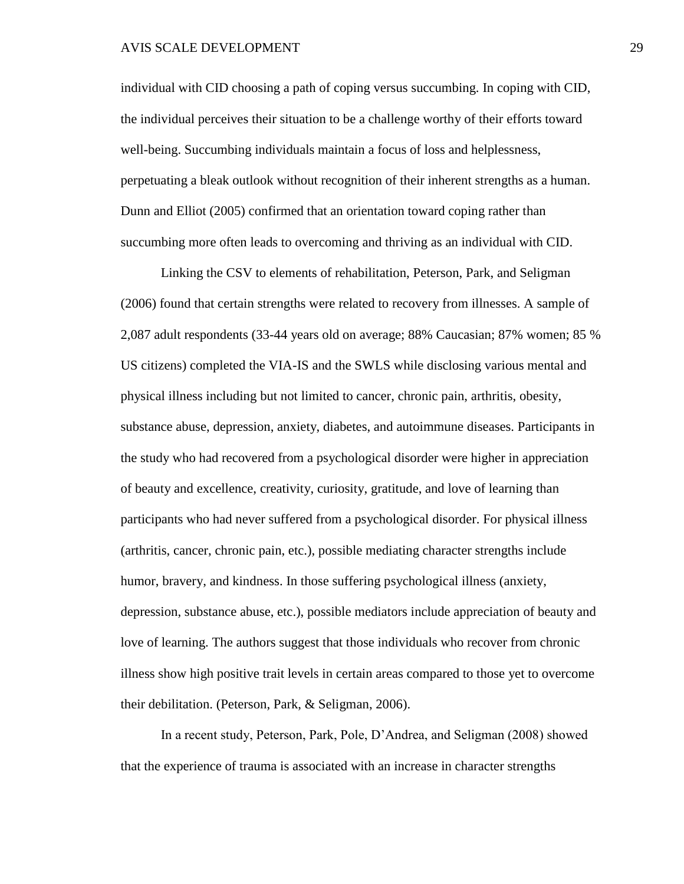individual with CID choosing a path of coping versus succumbing. In coping with CID, the individual perceives their situation to be a challenge worthy of their efforts toward well-being. Succumbing individuals maintain a focus of loss and helplessness, perpetuating a bleak outlook without recognition of their inherent strengths as a human. Dunn and Elliot (2005) confirmed that an orientation toward coping rather than succumbing more often leads to overcoming and thriving as an individual with CID.

Linking the CSV to elements of rehabilitation, Peterson, Park, and Seligman (2006) found that certain strengths were related to recovery from illnesses. A sample of 2,087 adult respondents (33-44 years old on average; 88% Caucasian; 87% women; 85 % US citizens) completed the VIA-IS and the SWLS while disclosing various mental and physical illness including but not limited to cancer, chronic pain, arthritis, obesity, substance abuse, depression, anxiety, diabetes, and autoimmune diseases. Participants in the study who had recovered from a psychological disorder were higher in appreciation of beauty and excellence, creativity, curiosity, gratitude, and love of learning than participants who had never suffered from a psychological disorder. For physical illness (arthritis, cancer, chronic pain, etc.), possible mediating character strengths include humor, bravery, and kindness. In those suffering psychological illness (anxiety, depression, substance abuse, etc.), possible mediators include appreciation of beauty and love of learning. The authors suggest that those individuals who recover from chronic illness show high positive trait levels in certain areas compared to those yet to overcome their debilitation. (Peterson, Park, & Seligman, 2006).

In a recent study, Peterson, Park, Pole, D'Andrea, and Seligman (2008) showed that the experience of trauma is associated with an increase in character strengths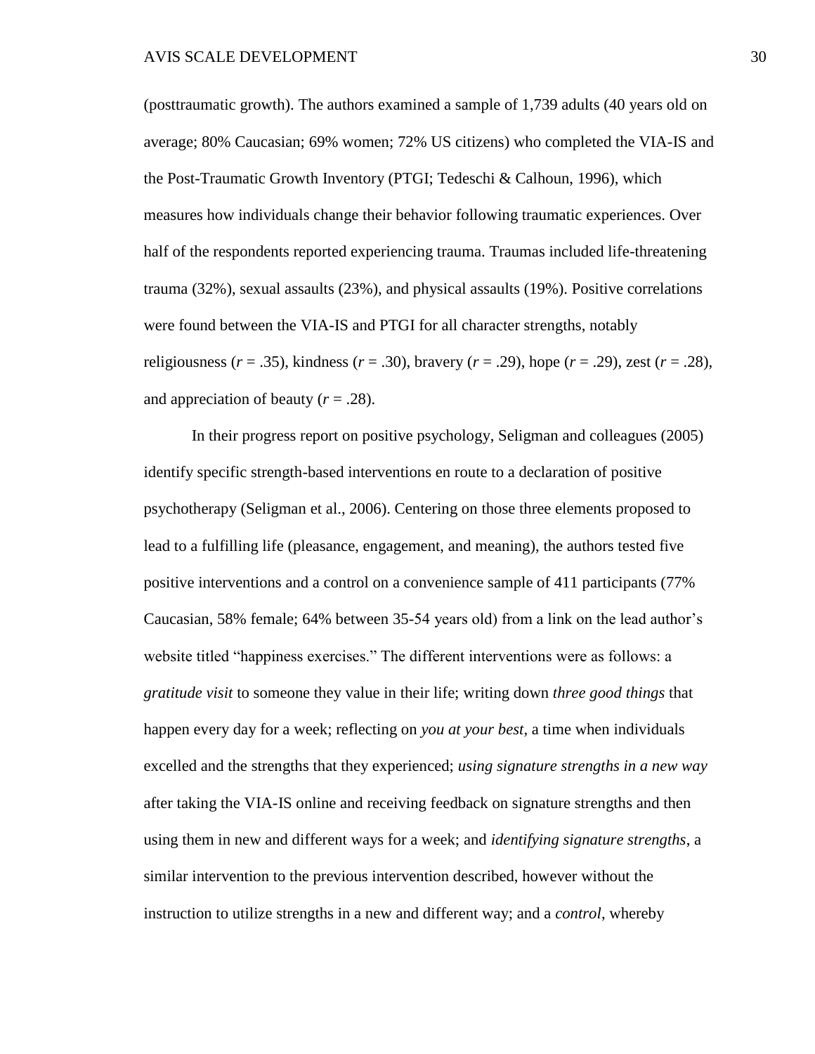(posttraumatic growth). The authors examined a sample of 1,739 adults (40 years old on average; 80% Caucasian; 69% women; 72% US citizens) who completed the VIA-IS and the Post-Traumatic Growth Inventory (PTGI; Tedeschi & Calhoun, 1996), which measures how individuals change their behavior following traumatic experiences. Over half of the respondents reported experiencing trauma. Traumas included life-threatening trauma (32%), sexual assaults (23%), and physical assaults (19%). Positive correlations were found between the VIA-IS and PTGI for all character strengths, notably religiousness ($r$ = .35), kindness ($r$ = .30), bravery ($r$ = .29), hope ($r$ = .29), zest ($r$ = .28), and appreciation of beauty ($r$ = .28).

In their progress report on positive psychology, Seligman and colleagues (2005) identify specific strength-based interventions en route to a declaration of positive psychotherapy (Seligman et al., 2006). Centering on those three elements proposed to lead to a fulfilling life (pleasance, engagement, and meaning), the authors tested five positive interventions and a control on a convenience sample of 411 participants (77% Caucasian, 58% female; 64% between 35-54 years old) from a link on the lead author's website titled "happiness exercises." The different interventions were as follows: a *gratitude visit* to someone they value in their life; writing down *three good things* that happen every day for a week; reflecting on *you at your best*, a time when individuals excelled and the strengths that they experienced; *using signature strengths in a new way* after taking the VIA-IS online and receiving feedback on signature strengths and then using them in new and different ways for a week; and *identifying signature strengths*, a similar intervention to the previous intervention described, however without the instruction to utilize strengths in a new and different way; and a *control*, whereby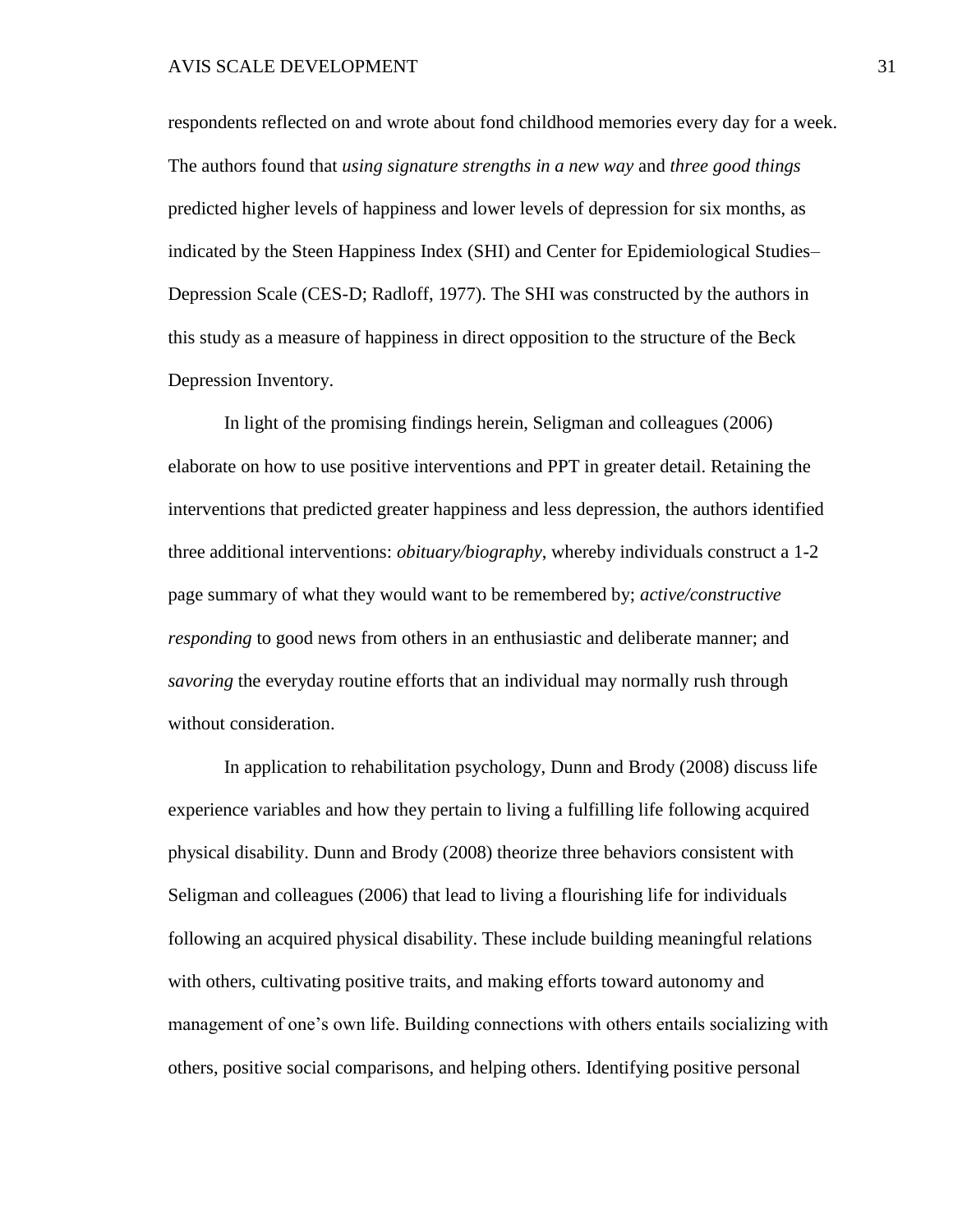respondents reflected on and wrote about fond childhood memories every day for a week. The authors found that *using signature strengths in a new way* and *three good things* predicted higher levels of happiness and lower levels of depression for six months, as indicated by the Steen Happiness Index (SHI) and Center for Epidemiological Studies–Depression Scale (CES-D; Radloff, 1977). The SHI was constructed by the authors in this study as a measure of happiness in direct opposition to the structure of the Beck Depression Inventory.

In light of the promising findings herein, Seligman and colleagues (2006) elaborate on how to use positive interventions and PPT in greater detail. Retaining the interventions that predicted greater happiness and less depression, the authors identified three additional interventions: *obituary/biography*, whereby individuals construct a 1-2 page summary of what they would want to be remembered by; *active/constructive responding* to good news from others in an enthusiastic and deliberate manner; and *savoring* the everyday routine efforts that an individual may normally rush through without consideration.

In application to rehabilitation psychology, Dunn and Brody (2008) discuss life experience variables and how they pertain to living a fulfilling life following acquired physical disability. Dunn and Brody (2008) theorize three behaviors consistent with Seligman and colleagues (2006) that lead to living a flourishing life for individuals following an acquired physical disability. These include building meaningful relations with others, cultivating positive traits, and making efforts toward autonomy and management of one's own life. Building connections with others entails socializing with others, positive social comparisons, and helping others. Identifying positive personal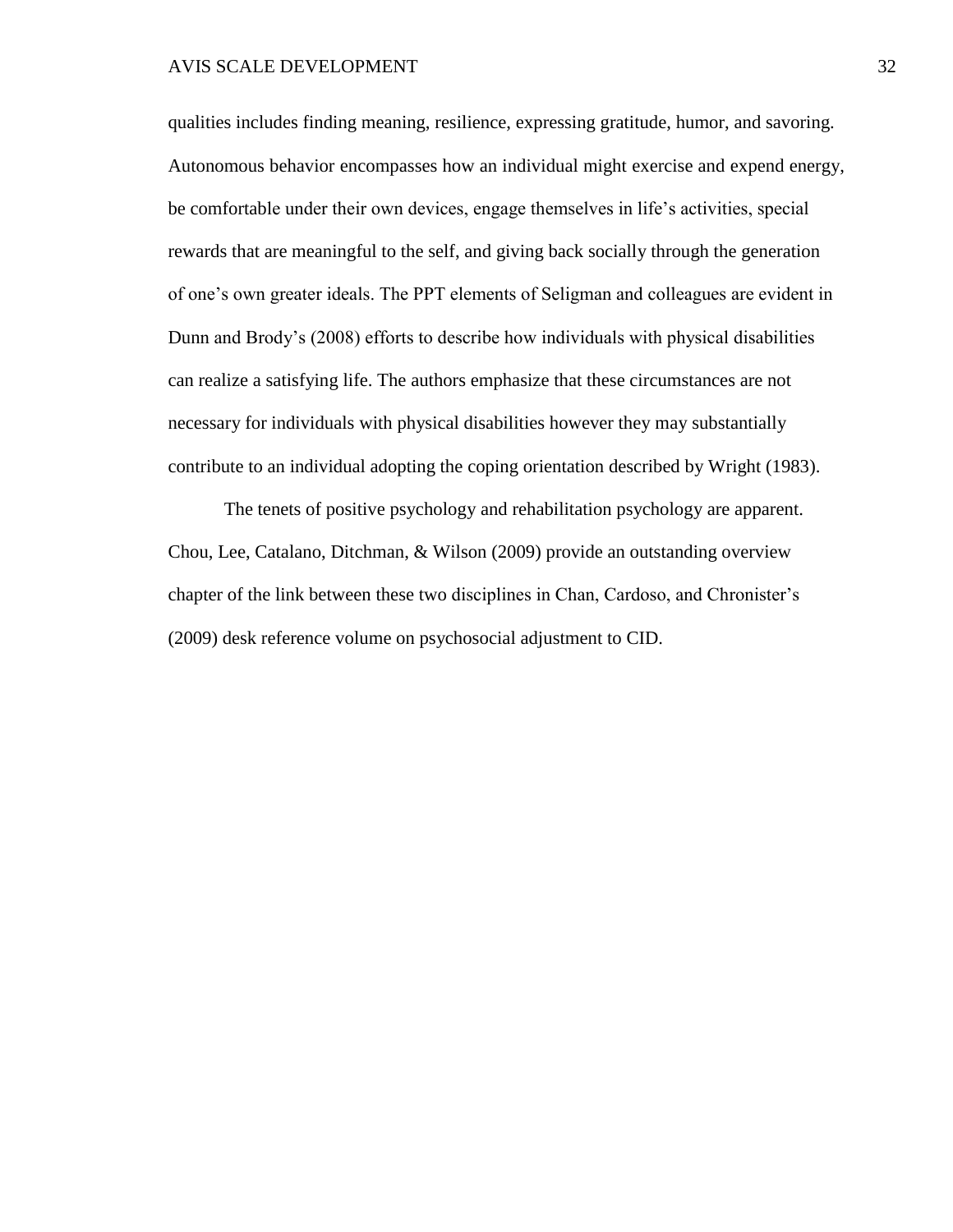qualities includes finding meaning, resilience, expressing gratitude, humor, and savoring. Autonomous behavior encompasses how an individual might exercise and expend energy, be comfortable under their own devices, engage themselves in life's activities, special rewards that are meaningful to the self, and giving back socially through the generation of one's own greater ideals. The PPT elements of Seligman and colleagues are evident in Dunn and Brody's (2008) efforts to describe how individuals with physical disabilities can realize a satisfying life. The authors emphasize that these circumstances are not necessary for individuals with physical disabilities however they may substantially contribute to an individual adopting the coping orientation described by Wright (1983).

The tenets of positive psychology and rehabilitation psychology are apparent. Chou, Lee, Catalano, Ditchman, & Wilson (2009) provide an outstanding overview chapter of the link between these two disciplines in Chan, Cardoso, and Chronister's (2009) desk reference volume on psychosocial adjustment to CID.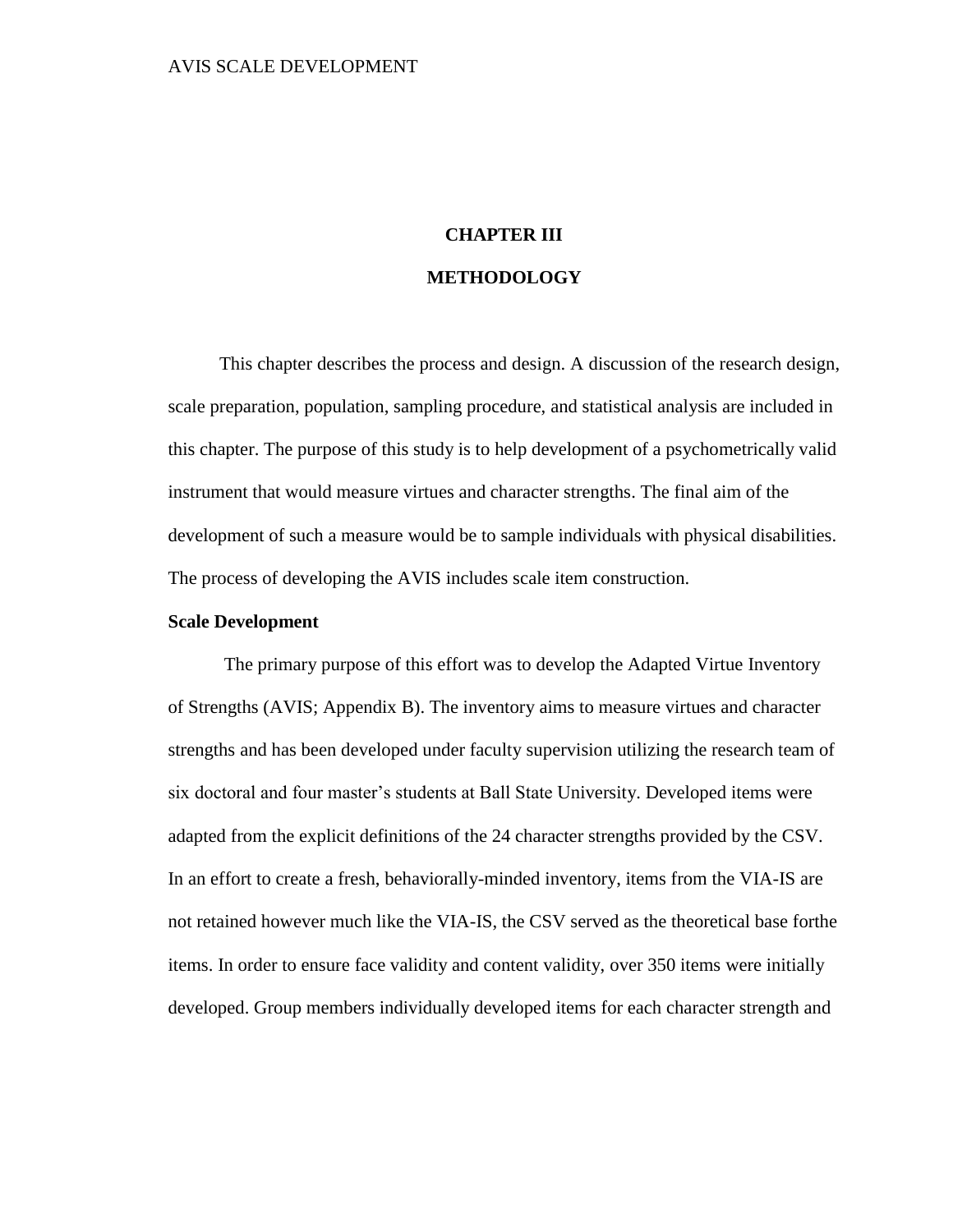# CHAPTER III

# METHODOLOGY

This chapter describes the process and design. A discussion of the research design, scale preparation, population, sampling procedure, and statistical analysis are included in this chapter. The purpose of this study is to help development of a psychometrically valid instrument that would measure virtues and character strengths. The final aim of the development of such a measure would be to sample individuals with physical disabilities. The process of developing the AVIS includes scale item construction.

**Scale Development**

The primary purpose of this effort was to develop the Adapted Virtue Inventory of Strengths (AVIS; Appendix B). The inventory aims to measure virtues and character strengths and has been developed under faculty supervision utilizing the research team of six doctoral and four master's students at Ball State University. Developed items were adapted from the explicit definitions of the 24 character strengths provided by the CSV. In an effort to create a fresh, behaviorally-minded inventory, items from the VIA-IS are not retained however much like the VIA-IS, the CSV served as the theoretical base forthe items. In order to ensure face validity and content validity, over 350 items were initially developed. Group members individually developed items for each character strength and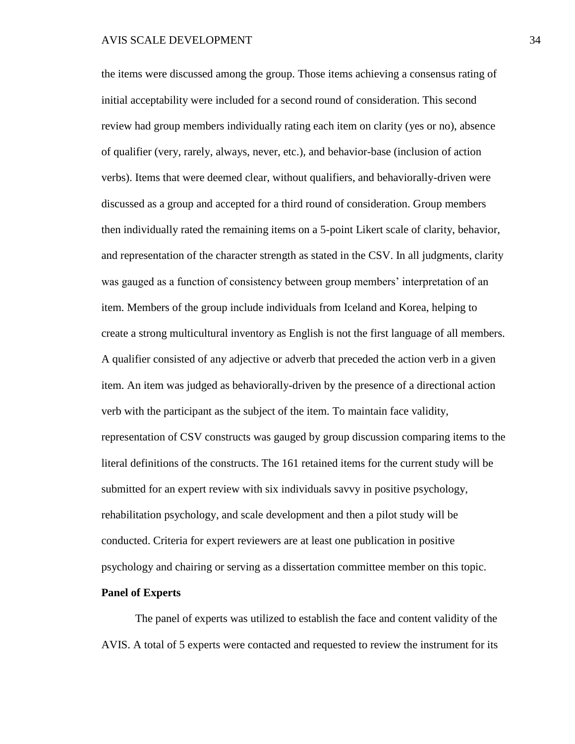the items were discussed among the group. Those items achieving a consensus rating of initial acceptability were included for a second round of consideration. This second review had group members individually rating each item on clarity (yes or no), absence of qualifier (very, rarely, always, never, etc.), and behavior-base (inclusion of action verbs). Items that were deemed clear, without qualifiers, and behaviorally-driven were discussed as a group and accepted for a third round of consideration. Group members then individually rated the remaining items on a 5-point Likert scale of clarity, behavior, and representation of the character strength as stated in the CSV. In all judgments, clarity was gauged as a function of consistency between group members' interpretation of an item. Members of the group include individuals from Iceland and Korea, helping to create a strong multicultural inventory as English is not the first language of all members. A qualifier consisted of any adjective or adverb that preceded the action verb in a given item. An item was judged as behaviorally-driven by the presence of a directional action verb with the participant as the subject of the item. To maintain face validity, representation of CSV constructs was gauged by group discussion comparing items to the literal definitions of the constructs. The 161 retained items for the current study will be submitted for an expert review with six individuals savvy in positive psychology, rehabilitation psychology, and scale development and then a pilot study will be conducted. Criteria for expert reviewers are at least one publication in positive psychology and chairing or serving as a dissertation committee member on this topic.

**Panel of Experts**

The panel of experts was utilized to establish the face and content validity of the AVIS. A total of 5 experts were contacted and requested to review the instrument for its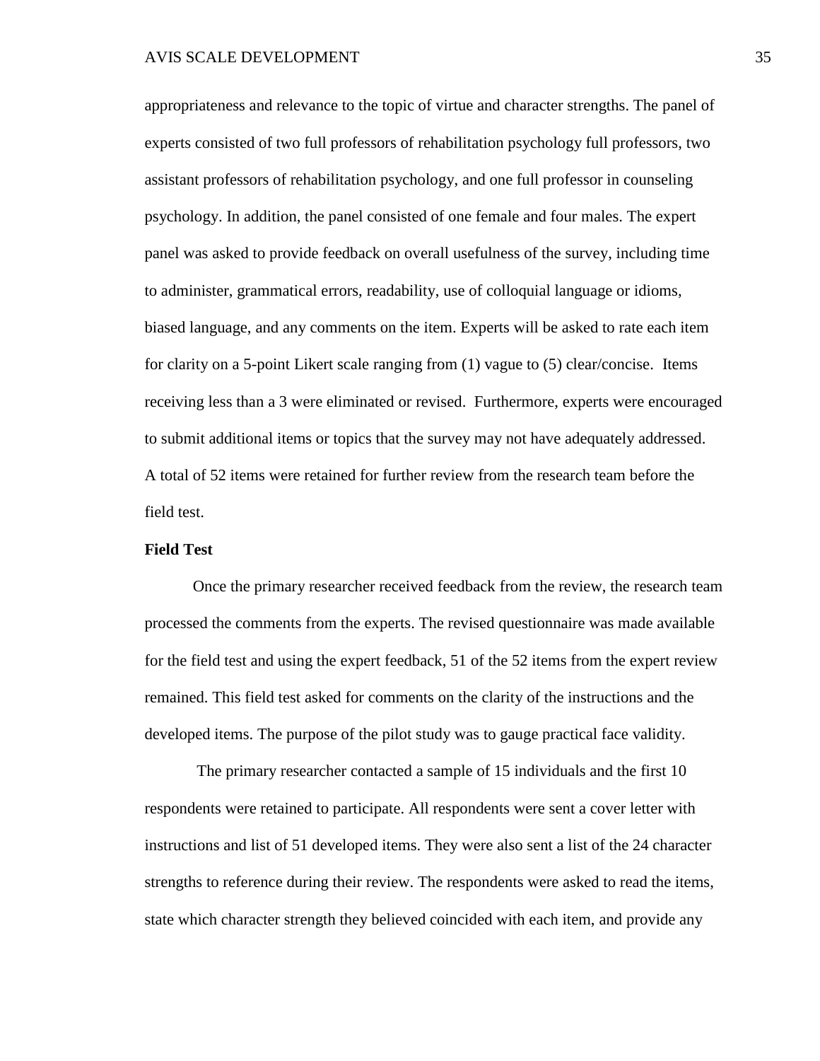appropriateness and relevance to the topic of virtue and character strengths. The panel of experts consisted of two full professors of rehabilitation psychology full professors, two assistant professors of rehabilitation psychology, and one full professor in counseling psychology. In addition, the panel consisted of one female and four males. The expert panel was asked to provide feedback on overall usefulness of the survey, including time to administer, grammatical errors, readability, use of colloquial language or idioms, biased language, and any comments on the item. Experts will be asked to rate each item for clarity on a 5-point Likert scale ranging from (1) vague to (5) clear/concise. Items receiving less than a 3 were eliminated or revised. Furthermore, experts were encouraged to submit additional items or topics that the survey may not have adequately addressed. A total of 52 items were retained for further review from the research team before the field test.

**Field Test**

Once the primary researcher received feedback from the review, the research team processed the comments from the experts. The revised questionnaire was made available for the field test and using the expert feedback, 51 of the 52 items from the expert review remained. This field test asked for comments on the clarity of the instructions and the developed items. The purpose of the pilot study was to gauge practical face validity.

The primary researcher contacted a sample of 15 individuals and the first 10 respondents were retained to participate. All respondents were sent a cover letter with instructions and list of 51 developed items. They were also sent a list of the 24 character strengths to reference during their review. The respondents were asked to read the items, state which character strength they believed coincided with each item, and provide any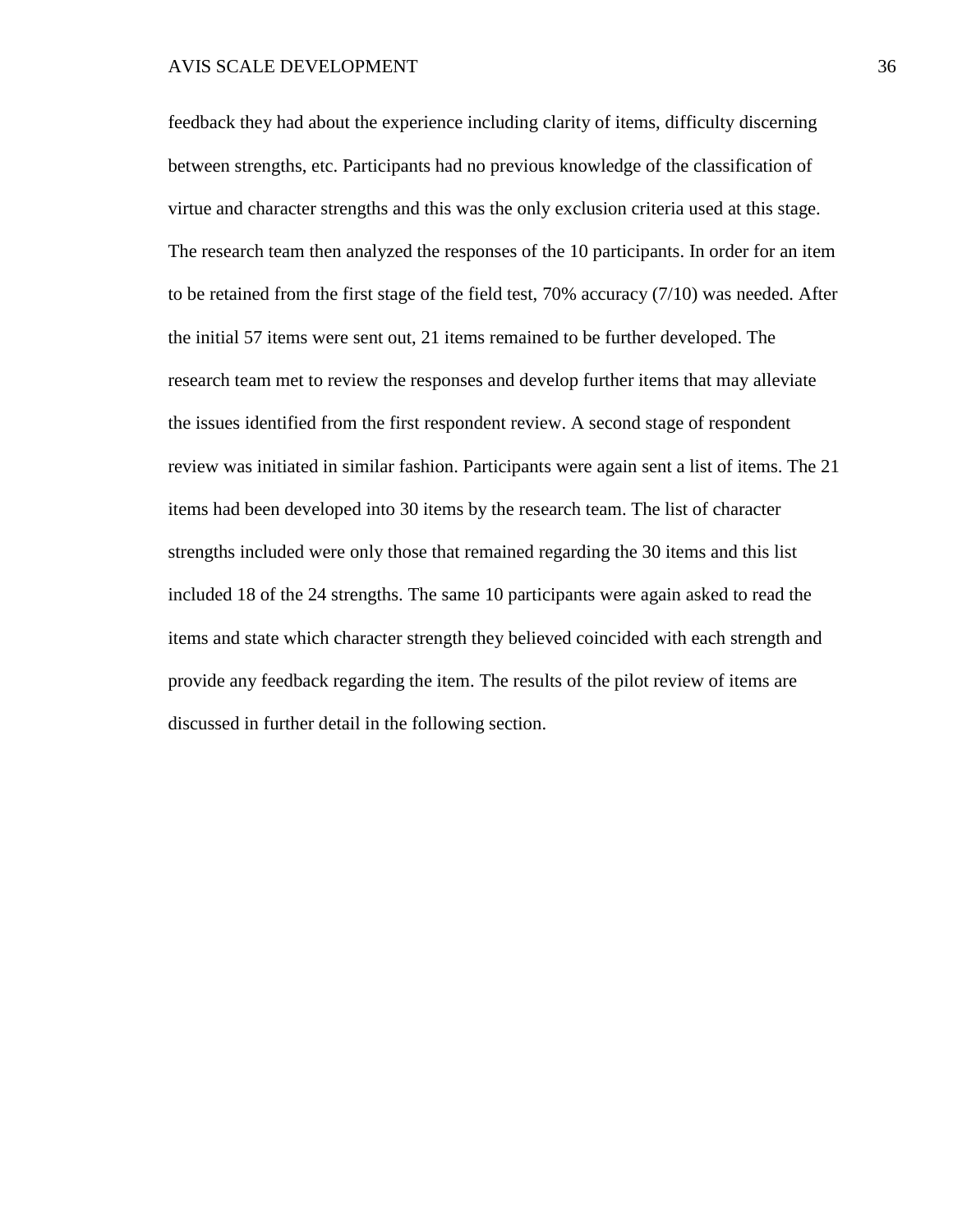feedback they had about the experience including clarity of items, difficulty discerning between strengths, etc. Participants had no previous knowledge of the classification of virtue and character strengths and this was the only exclusion criteria used at this stage. The research team then analyzed the responses of the 10 participants. In order for an item to be retained from the first stage of the field test, 70% accuracy (7/10) was needed. After the initial 57 items were sent out, 21 items remained to be further developed. The research team met to review the responses and develop further items that may alleviate the issues identified from the first respondent review. A second stage of respondent review was initiated in similar fashion. Participants were again sent a list of items. The 21 items had been developed into 30 items by the research team. The list of character strengths included were only those that remained regarding the 30 items and this list included 18 of the 24 strengths. The same 10 participants were again asked to read the items and state which character strength they believed coincided with each strength and provide any feedback regarding the item. The results of the pilot review of items are discussed in further detail in the following section.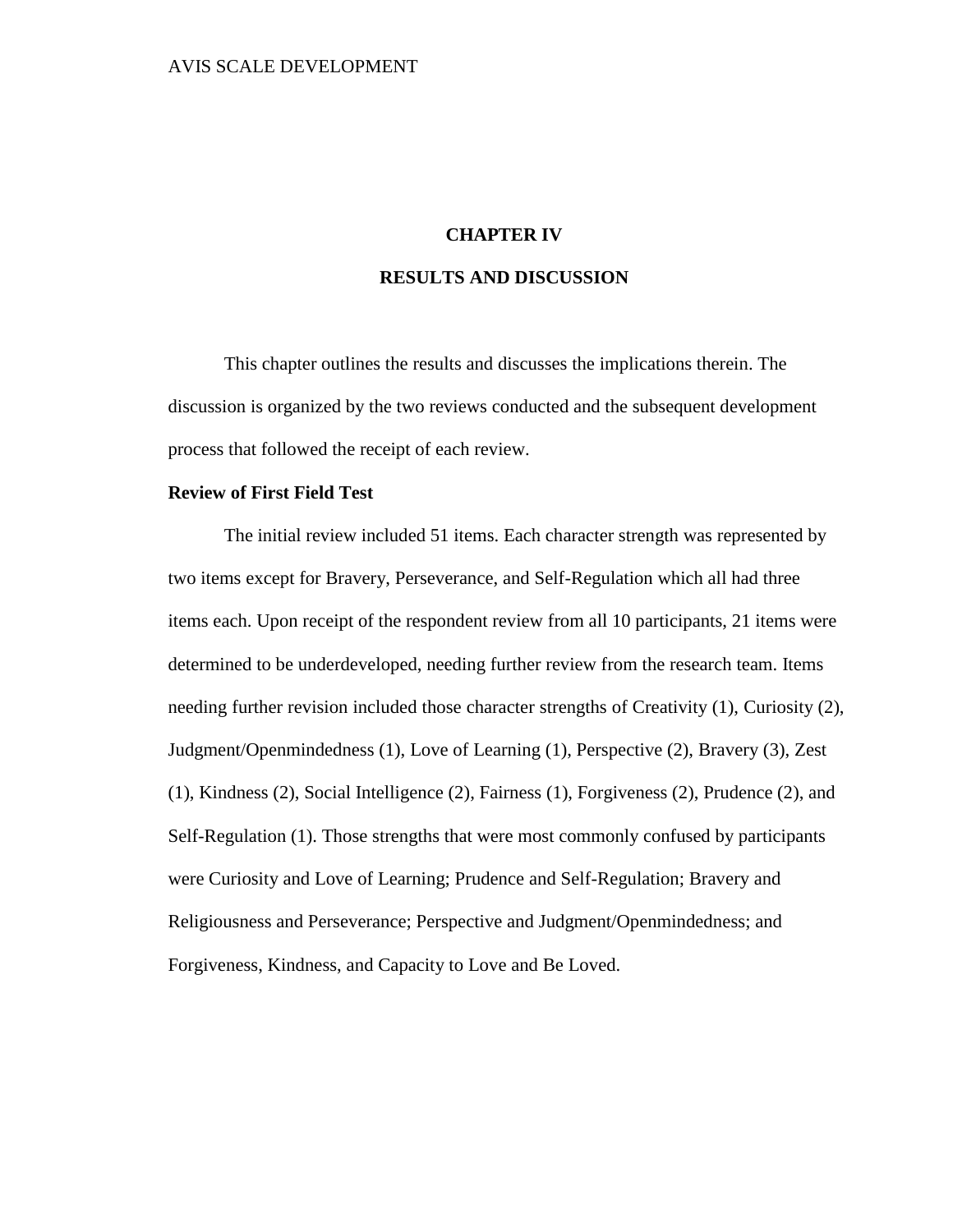# CHAPTER IV

# RESULTS AND DISCUSSION

This chapter outlines the results and discusses the implications therein. The discussion is organized by the two reviews conducted and the subsequent development process that followed the receipt of each review.

## Review of First Field Test

The initial review included 51 items. Each character strength was represented by two items except for Bravery, Perseverance, and Self-Regulation which all had three items each. Upon receipt of the respondent review from all 10 participants, 21 items were determined to be underdeveloped, needing further review from the research team. Items needing further revision included those character strengths of Creativity (1), Curiosity (2), Judgment/Openmindedness (1), Love of Learning (1), Perspective (2), Bravery (3), Zest (1), Kindness (2), Social Intelligence (2), Fairness (1), Forgiveness (2), Prudence (2), and Self-Regulation (1). Those strengths that were most commonly confused by participants were Curiosity and Love of Learning; Prudence and Self-Regulation; Bravery and Religiousness and Perseverance; Perspective and Judgment/Openmindedness; and Forgiveness, Kindness, and Capacity to Love and Be Loved.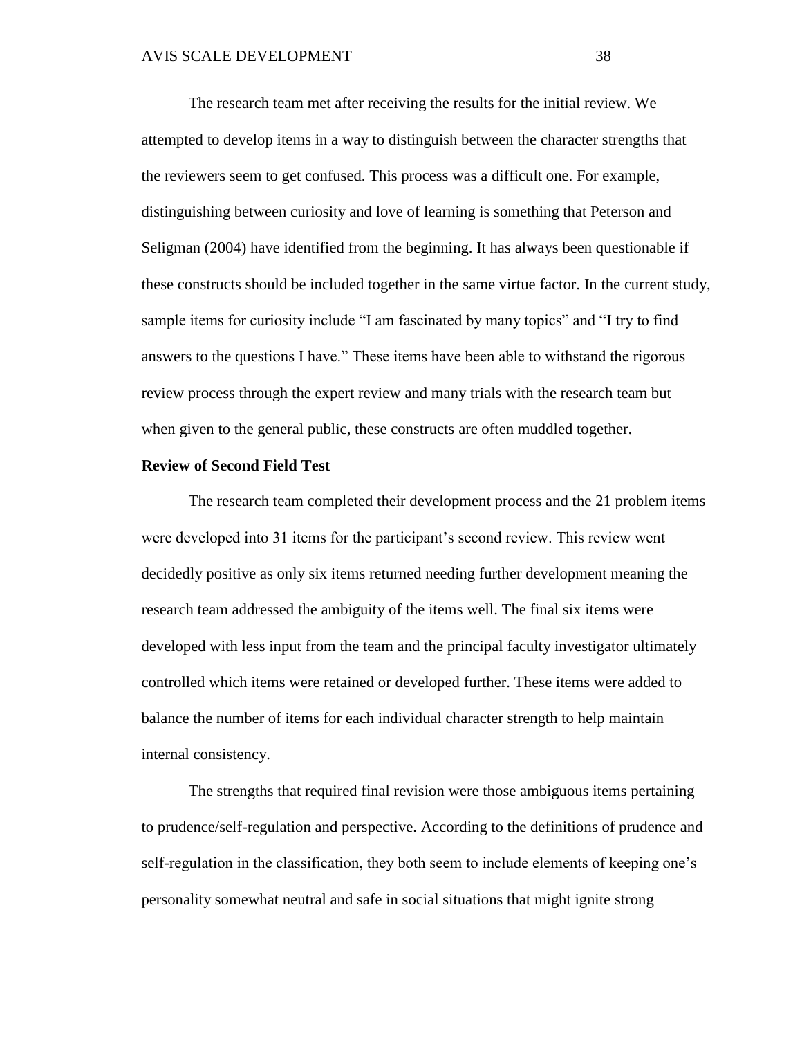The research team met after receiving the results for the initial review. We attempted to develop items in a way to distinguish between the character strengths that the reviewers seem to get confused. This process was a difficult one. For example, distinguishing between curiosity and love of learning is something that Peterson and Seligman (2004) have identified from the beginning. It has always been questionable if these constructs should be included together in the same virtue factor. In the current study, sample items for curiosity include "I am fascinated by many topics" and "I try to find answers to the questions I have." These items have been able to withstand the rigorous review process through the expert review and many trials with the research team but when given to the general public, these constructs are often muddled together.

**Review of Second Field Test**

The research team completed their development process and the 21 problem items were developed into 31 items for the participant's second review. This review went decidedly positive as only six items returned needing further development meaning the research team addressed the ambiguity of the items well. The final six items were developed with less input from the team and the principal faculty investigator ultimately controlled which items were retained or developed further. These items were added to balance the number of items for each individual character strength to help maintain internal consistency.

The strengths that required final revision were those ambiguous items pertaining to prudence/self-regulation and perspective. According to the definitions of prudence and self-regulation in the classification, they both seem to include elements of keeping one's personality somewhat neutral and safe in social situations that might ignite strong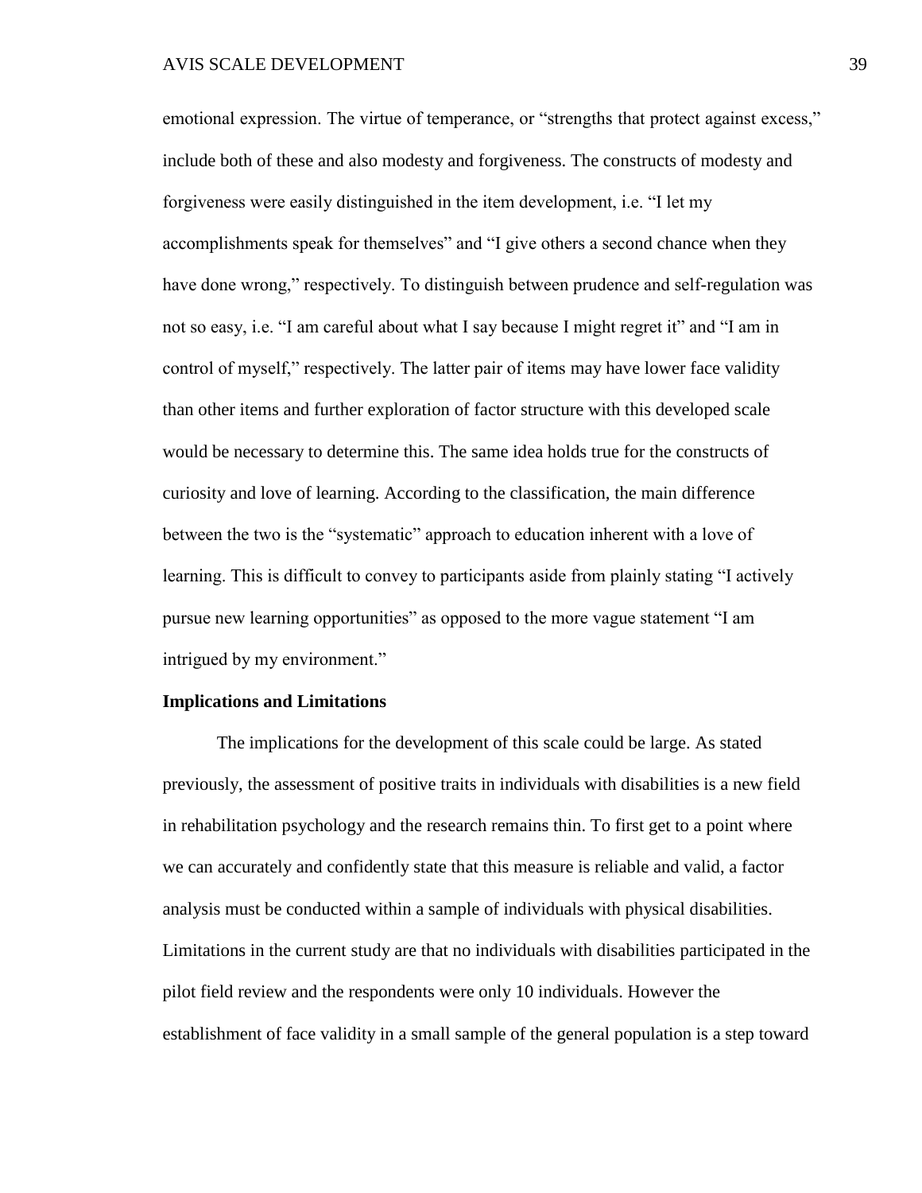emotional expression. The virtue of temperance, or "strengths that protect against excess," include both of these and also modesty and forgiveness. The constructs of modesty and forgiveness were easily distinguished in the item development, i.e. "I let my accomplishments speak for themselves" and "I give others a second chance when they have done wrong," respectively. To distinguish between prudence and self-regulation was not so easy, i.e. "I am careful about what I say because I might regret it" and "I am in control of myself," respectively. The latter pair of items may have lower face validity than other items and further exploration of factor structure with this developed scale would be necessary to determine this. The same idea holds true for the constructs of curiosity and love of learning. According to the classification, the main difference between the two is the "systematic" approach to education inherent with a love of learning. This is difficult to convey to participants aside from plainly stating "I actively pursue new learning opportunities" as opposed to the more vague statement "I am intrigued by my environment."

**Implications and Limitations**

The implications for the development of this scale could be large. As stated previously, the assessment of positive traits in individuals with disabilities is a new field in rehabilitation psychology and the research remains thin. To first get to a point where we can accurately and confidently state that this measure is reliable and valid, a factor analysis must be conducted within a sample of individuals with physical disabilities. Limitations in the current study are that no individuals with disabilities participated in the pilot field review and the respondents were only 10 individuals. However the establishment of face validity in a small sample of the general population is a step toward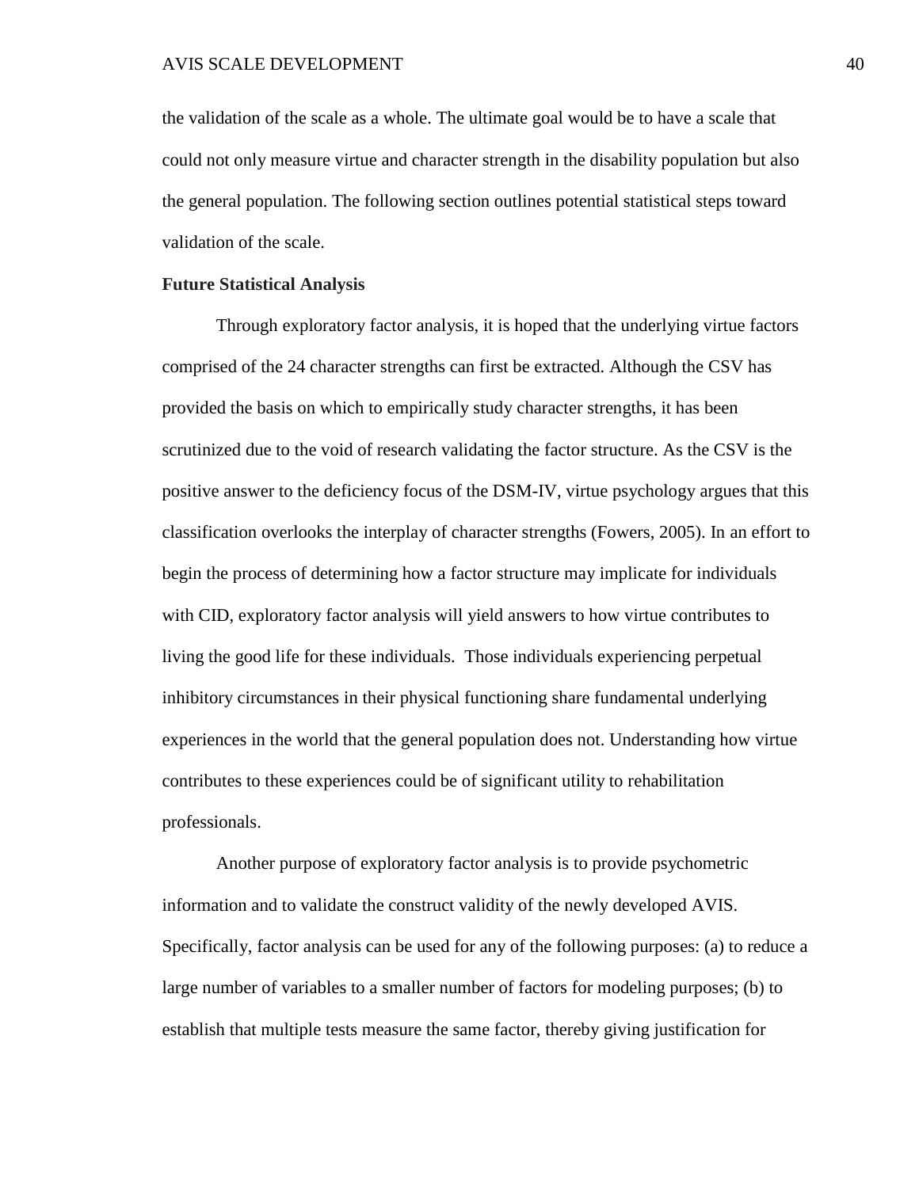the validation of the scale as a whole. The ultimate goal would be to have a scale that could not only measure virtue and character strength in the disability population but also the general population. The following section outlines potential statistical steps toward validation of the scale.

**Future Statistical Analysis**

Through exploratory factor analysis, it is hoped that the underlying virtue factors comprised of the 24 character strengths can first be extracted. Although the CSV has provided the basis on which to empirically study character strengths, it has been scrutinized due to the void of research validating the factor structure. As the CSV is the positive answer to the deficiency focus of the DSM-IV, virtue psychology argues that this classification overlooks the interplay of character strengths (Fowers, 2005). In an effort to begin the process of determining how a factor structure may implicate for individuals with CID, exploratory factor analysis will yield answers to how virtue contributes to living the good life for these individuals. Those individuals experiencing perpetual inhibitory circumstances in their physical functioning share fundamental underlying experiences in the world that the general population does not. Understanding how virtue contributes to these experiences could be of significant utility to rehabilitation professionals.

Another purpose of exploratory factor analysis is to provide psychometric information and to validate the construct validity of the newly developed AVIS. Specifically, factor analysis can be used for any of the following purposes: (a) to reduce a large number of variables to a smaller number of factors for modeling purposes; (b) to establish that multiple tests measure the same factor, thereby giving justification for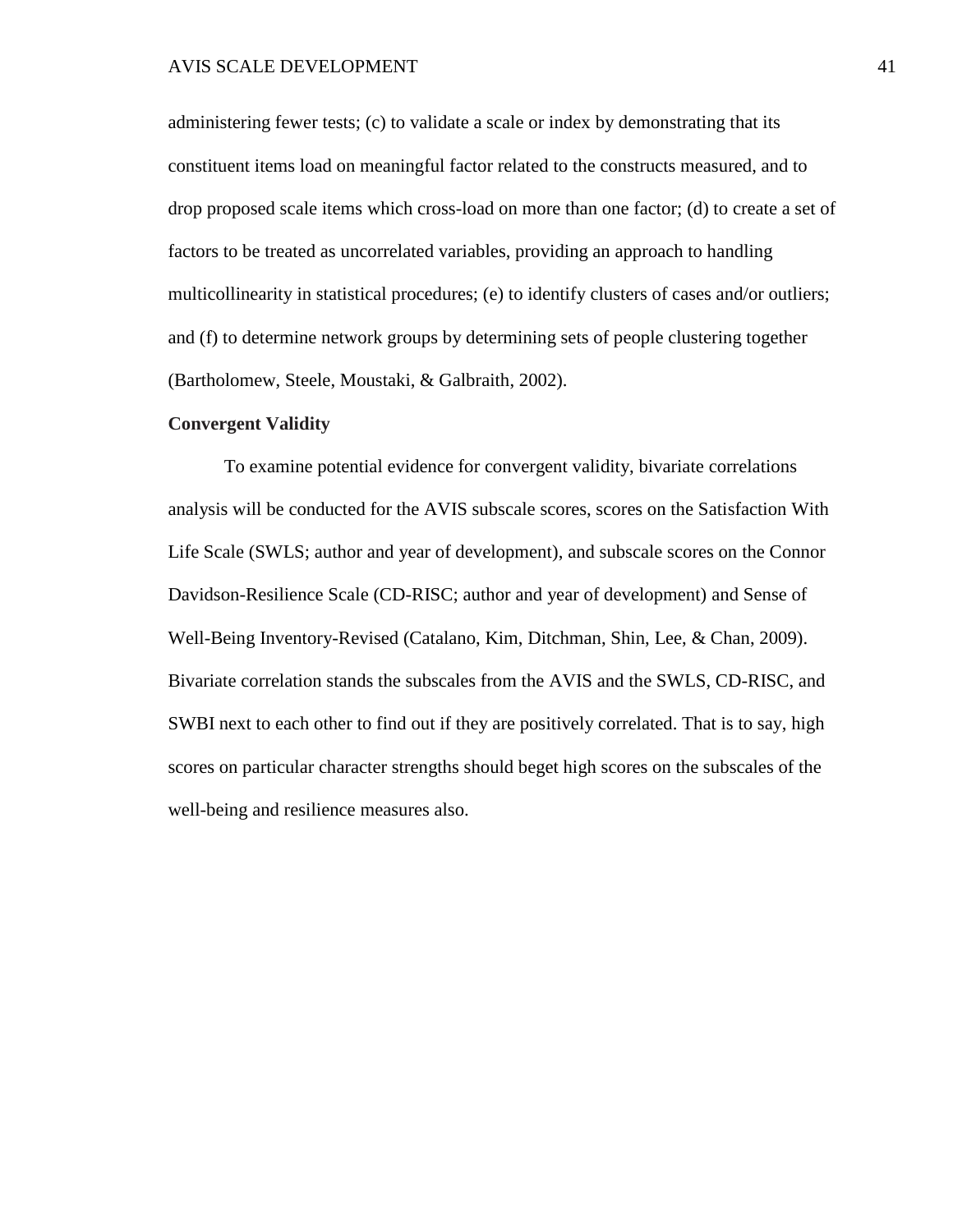administering fewer tests; (c) to validate a scale or index by demonstrating that its constituent items load on meaningful factor related to the constructs measured, and to drop proposed scale items which cross-load on more than one factor; (d) to create a set of factors to be treated as uncorrelated variables, providing an approach to handling multicollinearity in statistical procedures; (e) to identify clusters of cases and/or outliers; and (f) to determine network groups by determining sets of people clustering together (Bartholomew, Steele, Moustaki, & Galbraith, 2002).

**Convergent Validity**

To examine potential evidence for convergent validity, bivariate correlations analysis will be conducted for the AVIS subscale scores, scores on the Satisfaction With Life Scale (SWLS; author and year of development), and subscale scores on the Connor Davidson-Resilience Scale (CD-RISC; author and year of development) and Sense of Well-Being Inventory-Revised (Catalano, Kim, Ditchman, Shin, Lee, & Chan, 2009). Bivariate correlation stands the subscales from the AVIS and the SWLS, CD-RISC, and SWBI next to each other to find out if they are positively correlated. That is to say, high scores on particular character strengths should beget high scores on the subscales of the well-being and resilience measures also.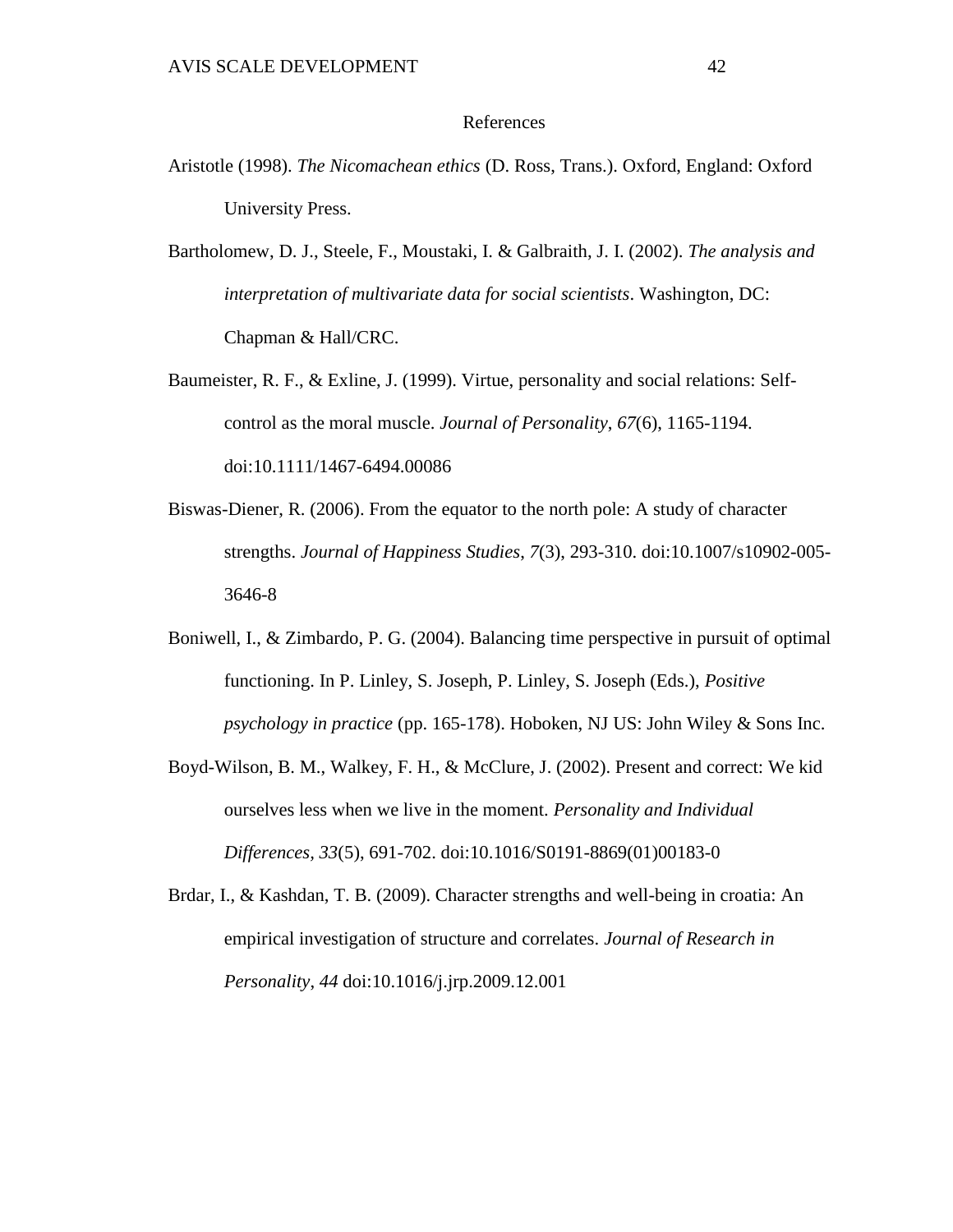# References

Aristotle (1998). *The Nicomachean ethics* (D. Ross, Trans.). Oxford, England: Oxford University Press.

Bartholomew, D. J., Steele, F., Moustaki, I. & Galbraith, J. I. (2002). *The analysis and interpretation of multivariate data for social scientists*. Washington, DC: Chapman & Hall/CRC.

Baumeister, R. F., & Exline, J. (1999). Virtue, personality and social relations: Self-control as the moral muscle. *Journal of Personality*, *67*(6), 1165-1194. doi:10.1111/1467-6494.00086

Biswas-Diener, R. (2006). From the equator to the north pole: A study of character strengths. *Journal of Happiness Studies*, *7*(3), 293-310. doi:10.1007/s10902-005-3646-8

Boniwell, I., & Zimbardo, P. G. (2004). Balancing time perspective in pursuit of optimal functioning. In P. Linley, S. Joseph, P. Linley, S. Joseph (Eds.), *Positive psychology in practice* (pp. 165-178). Hoboken, NJ US: John Wiley & Sons Inc.

Boyd-Wilson, B. M., Walkey, F. H., & McClure, J. (2002). Present and correct: We kid ourselves less when we live in the moment. *Personality and Individual Differences*, *33*(5), 691-702. doi:10.1016/S0191-8869(01)00183-0

Brdar, I., & Kashdan, T. B. (2009). Character strengths and well-being in croatia: An empirical investigation of structure and correlates. *Journal of Research in Personality*, *44* doi:10.1016/j.jrp.2009.12.001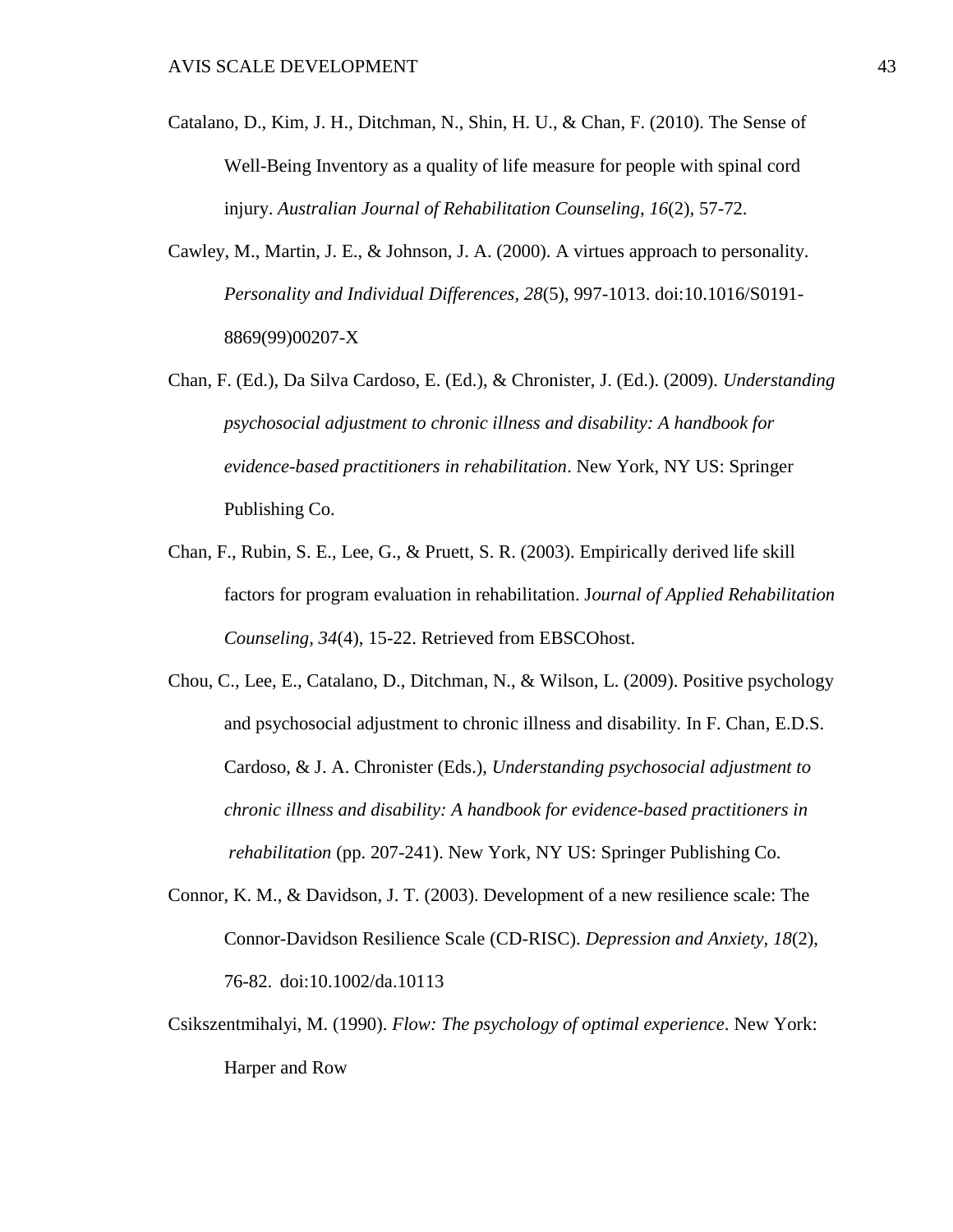Catalano, D., Kim, J. H., Ditchman, N., Shin, H. U., & Chan, F. (2010). The Sense of Well-Being Inventory as a quality of life measure for people with spinal cord injury. *Australian Journal of Rehabilitation Counseling*, *16*(2), 57-72.

Cawley, M., Martin, J. E., & Johnson, J. A. (2000). A virtues approach to personality. *Personality and Individual Differences, 28*(5), 997-1013. doi:10.1016/S0191-8869(99)00207-X

Chan, F. (Ed.), Da Silva Cardoso, E. (Ed.), & Chronister, J. (Ed.). (2009). *Understanding psychosocial adjustment to chronic illness and disability: A handbook for evidence-based practitioners in rehabilitation*. New York, NY US: Springer Publishing Co.

Chan, F., Rubin, S. E., Lee, G., & Pruett, S. R. (2003). Empirically derived life skill factors for program evaluation in rehabilitation. J*ournal of Applied Rehabilitation Counseling, 34*(4), 15-22. Retrieved from EBSCOhost.

Chou, C., Lee, E., Catalano, D., Ditchman, N., & Wilson, L. (2009). Positive psychology and psychosocial adjustment to chronic illness and disability. In F. Chan, E.D.S. Cardoso, & J. A. Chronister (Eds.), *Understanding psychosocial adjustment to chronic illness and disability: A handbook for evidence-based practitioners in rehabilitation* (pp. 207-241). New York, NY US: Springer Publishing Co.

Connor, K. M., & Davidson, J. T. (2003). Development of a new resilience scale: The Connor-Davidson Resilience Scale (CD-RISC). *Depression and Anxiety, 18*(2), 76-82. doi:10.1002/da.10113

Csikszentmihalyi, M. (1990). *Flow: The psychology of optimal experience*. New York: Harper and Row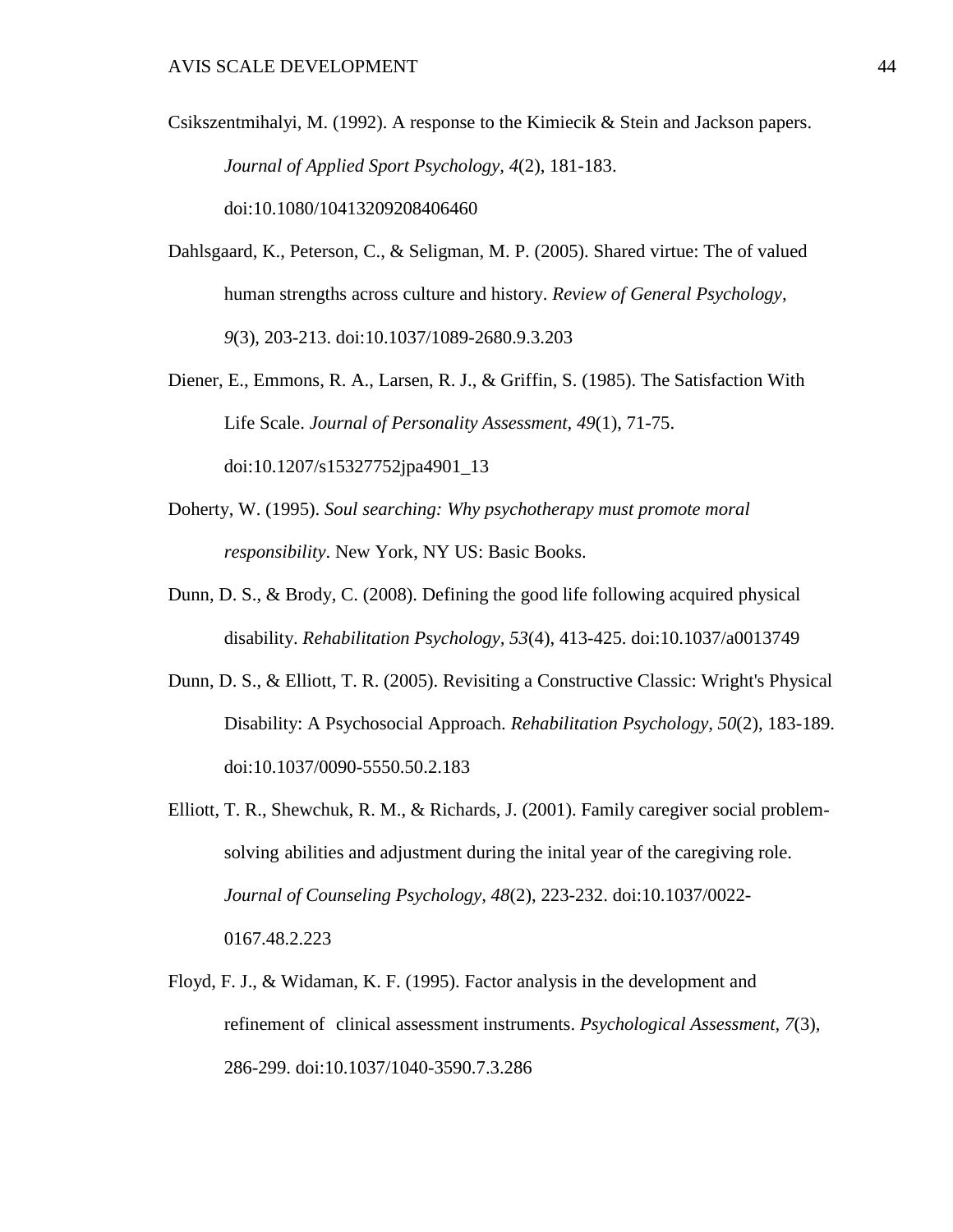Csikszentmihalyi, M. (1992). A response to the Kimiecik & Stein and Jackson papers. *Journal of Applied Sport Psychology, 4*(2), 181-183. doi:10.1080/10413209208406460

Dahlsgaard, K., Peterson, C., & Seligman, M. P. (2005). Shared virtue: The of valued human strengths across culture and history. *Review of General Psychology, 9*(3), 203-213. doi:10.1037/1089-2680.9.3.203

Diener, E., Emmons, R. A., Larsen, R. J., & Griffin, S. (1985). The Satisfaction With Life Scale. *Journal of Personality Assessment, 49*(1), 71-75. doi:10.1207/s15327752jpa4901_13

Doherty, W. (1995). *Soul searching: Why psychotherapy must promote moral responsibility*. New York, NY US: Basic Books.

Dunn, D. S., & Brody, C. (2008). Defining the good life following acquired physical disability. *Rehabilitation Psychology, 53*(4), 413-425. doi:10.1037/a0013749

Dunn, D. S., & Elliott, T. R. (2005). Revisiting a Constructive Classic: Wright's Physical Disability: A Psychosocial Approach. *Rehabilitation Psychology, 50*(2), 183-189. doi:10.1037/0090-5550.50.2.183

Elliott, T. R., Shewchuk, R. M., & Richards, J. (2001). Family caregiver social problem-solving abilities and adjustment during the inital year of the caregiving role. *Journal of Counseling Psychology, 48*(2), 223-232. doi:10.1037/0022-0167.48.2.223

Floyd, F. J., & Widaman, K. F. (1995). Factor analysis in the development and refinement of clinical assessment instruments. *Psychological Assessment, 7*(3), 286-299. doi:10.1037/1040-3590.7.3.286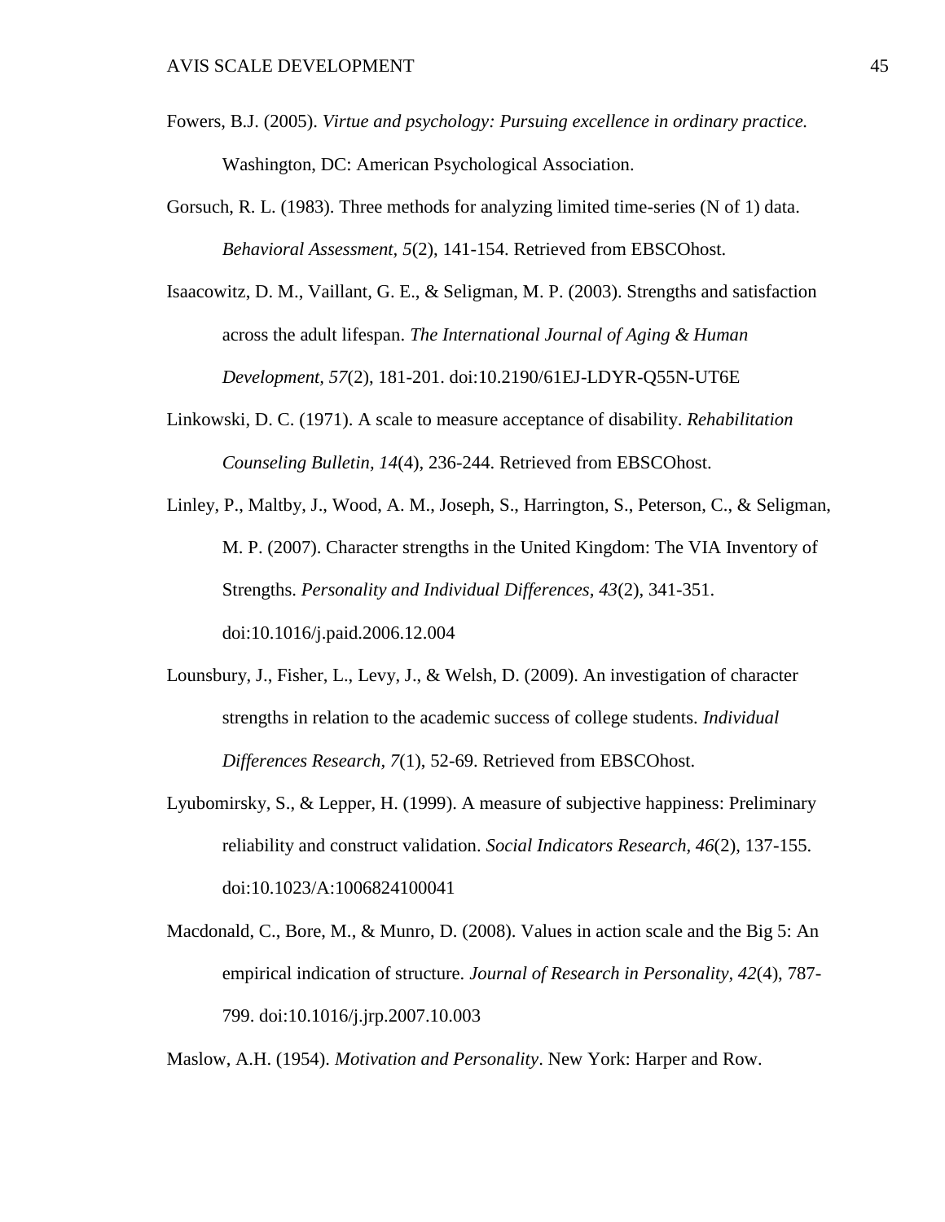Fowers, B.J. (2005). *Virtue and psychology: Pursuing excellence in ordinary practice.* Washington, DC: American Psychological Association.

Gorsuch, R. L. (1983). Three methods for analyzing limited time-series (N of 1) data. *Behavioral Assessment*, *5*(2), 141-154. Retrieved from EBSCOhost.

Isaacowitz, D. M., Vaillant, G. E., & Seligman, M. P. (2003). Strengths and satisfaction across the adult lifespan. *The International Journal of Aging & Human Development*, *57*(2), 181-201. doi:10.2190/61EJ-LDYR-Q55N-UT6E

Linkowski, D. C. (1971). A scale to measure acceptance of disability. *Rehabilitation Counseling Bulletin*, *14*(4), 236-244. Retrieved from EBSCOhost.

Linley, P., Maltby, J., Wood, A. M., Joseph, S., Harrington, S., Peterson, C., & Seligman, M. P. (2007). Character strengths in the United Kingdom: The VIA Inventory of Strengths. *Personality and Individual Differences*, *43*(2), 341-351. doi:10.1016/j.paid.2006.12.004

Lounsbury, J., Fisher, L., Levy, J., & Welsh, D. (2009). An investigation of character strengths in relation to the academic success of college students. *Individual Differences Research*, *7*(1), 52-69. Retrieved from EBSCOhost.

Lyubomirsky, S., & Lepper, H. (1999). A measure of subjective happiness: Preliminary reliability and construct validation. *Social Indicators Research*, *46*(2), 137-155. doi:10.1023/A:1006824100041

Macdonald, C., Bore, M., & Munro, D. (2008). Values in action scale and the Big 5: An empirical indication of structure. *Journal of Research in Personality*, *42*(4), 787-799. doi:10.1016/j.jrp.2007.10.003

Maslow, A.H. (1954). *Motivation and Personality*. New York: Harper and Row.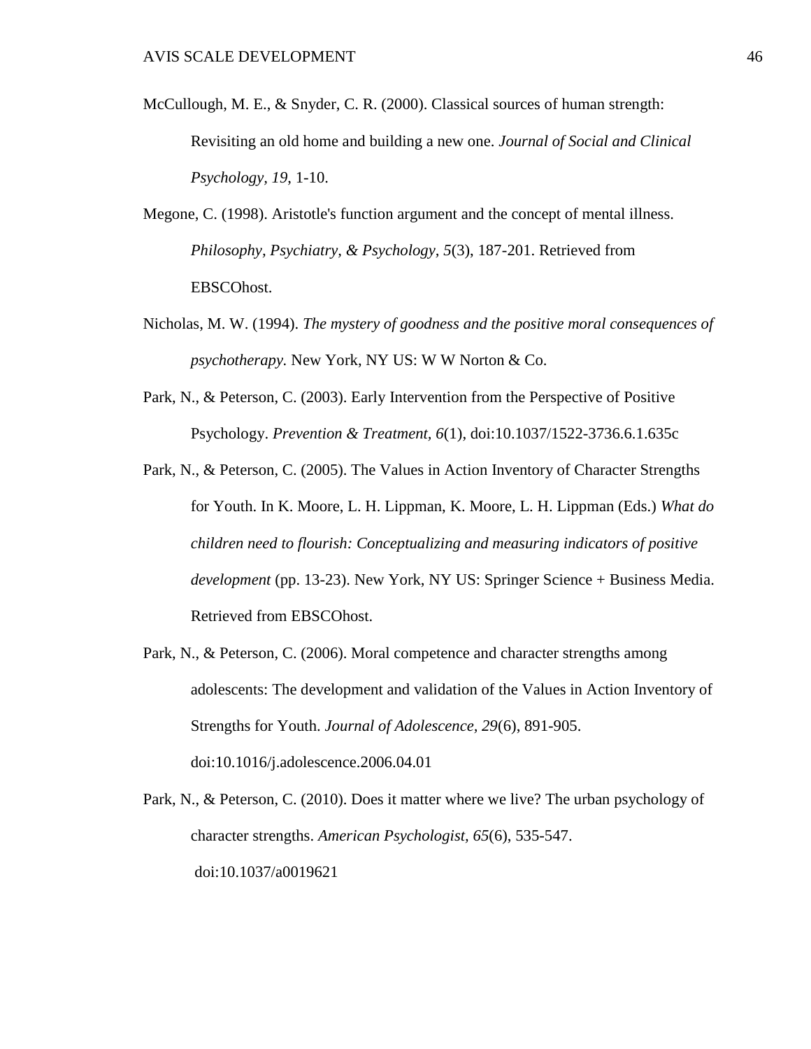McCullough, M. E., & Snyder, C. R. (2000). Classical sources of human strength: Revisiting an old home and building a new one. *Journal of Social and Clinical Psychology, 19*, 1-10.

Megone, C. (1998). Aristotle's function argument and the concept of mental illness. *Philosophy, Psychiatry, & Psychology, 5*(3), 187-201. Retrieved from EBSCOhost.

Nicholas, M. W. (1994). *The mystery of goodness and the positive moral consequences of psychotherapy.* New York, NY US: W W Norton & Co.

Park, N., & Peterson, C. (2003). Early Intervention from the Perspective of Positive Psychology. *Prevention & Treatment, 6*(1), doi:10.1037/1522-3736.6.1.635c

Park, N., & Peterson, C. (2005). The Values in Action Inventory of Character Strengths for Youth. In K. Moore, L. H. Lippman, K. Moore, L. H. Lippman (Eds.) *What do children need to flourish: Conceptualizing and measuring indicators of positive development* (pp. 13-23). New York, NY US: Springer Science + Business Media. Retrieved from EBSCOhost.

Park, N., & Peterson, C. (2006). Moral competence and character strengths among adolescents: The development and validation of the Values in Action Inventory of Strengths for Youth. *Journal of Adolescence, 29*(6), 891-905. doi:10.1016/j.adolescence.2006.04.01

Park, N., & Peterson, C. (2010). Does it matter where we live? The urban psychology of character strengths. *American Psychologist, 65*(6), 535-547. doi:10.1037/a0019621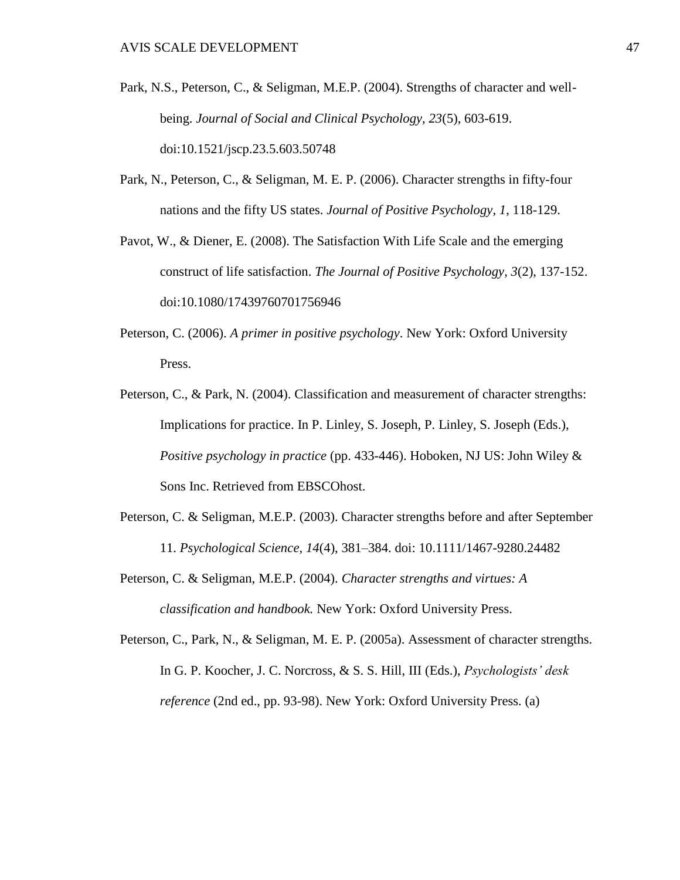Park, N.S., Peterson, C., & Seligman, M.E.P. (2004). Strengths of character and well-being. *Journal of Social and Clinical Psychology, 23*(5), 603-619. doi:10.1521/jscp.23.5.603.50748

Park, N., Peterson, C., & Seligman, M. E. P. (2006). Character strengths in fifty-four nations and the fifty US states. *Journal of Positive Psychology, 1*, 118-129.

Pavot, W., & Diener, E. (2008). The Satisfaction With Life Scale and the emerging construct of life satisfaction. *The Journal of Positive Psychology, 3*(2), 137-152. doi:10.1080/17439760701756946

Peterson, C. (2006). *A primer in positive psychology*. New York: Oxford University Press.

Peterson, C., & Park, N. (2004). Classification and measurement of character strengths: Implications for practice. In P. Linley, S. Joseph, P. Linley, S. Joseph (Eds.), *Positive psychology in practice* (pp. 433-446). Hoboken, NJ US: John Wiley & Sons Inc. Retrieved from EBSCOhost.

Peterson, C. & Seligman, M.E.P. (2003). Character strengths before and after September 11. *Psychological Science, 14*(4), 381–384. doi: 10.1111/1467-9280.24482

Peterson, C. & Seligman, M.E.P. (2004). *Character strengths and virtues: A classification and handbook.* New York: Oxford University Press.

Peterson, C., Park, N., & Seligman, M. E. P. (2005a). Assessment of character strengths. In G. P. Koocher, J. C. Norcross, & S. S. Hill, III (Eds.), *Psychologists' desk reference* (2nd ed., pp. 93-98). New York: Oxford University Press. (a)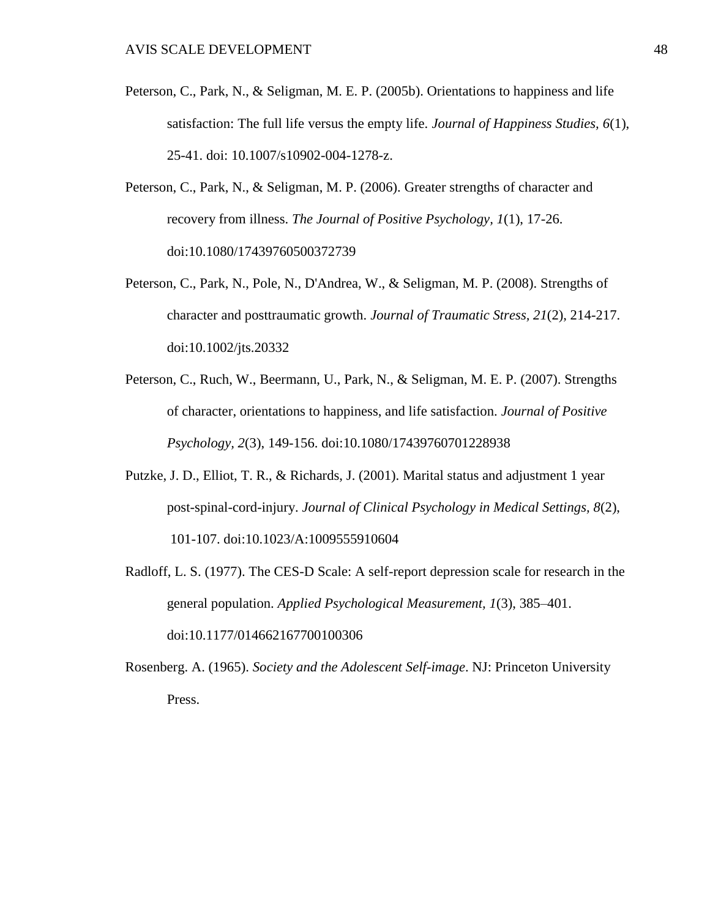Peterson, C., Park, N., & Seligman, M. E. P. (2005b). Orientations to happiness and life satisfaction: The full life versus the empty life. *Journal of Happiness Studies, 6*(1), 25-41. doi: 10.1007/s10902-004-1278-z.

Peterson, C., Park, N., & Seligman, M. P. (2006). Greater strengths of character and recovery from illness. *The Journal of Positive Psychology, 1*(1), 17-26. doi:10.1080/17439760500372739

Peterson, C., Park, N., Pole, N., D'Andrea, W., & Seligman, M. P. (2008). Strengths of character and posttraumatic growth. *Journal of Traumatic Stress, 21*(2), 214-217. doi:10.1002/jts.20332

Peterson, C., Ruch, W., Beermann, U., Park, N., & Seligman, M. E. P. (2007). Strengths of character, orientations to happiness, and life satisfaction. *Journal of Positive Psychology, 2*(3), 149-156. doi:10.1080/17439760701228938

Putzke, J. D., Elliot, T. R., & Richards, J. (2001). Marital status and adjustment 1 year post-spinal-cord-injury. *Journal of Clinical Psychology in Medical Settings, 8*(2), 101-107. doi:10.1023/A:1009555910604

Radloff, L. S. (1977). The CES-D Scale: A self-report depression scale for research in the general population. *Applied Psychological Measurement, 1*(3), 385–401. doi:10.1177/014662167700100306

Rosenberg. A. (1965). *Society and the Adolescent Self-image*. NJ: Princeton University Press.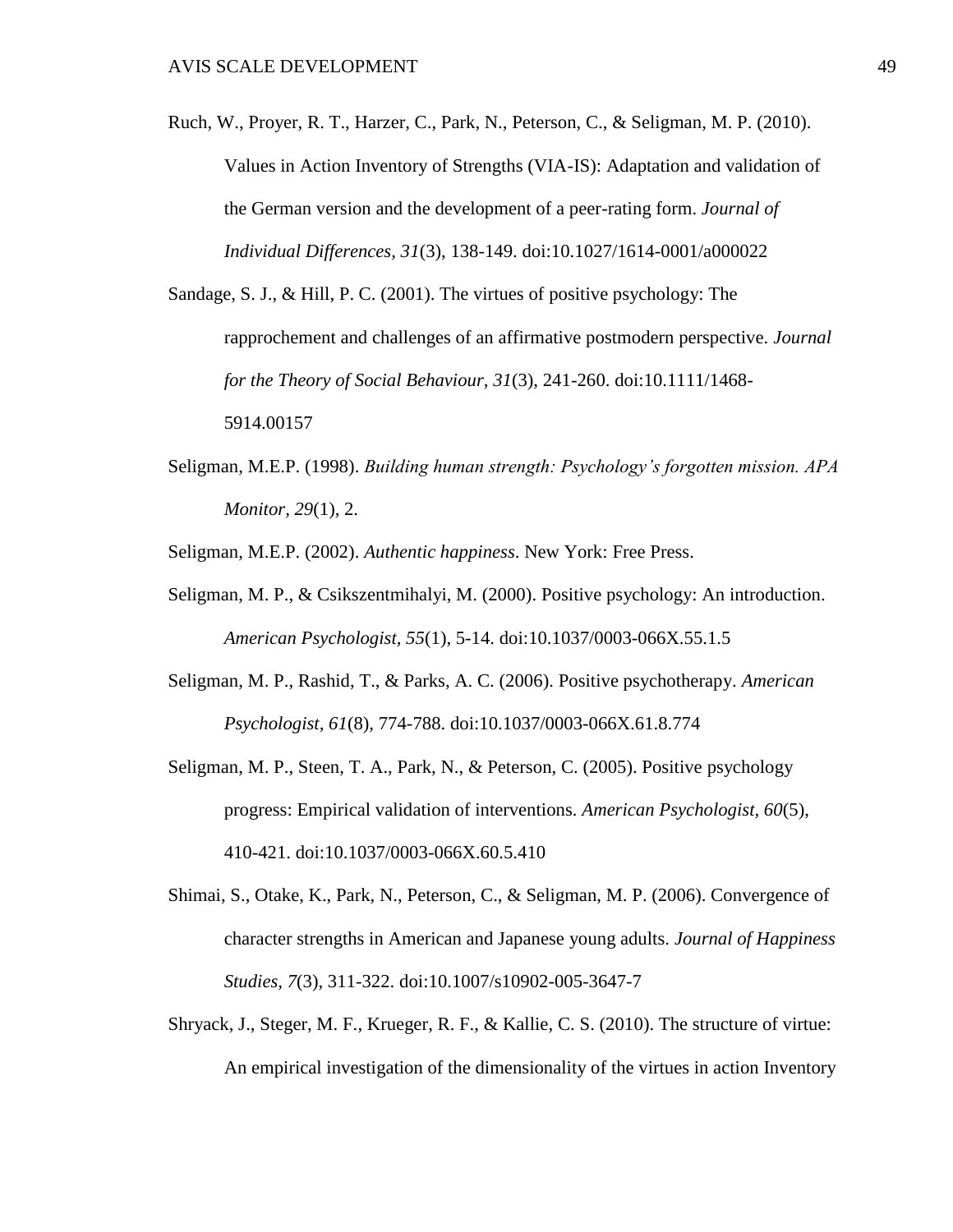Ruch, W., Proyer, R. T., Harzer, C., Park, N., Peterson, C., & Seligman, M. P. (2010). Values in Action Inventory of Strengths (VIA-IS): Adaptation and validation of the German version and the development of a peer-rating form. *Journal of Individual Differences, 31*(3), 138-149. doi:10.1027/1614-0001/a000022

Sandage, S. J., & Hill, P. C. (2001). The virtues of positive psychology: The rapprochement and challenges of an affirmative postmodern perspective. *Journal for the Theory of Social Behaviour*, *31*(3), 241-260. doi:10.1111/1468-5914.00157

Seligman, M.E.P. (1998). *Building human strength: Psychology's forgotten mission. APA Monitor*, *29*(1), 2.

Seligman, M.E.P. (2002). *Authentic happiness*. New York: Free Press.

Seligman, M. P., & Csikszentmihalyi, M. (2000). Positive psychology: An introduction. *American Psychologist, 55*(1), 5-14. doi:10.1037/0003-066X.55.1.5

Seligman, M. P., Rashid, T., & Parks, A. C. (2006). Positive psychotherapy. *American Psychologist, 61*(8), 774-788. doi:10.1037/0003-066X.61.8.774

Seligman, M. P., Steen, T. A., Park, N., & Peterson, C. (2005). Positive psychology progress: Empirical validation of interventions. *American Psychologist, 60*(5), 410-421. doi:10.1037/0003-066X.60.5.410

Shimai, S., Otake, K., Park, N., Peterson, C., & Seligman, M. P. (2006). Convergence of character strengths in American and Japanese young adults. *Journal of Happiness Studies, 7*(3), 311-322. doi:10.1007/s10902-005-3647-7

Shryack, J., Steger, M. F., Krueger, R. F., & Kallie, C. S. (2010). The structure of virtue: An empirical investigation of the dimensionality of the virtues in action Inventory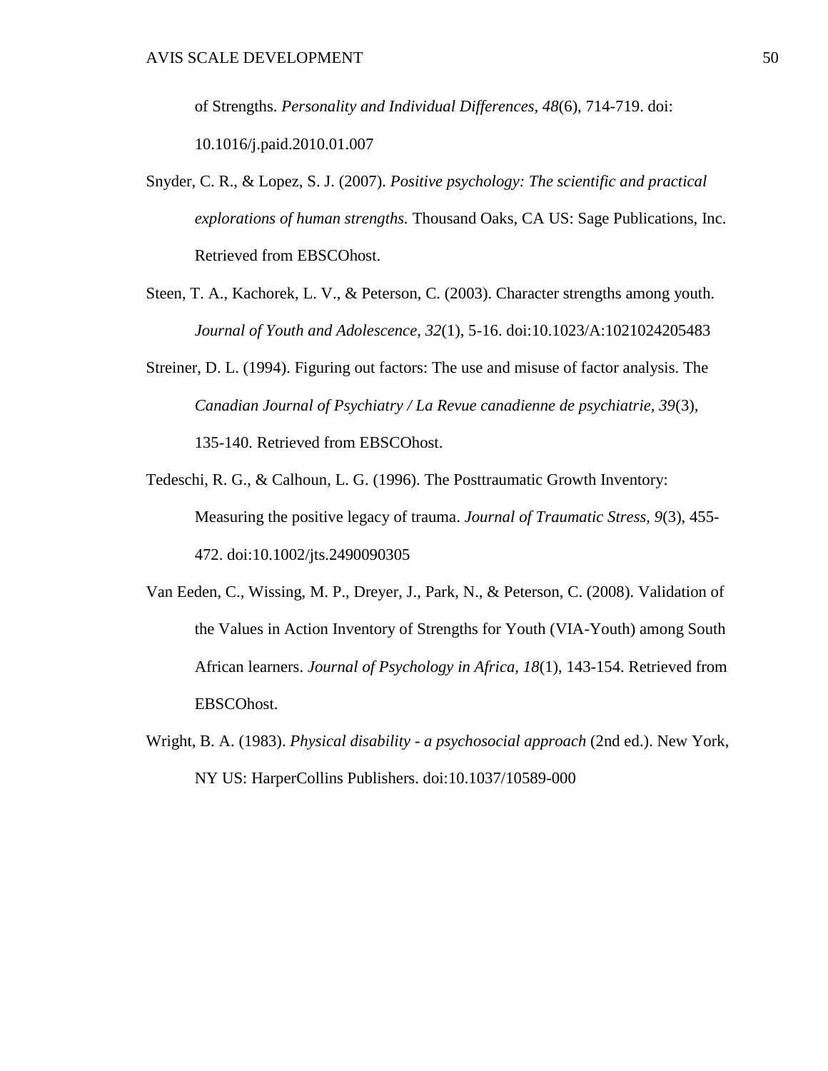of Strengths. *Personality and Individual Differences, 48*(6), 714-719. doi: 10.1016/j.paid.2010.01.007

Snyder, C. R., & Lopez, S. J. (2007). *Positive psychology: The scientific and practical explorations of human strengths.* Thousand Oaks, CA US: Sage Publications, Inc. Retrieved from EBSCOhost.

Steen, T. A., Kachorek, L. V., & Peterson, C. (2003). Character strengths among youth. *Journal of Youth and Adolescence, 32*(1), 5-16. doi:10.1023/A:1021024205483

Streiner, D. L. (1994). Figuring out factors: The use and misuse of factor analysis. The *Canadian Journal of Psychiatry / La Revue canadienne de psychiatrie, 39*(3), 135-140. Retrieved from EBSCOhost.

Tedeschi, R. G., & Calhoun, L. G. (1996). The Posttraumatic Growth Inventory: Measuring the positive legacy of trauma. *Journal of Traumatic Stress, 9*(3), 455-472. doi:10.1002/jts.2490090305

Van Eeden, C., Wissing, M. P., Dreyer, J., Park, N., & Peterson, C. (2008). Validation of the Values in Action Inventory of Strengths for Youth (VIA-Youth) among South African learners. *Journal of Psychology in Africa, 18*(1), 143-154. Retrieved from EBSCOhost.

Wright, B. A. (1983). *Physical disability - a psychosocial approach* (2nd ed.). New York, NY US: HarperCollins Publishers. doi:10.1037/10589-000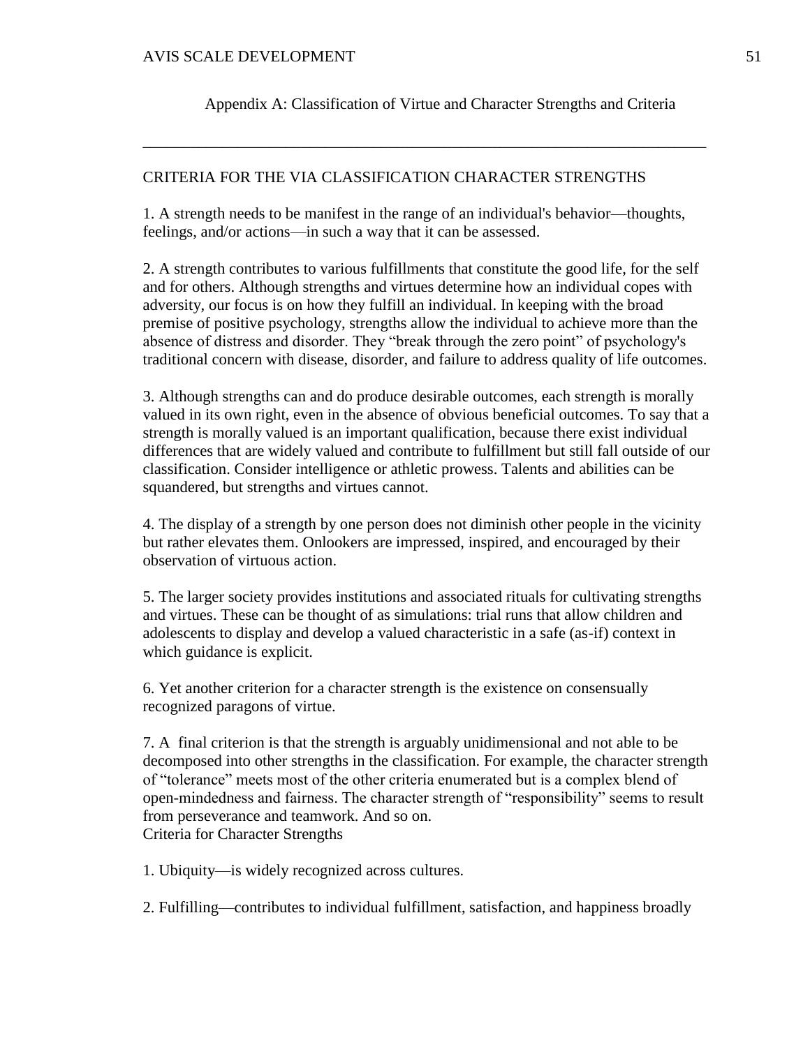## Appendix A: Classification of Virtue and Character Strengths and Criteria

---

### CRITERIA FOR THE VIA CLASSIFICATION CHARACTER STRENGTHS

1. A strength needs to be manifest in the range of an individual's behavior—thoughts, feelings, and/or actions—in such a way that it can be assessed.

2. A strength contributes to various fulfillments that constitute the good life, for the self and for others. Although strengths and virtues determine how an individual copes with adversity, our focus is on how they fulfill an individual. In keeping with the broad premise of positive psychology, strengths allow the individual to achieve more than the absence of distress and disorder. They "break through the zero point" of psychology's traditional concern with disease, disorder, and failure to address quality of life outcomes.

3. Although strengths can and do produce desirable outcomes, each strength is morally valued in its own right, even in the absence of obvious beneficial outcomes. To say that a strength is morally valued is an important qualification, because there exist individual differences that are widely valued and contribute to fulfillment but still fall outside of our classification. Consider intelligence or athletic prowess. Talents and abilities can be squandered, but strengths and virtues cannot.

4. The display of a strength by one person does not diminish other people in the vicinity but rather elevates them. Onlookers are impressed, inspired, and encouraged by their observation of virtuous action.

5. The larger society provides institutions and associated rituals for cultivating strengths and virtues. These can be thought of as simulations: trial runs that allow children and adolescents to display and develop a valued characteristic in a safe (as-if) context in which guidance is explicit.

6. Yet another criterion for a character strength is the existence on consensually recognized paragons of virtue.

7. A final criterion is that the strength is arguably unidimensional and not able to be decomposed into other strengths in the classification. For example, the character strength of "tolerance" meets most of the other criteria enumerated but is a complex blend of open-mindedness and fairness. The character strength of "responsibility" seems to result from perseverance and teamwork. And so on.

Criteria for Character Strengths

1. Ubiquity—is widely recognized across cultures.

2. Fulfilling—contributes to individual fulfillment, satisfaction, and happiness broadly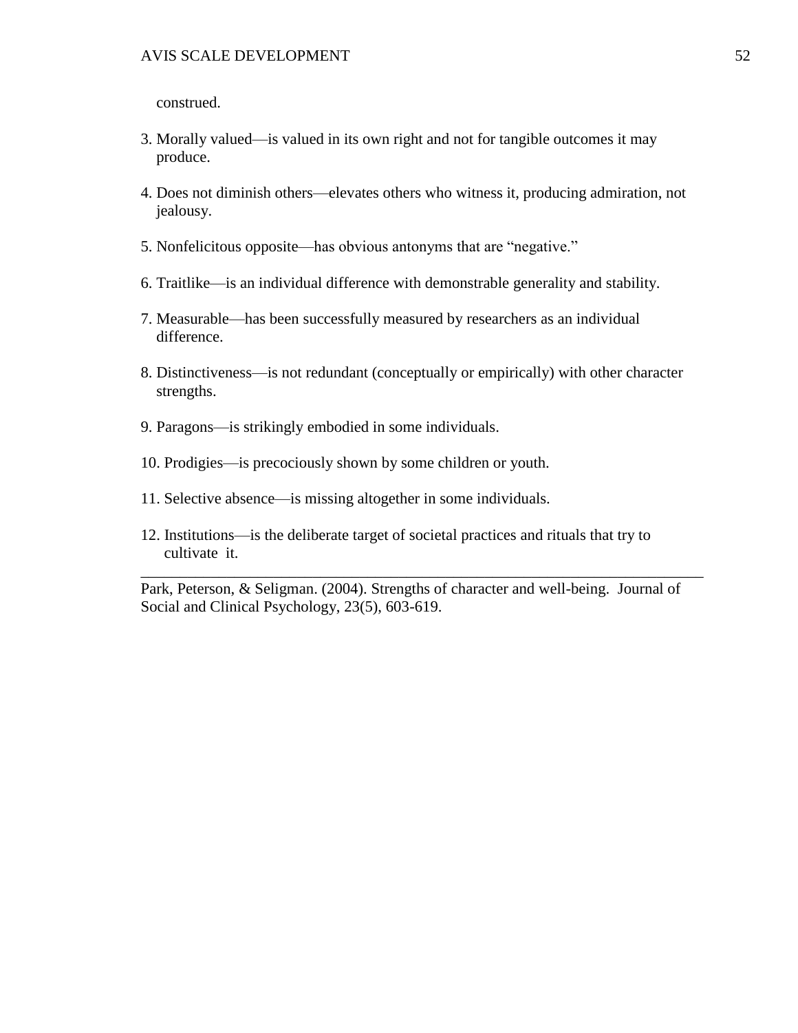construed.

3. Morally valued—is valued in its own right and not for tangible outcomes it may produce.

4. Does not diminish others—elevates others who witness it, producing admiration, not jealousy.

5. Nonfelicitous opposite—has obvious antonyms that are "negative."

6. Traitlike—is an individual difference with demonstrable generality and stability.

7. Measurable—has been successfully measured by researchers as an individual difference.

8. Distinctiveness—is not redundant (conceptually or empirically) with other character strengths.

9. Paragons—is strikingly embodied in some individuals.

10. Prodigies—is precociously shown by some children or youth.

11. Selective absence—is missing altogether in some individuals.

12. Institutions—is the deliberate target of societal practices and rituals that try to cultivate it.

---

Park, Peterson, & Seligman. (2004). Strengths of character and well-being. Journal of Social and Clinical Psychology, 23(5), 603-619.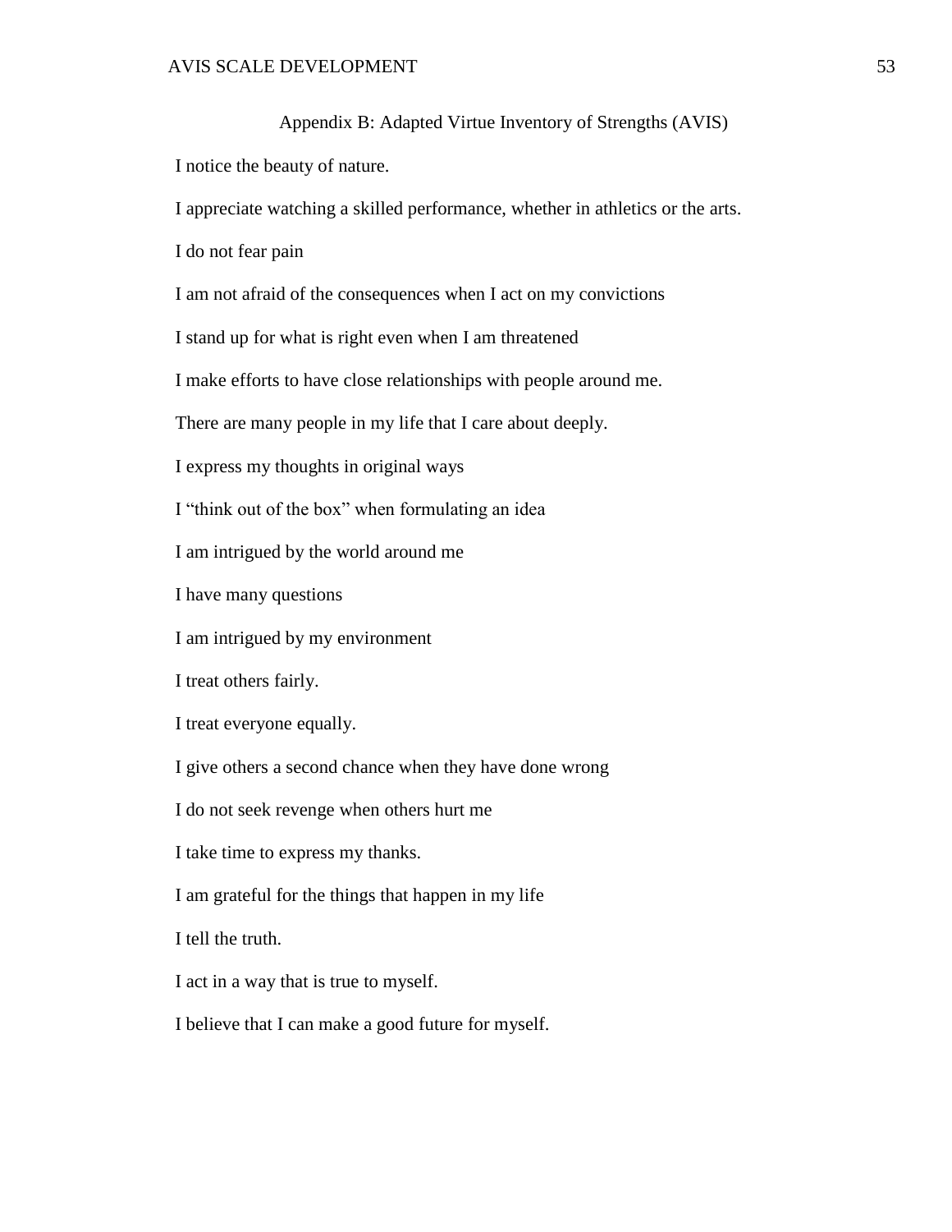## Appendix B: Adapted Virtue Inventory of Strengths (AVIS)

I notice the beauty of nature.

I appreciate watching a skilled performance, whether in athletics or the arts.

I do not fear pain

I am not afraid of the consequences when I act on my convictions

I stand up for what is right even when I am threatened

I make efforts to have close relationships with people around me.

There are many people in my life that I care about deeply.

I express my thoughts in original ways

I "think out of the box" when formulating an idea

I am intrigued by the world around me

I have many questions

I am intrigued by my environment

I treat others fairly.

I treat everyone equally.

I give others a second chance when they have done wrong

I do not seek revenge when others hurt me

I take time to express my thanks.

I am grateful for the things that happen in my life

I tell the truth.

I act in a way that is true to myself.

I believe that I can make a good future for myself.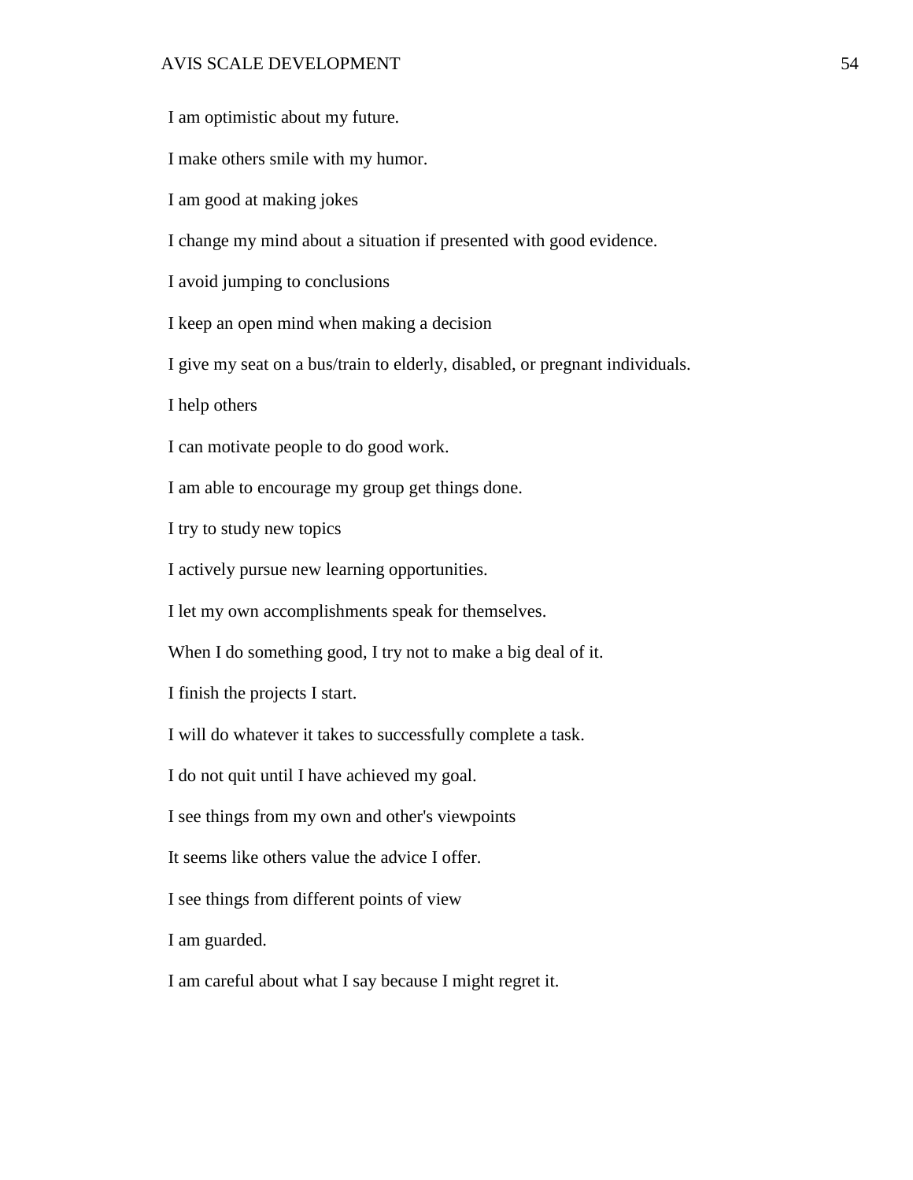I am optimistic about my future.

I make others smile with my humor.

I am good at making jokes

I change my mind about a situation if presented with good evidence.

I avoid jumping to conclusions

I keep an open mind when making a decision

I give my seat on a bus/train to elderly, disabled, or pregnant individuals.

I help others

I can motivate people to do good work.

I am able to encourage my group get things done.

I try to study new topics

I actively pursue new learning opportunities.

I let my own accomplishments speak for themselves.

When I do something good, I try not to make a big deal of it.

I finish the projects I start.

I will do whatever it takes to successfully complete a task.

I do not quit until I have achieved my goal.

I see things from my own and other's viewpoints

It seems like others value the advice I offer.

I see things from different points of view

I am guarded.

I am careful about what I say because I might regret it.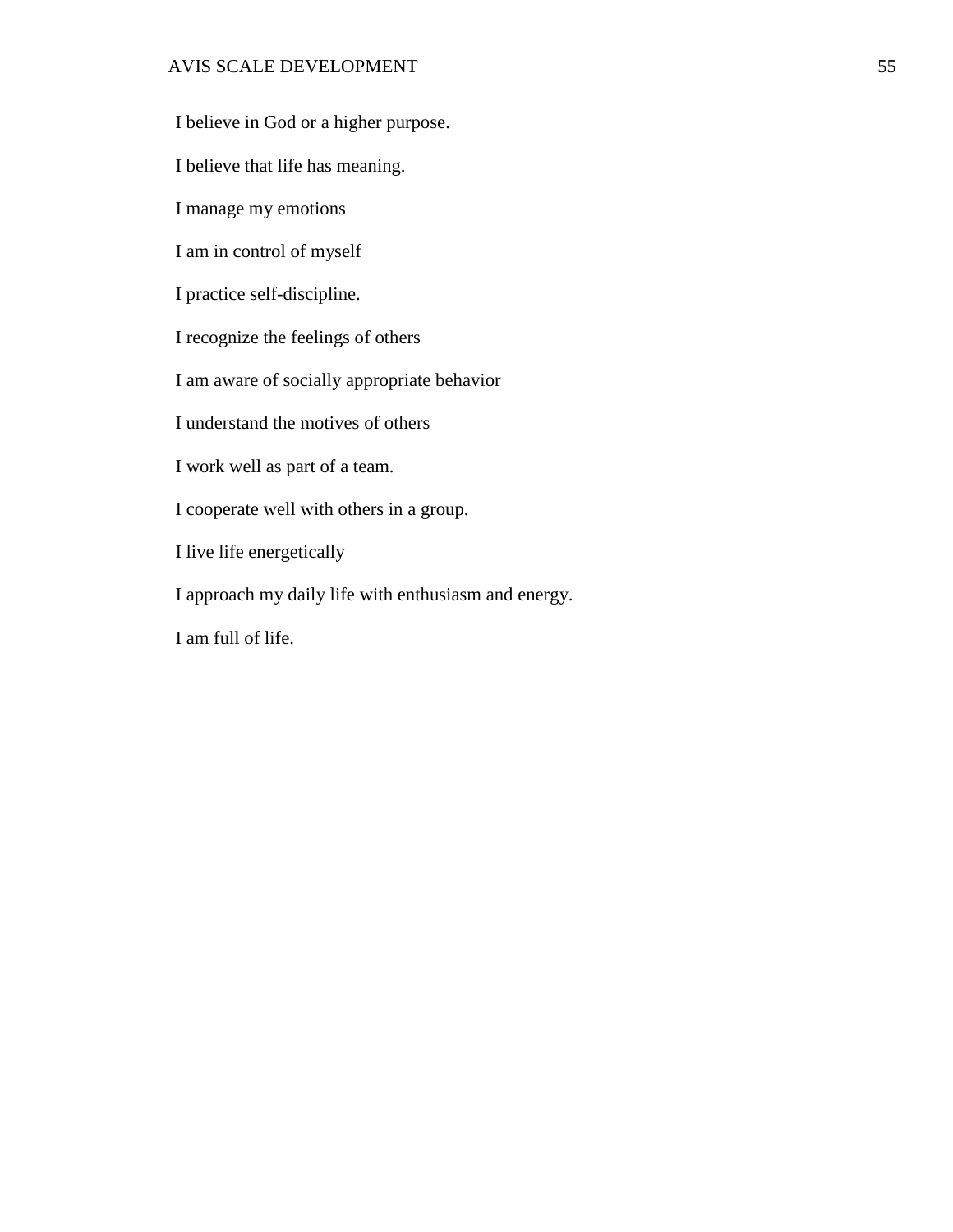I believe in God or a higher purpose.

I believe that life has meaning.

I manage my emotions

I am in control of myself

I practice self-discipline.

I recognize the feelings of others

I am aware of socially appropriate behavior

I understand the motives of others

I work well as part of a team.

I cooperate well with others in a group.

I live life energetically

I approach my daily life with enthusiasm and energy.

I am full of life.